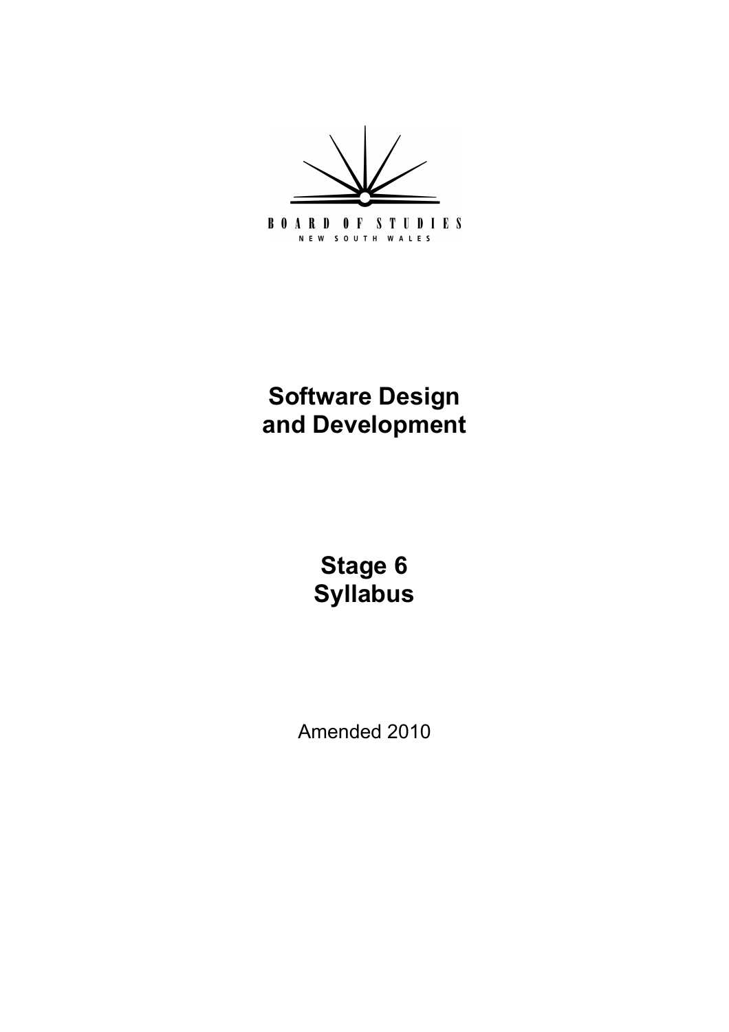BOARD OF STUDIES
NEW SOUTH WALES

# Software Design and Development

## Stage 6 Syllabus

Amended 2010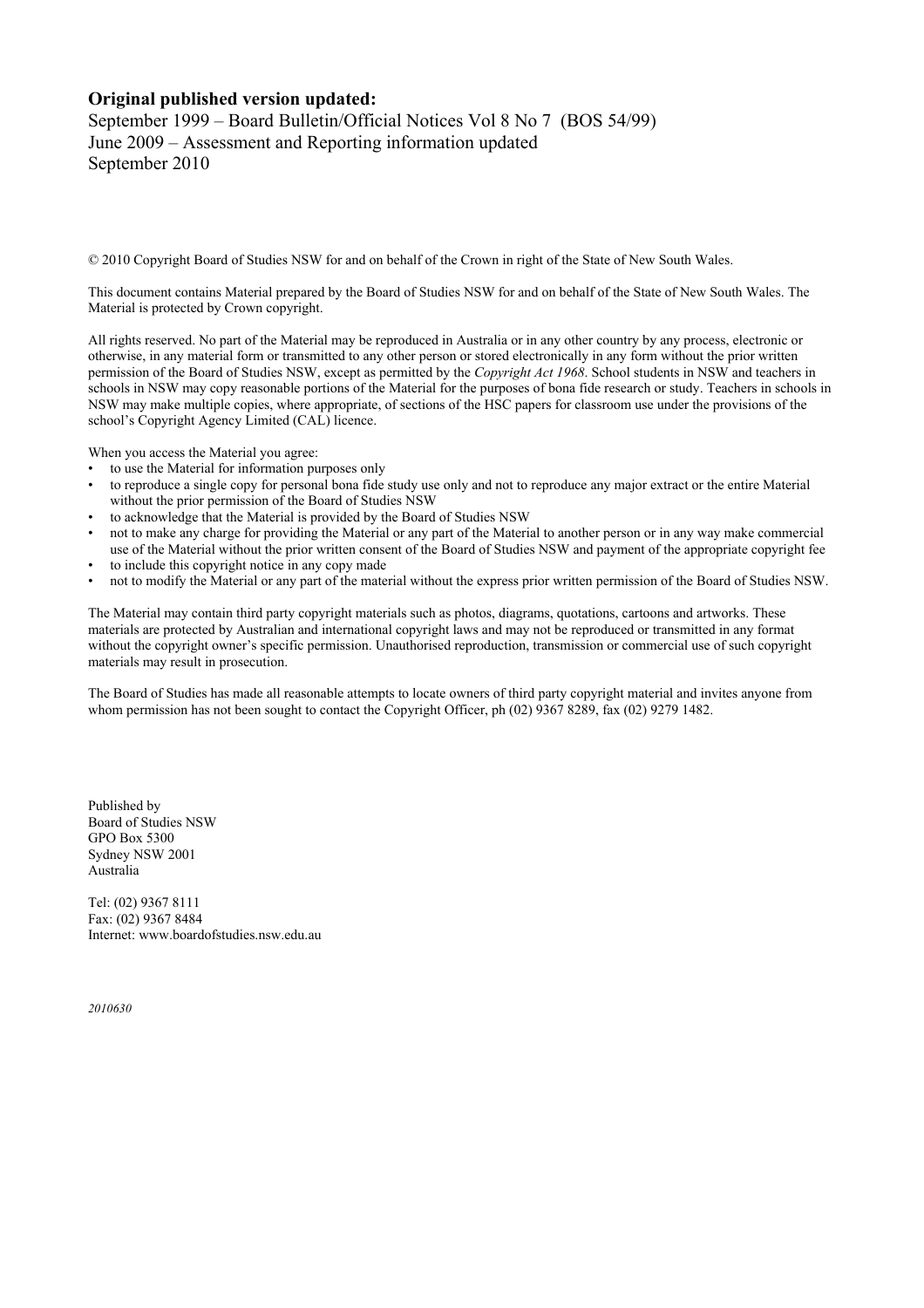**Original published version updated:**
September 1999 – Board Bulletin/Official Notices Vol 8 No 7 (BOS 54/99)
June 2009 – Assessment and Reporting information updated
September 2010

© 2010 Copyright Board of Studies NSW for and on behalf of the Crown in right of the State of New South Wales.

This document contains Material prepared by the Board of Studies NSW for and on behalf of the State of New South Wales. The Material is protected by Crown copyright.

All rights reserved. No part of the Material may be reproduced in Australia or in any other country by any process, electronic or otherwise, in any material form or transmitted to any other person or stored electronically in any form without the prior written permission of the Board of Studies NSW, except as permitted by the *Copyright Act 1968*. School students in NSW and teachers in schools in NSW may copy reasonable portions of the Material for the purposes of bona fide research or study. Teachers in schools in NSW may make multiple copies, where appropriate, of sections of the HSC papers for classroom use under the provisions of the school's Copyright Agency Limited (CAL) licence.

When you access the Material you agree:

- to use the Material for information purposes only
- to reproduce a single copy for personal bona fide study use only and not to reproduce any major extract or the entire Material without the prior permission of the Board of Studies NSW
- to acknowledge that the Material is provided by the Board of Studies NSW
- not to make any charge for providing the Material or any part of the Material to another person or in any way make commercial use of the Material without the prior written consent of the Board of Studies NSW and payment of the appropriate copyright fee
- to include this copyright notice in any copy made
- not to modify the Material or any part of the material without the express prior written permission of the Board of Studies NSW.

The Material may contain third party copyright materials such as photos, diagrams, quotations, cartoons and artworks. These materials are protected by Australian and international copyright laws and may not be reproduced or transmitted in any format without the copyright owner's specific permission. Unauthorised reproduction, transmission or commercial use of such copyright materials may result in prosecution.

The Board of Studies has made all reasonable attempts to locate owners of third party copyright material and invites anyone from whom permission has not been sought to contact the Copyright Officer, ph (02) 9367 8289, fax (02) 9279 1482.

Published by
Board of Studies NSW
GPO Box 5300
Sydney NSW 2001
Australia

Tel: (02) 9367 8111
Fax: (02) 9367 8484
Internet: www.boardofstudies.nsw.edu.au

*2010630*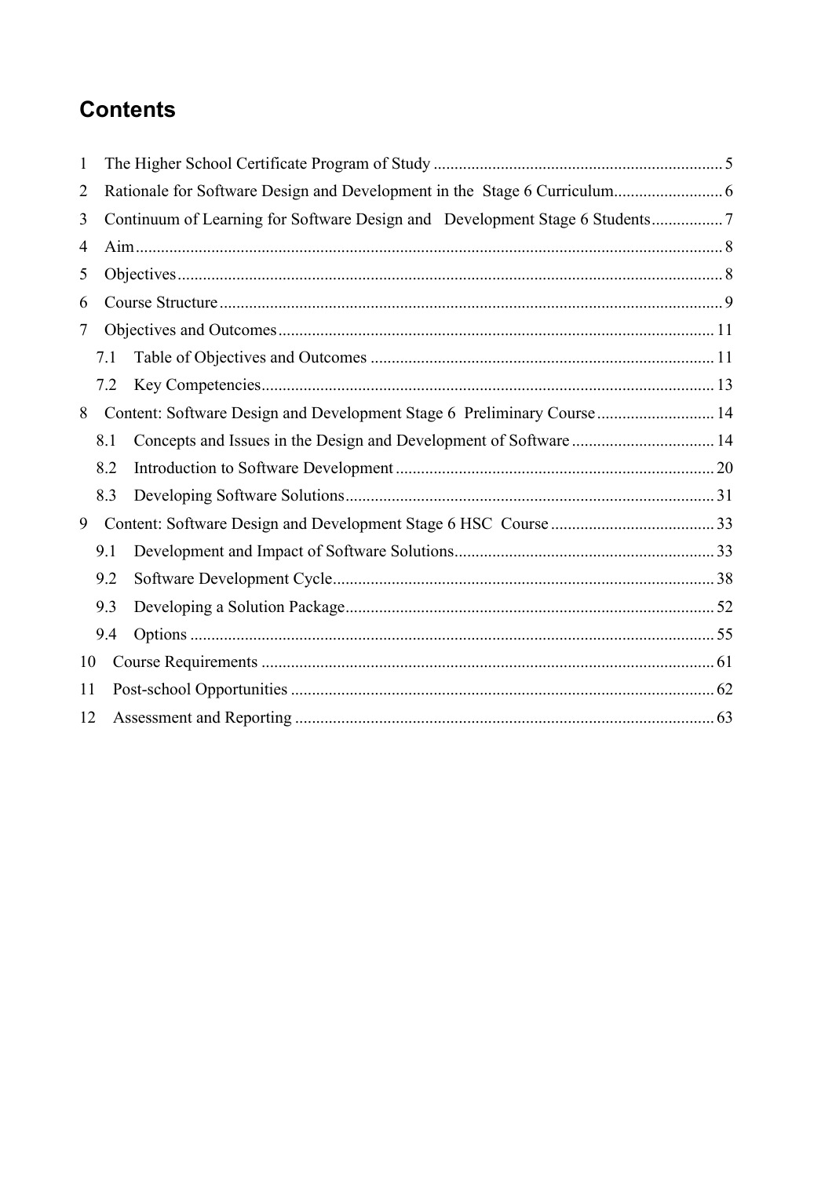# Contents

1 The Higher School Certificate Program of Study .... 5
2 Rationale for Software Design and Development in the Stage 6 Curriculum .... 6
3 Continuum of Learning for Software Design and Development Stage 6 Students .... 7
4 Aim .... 8
5 Objectives .... 8
6 Course Structure .... 9
7 Objectives and Outcomes .... 11
  7.1 Table of Objectives and Outcomes .... 11
  7.2 Key Competencies .... 13
8 Content: Software Design and Development Stage 6 Preliminary Course .... 14
  8.1 Concepts and Issues in the Design and Development of Software .... 14
  8.2 Introduction to Software Development .... 20
  8.3 Developing Software Solutions .... 31
9 Content: Software Design and Development Stage 6 HSC Course .... 33
  9.1 Development and Impact of Software Solutions .... 33
  9.2 Software Development Cycle .... 38
  9.3 Developing a Solution Package .... 52
  9.4 Options .... 55
10 Course Requirements .... 61
11 Post-school Opportunities .... 62
12 Assessment and Reporting .... 63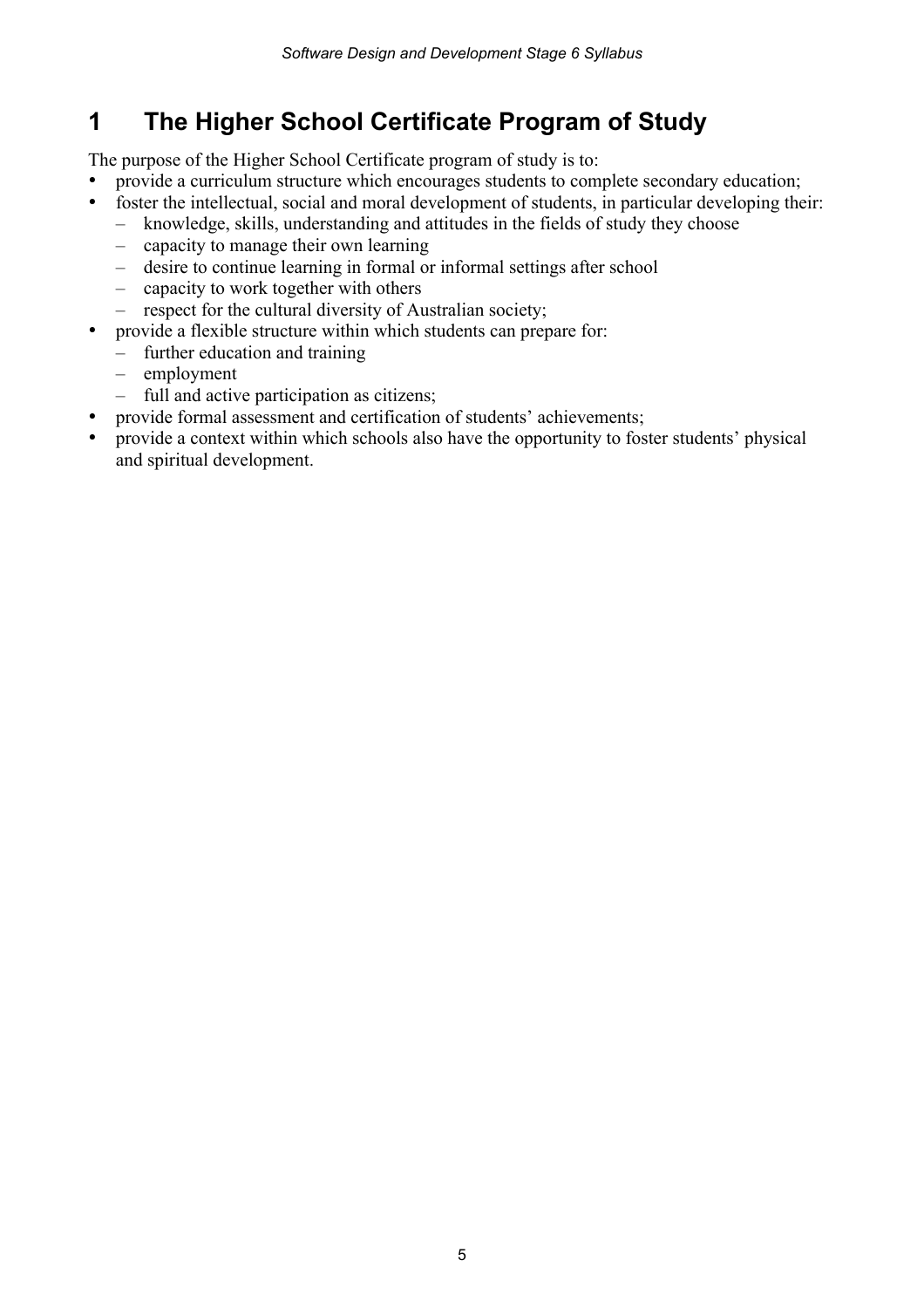# 1 The Higher School Certificate Program of Study

The purpose of the Higher School Certificate program of study is to:

- provide a curriculum structure which encourages students to complete secondary education;
- foster the intellectual, social and moral development of students, in particular developing their:
  - knowledge, skills, understanding and attitudes in the fields of study they choose
  - capacity to manage their own learning
  - desire to continue learning in formal or informal settings after school
  - capacity to work together with others
  - respect for the cultural diversity of Australian society;
- provide a flexible structure within which students can prepare for:
  - further education and training
  - employment
  - full and active participation as citizens;
- provide formal assessment and certification of students' achievements;
- provide a context within which schools also have the opportunity to foster students' physical and spiritual development.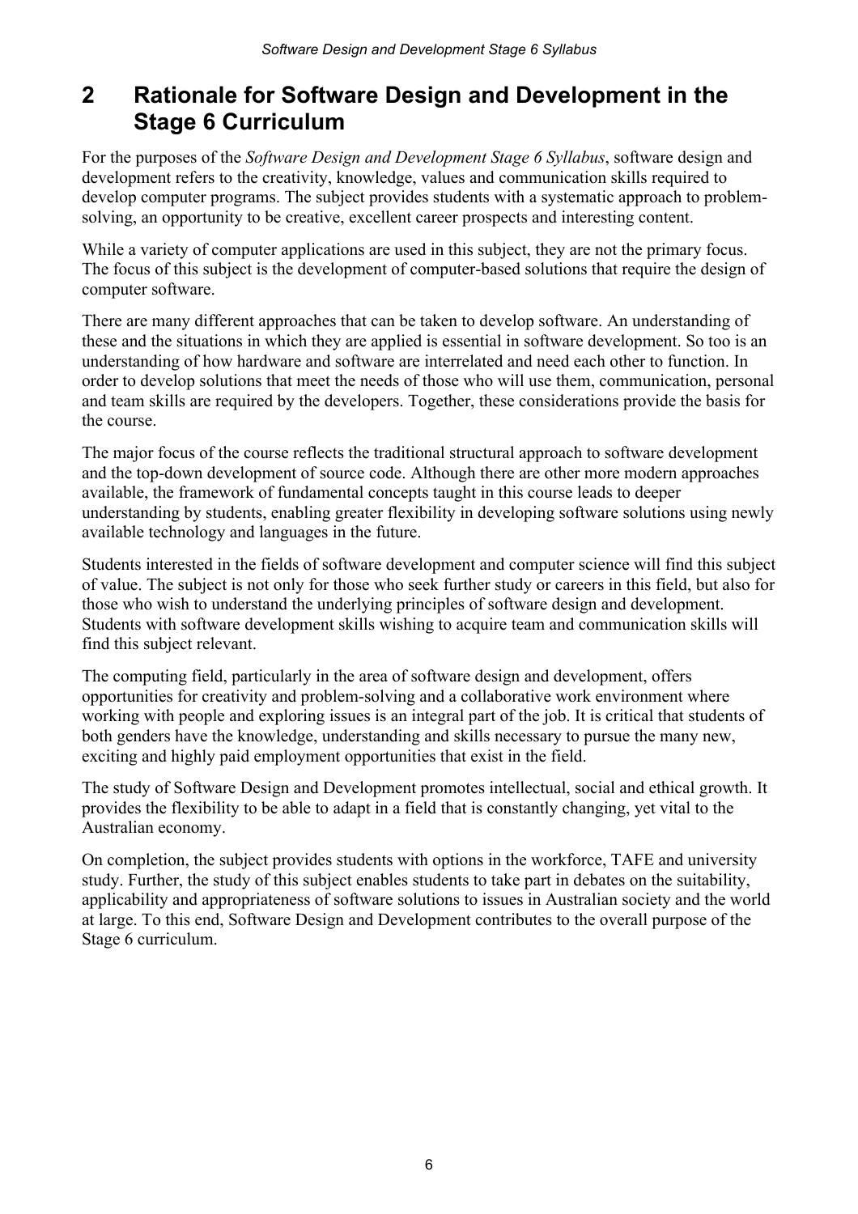## 2 Rationale for Software Design and Development in the Stage 6 Curriculum

For the purposes of the *Software Design and Development Stage 6 Syllabus*, software design and development refers to the creativity, knowledge, values and communication skills required to develop computer programs. The subject provides students with a systematic approach to problem-solving, an opportunity to be creative, excellent career prospects and interesting content.

While a variety of computer applications are used in this subject, they are not the primary focus. The focus of this subject is the development of computer-based solutions that require the design of computer software.

There are many different approaches that can be taken to develop software. An understanding of these and the situations in which they are applied is essential in software development. So too is an understanding of how hardware and software are interrelated and need each other to function. In order to develop solutions that meet the needs of those who will use them, communication, personal and team skills are required by the developers. Together, these considerations provide the basis for the course.

The major focus of the course reflects the traditional structural approach to software development and the top-down development of source code. Although there are other more modern approaches available, the framework of fundamental concepts taught in this course leads to deeper understanding by students, enabling greater flexibility in developing software solutions using newly available technology and languages in the future.

Students interested in the fields of software development and computer science will find this subject of value. The subject is not only for those who seek further study or careers in this field, but also for those who wish to understand the underlying principles of software design and development. Students with software development skills wishing to acquire team and communication skills will find this subject relevant.

The computing field, particularly in the area of software design and development, offers opportunities for creativity and problem-solving and a collaborative work environment where working with people and exploring issues is an integral part of the job. It is critical that students of both genders have the knowledge, understanding and skills necessary to pursue the many new, exciting and highly paid employment opportunities that exist in the field.

The study of Software Design and Development promotes intellectual, social and ethical growth. It provides the flexibility to be able to adapt in a field that is constantly changing, yet vital to the Australian economy.

On completion, the subject provides students with options in the workforce, TAFE and university study. Further, the study of this subject enables students to take part in debates on the suitability, applicability and appropriateness of software solutions to issues in Australian society and the world at large. To this end, Software Design and Development contributes to the overall purpose of the Stage 6 curriculum.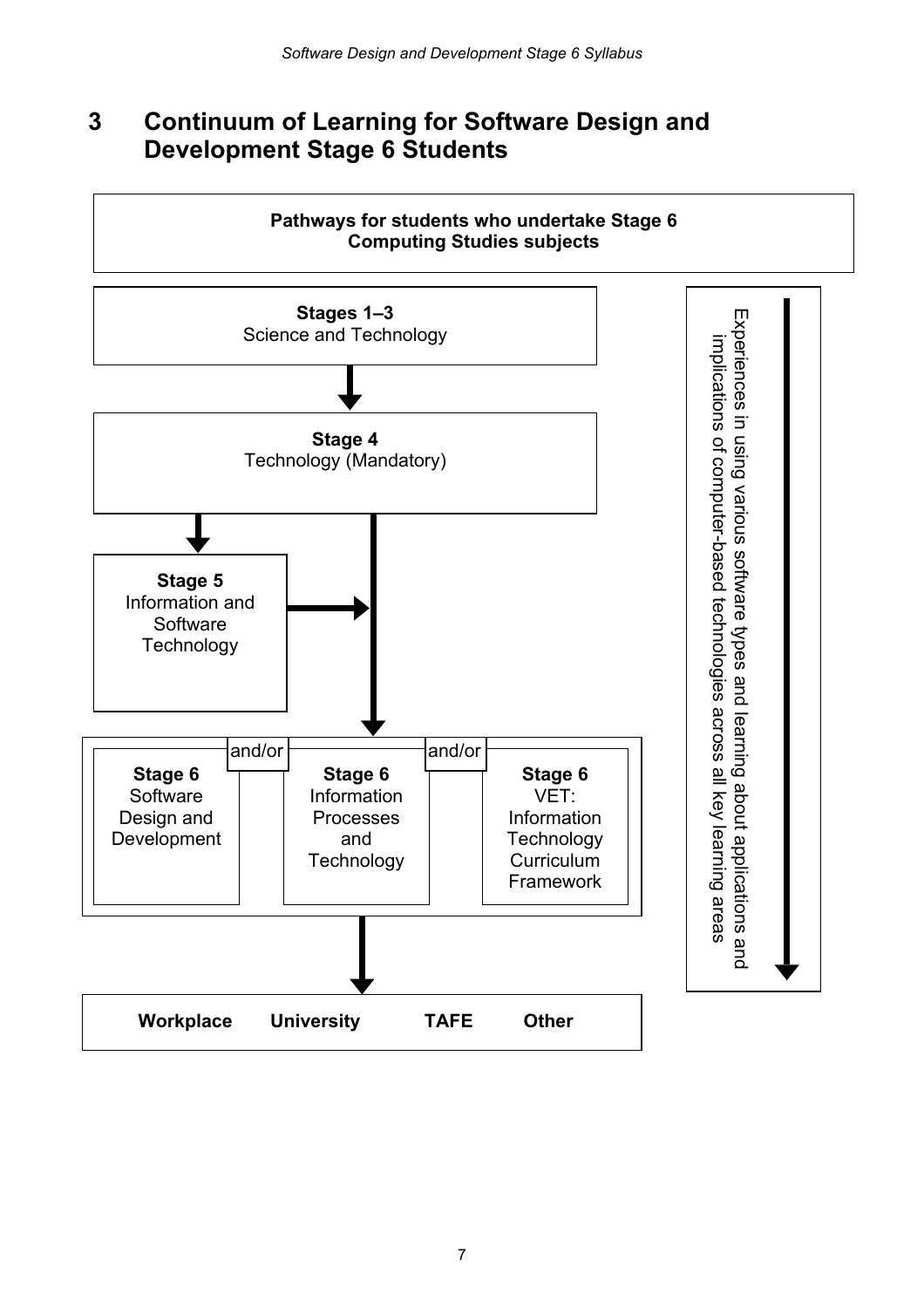# 3 Continuum of Learning for Software Design and Development Stage 6 Students

**Pathways for students who undertake Stage 6 Computing Studies subjects**

**Stages 1–3**
Science and Technology

↓

**Stage 4**
Technology (Mandatory)

↓

**Stage 5**
Information and Software Technology

↓

**Stage 6**
Software Design and Development

and/or

**Stage 6**
Information Processes and Technology

and/or

**Stage 6**
VET: Information Technology Curriculum Framework

↓

**Workplace** **University** **TAFE** **Other**

Experiences in using various software types and learning about applications and implications of computer-based technologies across all key learning areas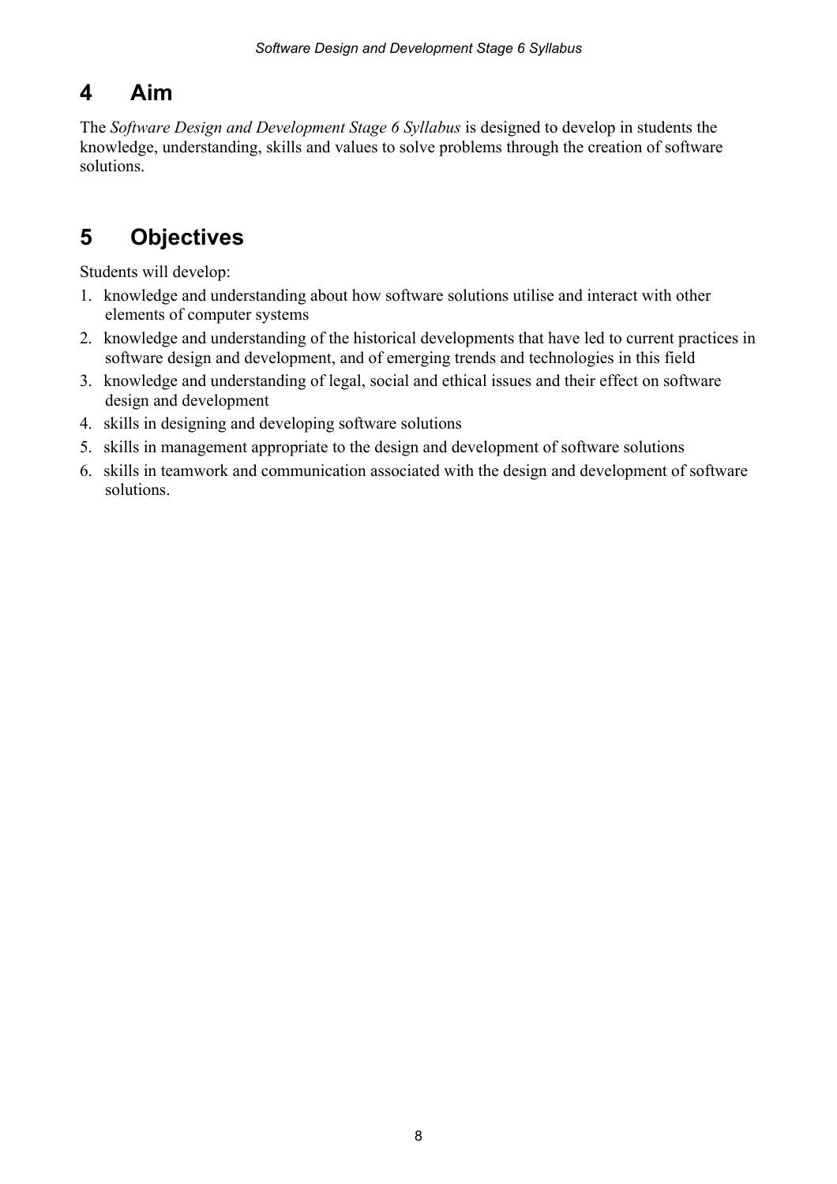## 4 Aim

The *Software Design and Development Stage 6 Syllabus* is designed to develop in students the knowledge, understanding, skills and values to solve problems through the creation of software solutions.

## 5 Objectives

Students will develop:

1. knowledge and understanding about how software solutions utilise and interact with other elements of computer systems
2. knowledge and understanding of the historical developments that have led to current practices in software design and development, and of emerging trends and technologies in this field
3. knowledge and understanding of legal, social and ethical issues and their effect on software design and development
4. skills in designing and developing software solutions
5. skills in management appropriate to the design and development of software solutions
6. skills in teamwork and communication associated with the design and development of software solutions.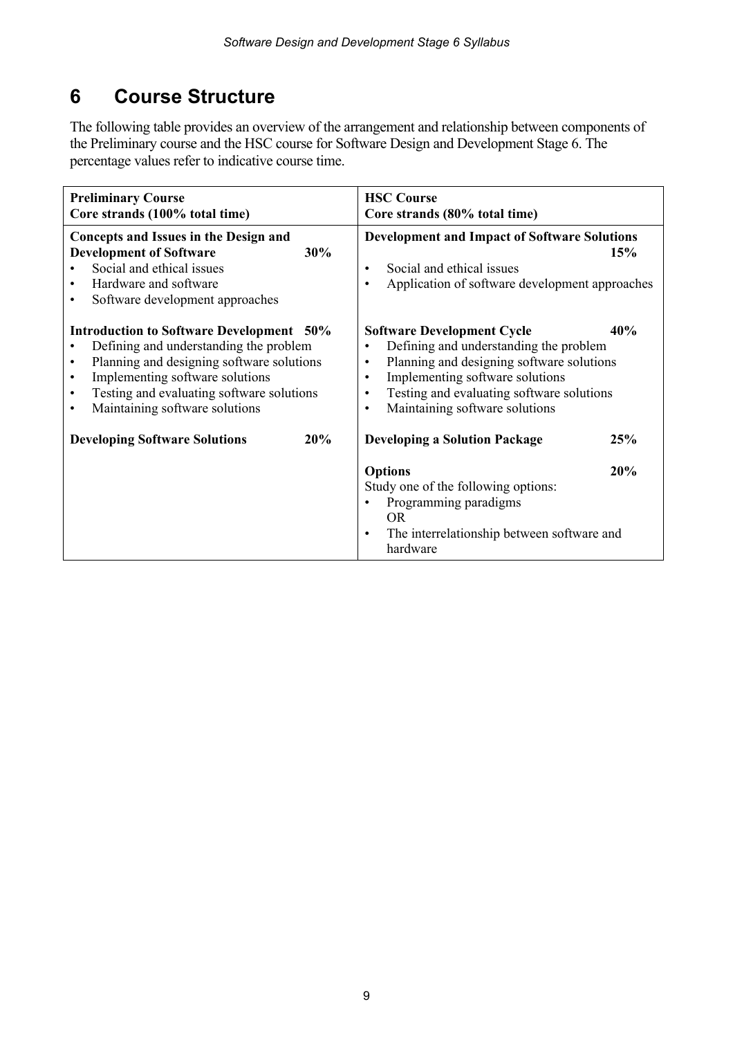# 6 Course Structure

The following table provides an overview of the arrangement and relationship between components of the Preliminary course and the HSC course for Software Design and Development Stage 6. The percentage values refer to indicative course time.

| **Preliminary Course**<br>**Core strands (100% total time)** | **HSC Course**<br>**Core strands (80% total time)** |
|---|---|
| **Concepts and Issues in the Design and Development of Software 30%**<br>• Social and ethical issues<br>• Hardware and software<br>• Software development approaches | **Development and Impact of Software Solutions 15%**<br>• Social and ethical issues<br>• Application of software development approaches |
| **Introduction to Software Development 50%**<br>• Defining and understanding the problem<br>• Planning and designing software solutions<br>• Implementing software solutions<br>• Testing and evaluating software solutions<br>• Maintaining software solutions | **Software Development Cycle 40%**<br>• Defining and understanding the problem<br>• Planning and designing software solutions<br>• Implementing software solutions<br>• Testing and evaluating software solutions<br>• Maintaining software solutions |
| **Developing Software Solutions 20%** | **Developing a Solution Package 25%** |
| | **Options 20%**<br>Study one of the following options:<br>• Programming paradigms<br>OR<br>• The interrelationship between software and hardware |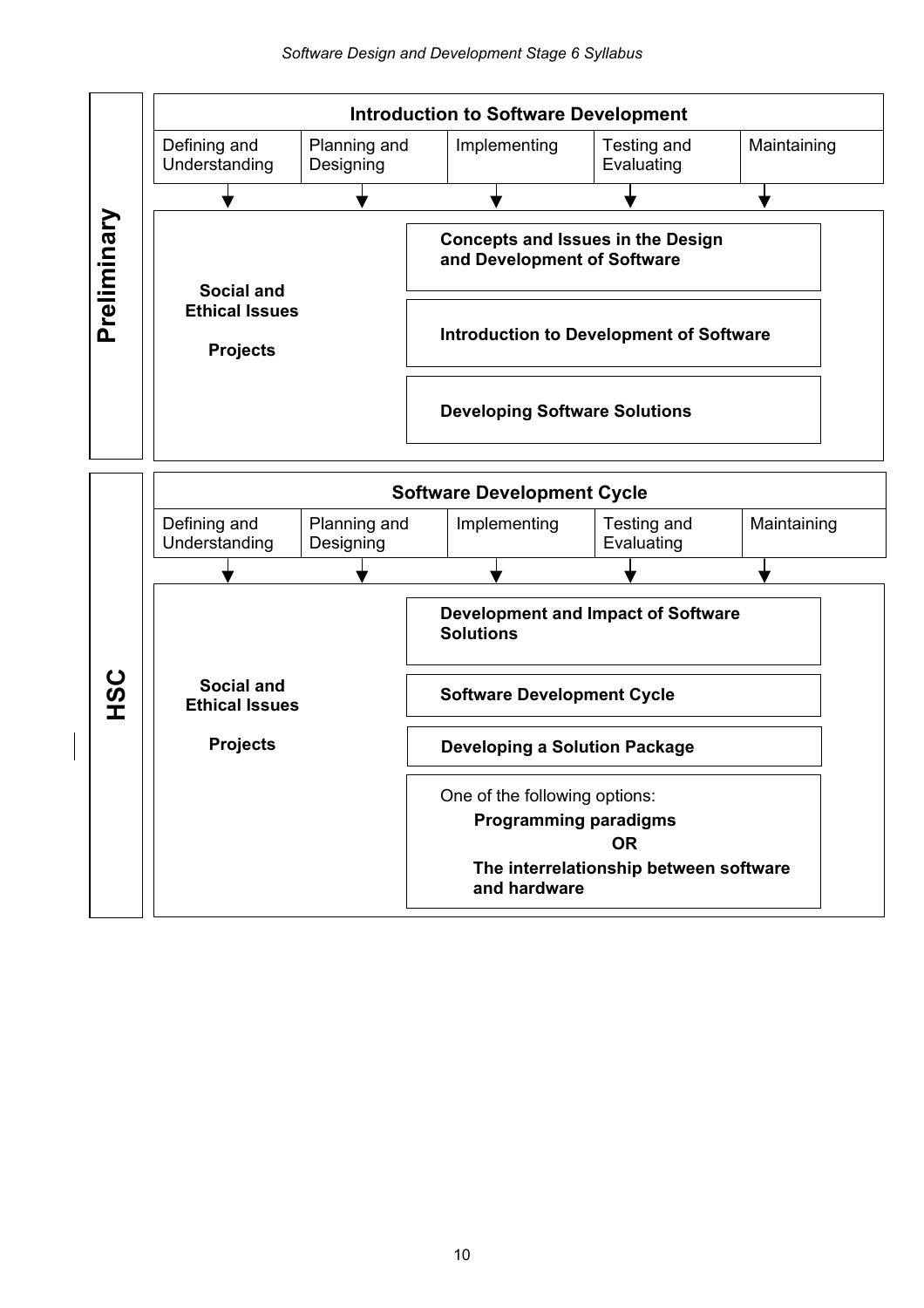**Preliminary**

| Introduction to Software Development | | | | |
|---|---|---|---|---|
| Defining and Understanding | Planning and Designing | Implementing | Testing and Evaluating | Maintaining |

**Social and Ethical Issues**

**Projects**

- **Concepts and Issues in the Design and Development of Software**
- **Introduction to Development of Software**
- **Developing Software Solutions**

**HSC**

| Software Development Cycle | | | | |
|---|---|---|---|---|
| Defining and Understanding | Planning and Designing | Implementing | Testing and Evaluating | Maintaining |

**Social and Ethical Issues**

**Projects**

- **Development and Impact of Software Solutions**
- **Software Development Cycle**
- **Developing a Solution Package**
- One of the following options:
  - **Programming paradigms**
  - **OR**
  - **The interrelationship between software and hardware**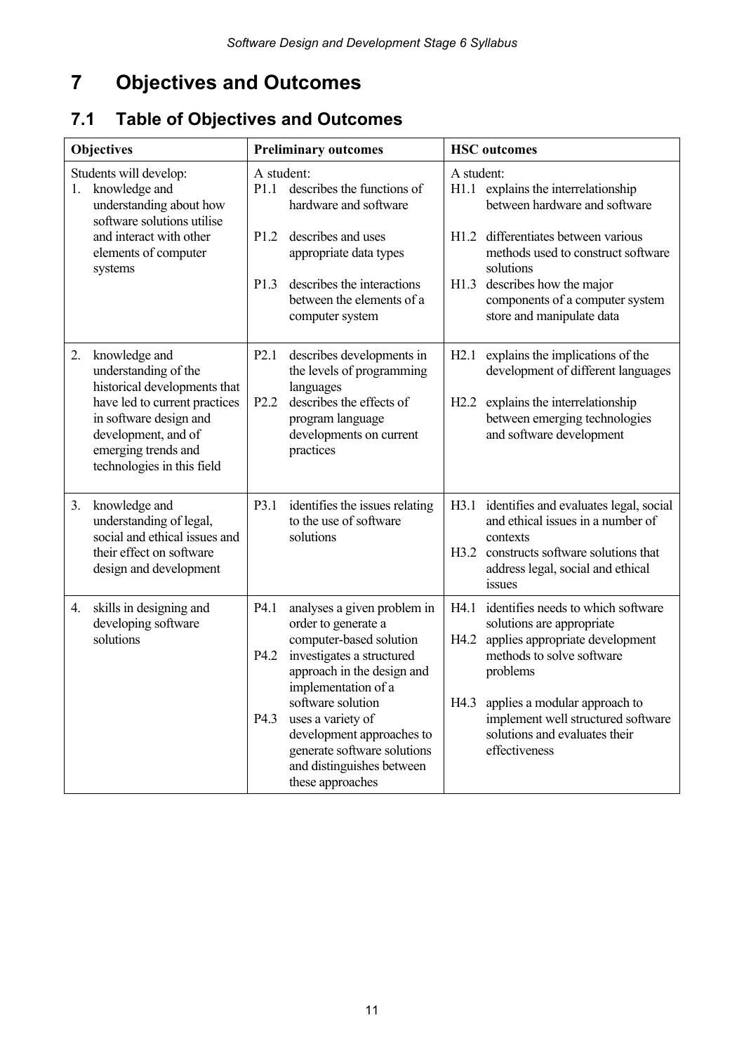# 7 Objectives and Outcomes

## 7.1 Table of Objectives and Outcomes

| Objectives | Preliminary outcomes | HSC outcomes |
|---|---|---|
| Students will develop:<br>1. knowledge and understanding about how software solutions utilise and interact with other elements of computer systems | A student:<br>P1.1 describes the functions of hardware and software<br>P1.2 describes and uses appropriate data types<br>P1.3 describes the interactions between the elements of a computer system | A student:<br>H1.1 explains the interrelationship between hardware and software<br>H1.2 differentiates between various methods used to construct software solutions<br>H1.3 describes how the major components of a computer system store and manipulate data |
| 2. knowledge and understanding of the historical developments that have led to current practices in software design and development, and of emerging trends and technologies in this field | P2.1 describes developments in the levels of programming languages<br>P2.2 describes the effects of program language developments on current practices | H2.1 explains the implications of the development of different languages<br>H2.2 explains the interrelationship between emerging technologies and software development |
| 3. knowledge and understanding of legal, social and ethical issues and their effect on software design and development | P3.1 identifies the issues relating to the use of software solutions | H3.1 identifies and evaluates legal, social and ethical issues in a number of contexts<br>H3.2 constructs software solutions that address legal, social and ethical issues |
| 4. skills in designing and developing software solutions | P4.1 analyses a given problem in order to generate a computer-based solution<br>P4.2 investigates a structured approach in the design and implementation of a software solution<br>P4.3 uses a variety of development approaches to generate software solutions and distinguishes between these approaches | H4.1 identifies needs to which software solutions are appropriate<br>H4.2 applies appropriate development methods to solve software problems<br>H4.3 applies a modular approach to implement well structured software solutions and evaluates their effectiveness |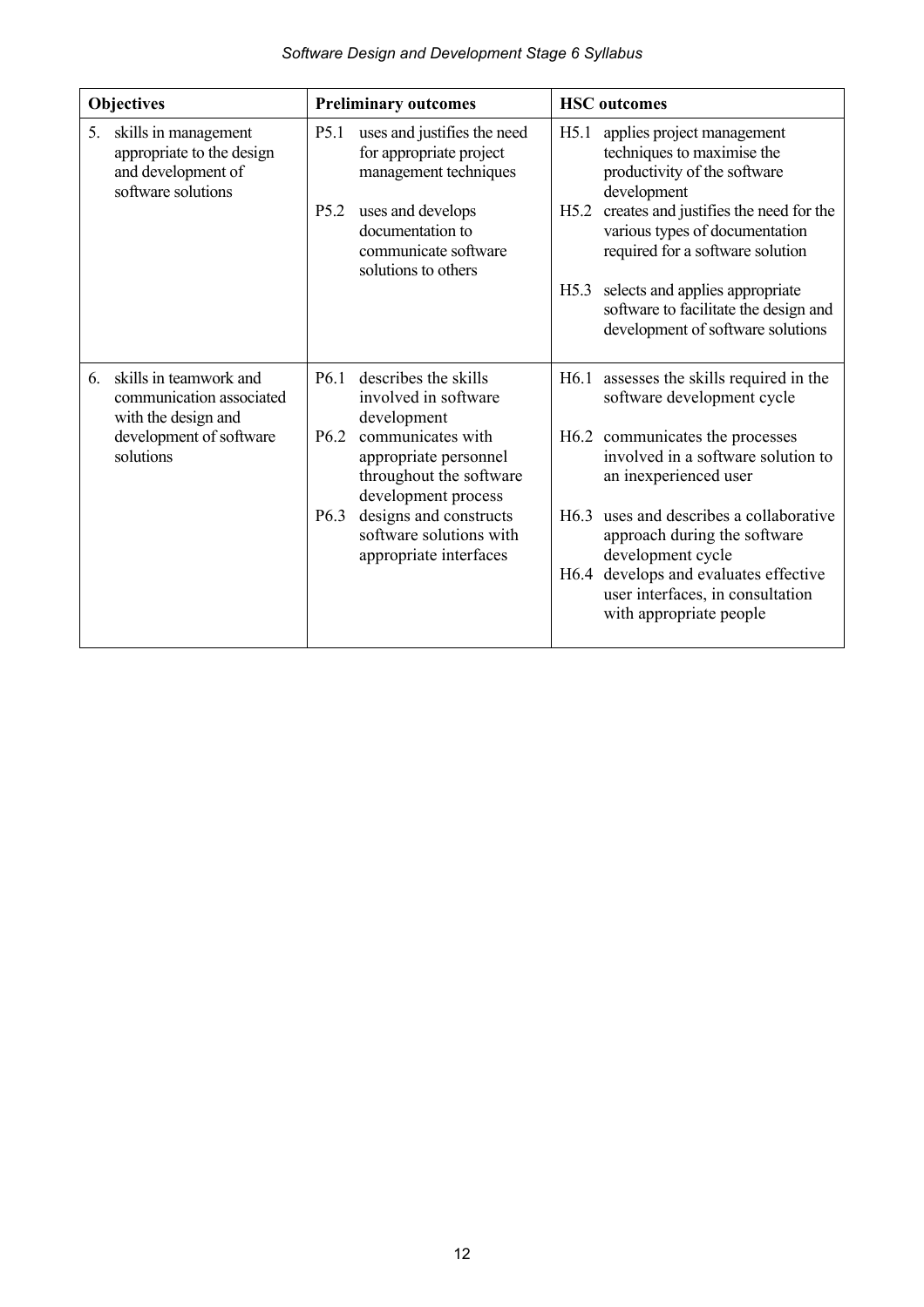| Objectives | Preliminary outcomes | HSC outcomes |
| --- | --- | --- |
| 5. skills in management appropriate to the design and development of software solutions | P5.1 uses and justifies the need for appropriate project management techniques<br><br>P5.2 uses and develops documentation to communicate software solutions to others | H5.1 applies project management techniques to maximise the productivity of the software development<br><br>H5.2 creates and justifies the need for the various types of documentation required for a software solution<br><br>H5.3 selects and applies appropriate software to facilitate the design and development of software solutions |
| 6. skills in teamwork and communication associated with the design and development of software solutions | P6.1 describes the skills involved in software development<br><br>P6.2 communicates with appropriate personnel throughout the software development process<br><br>P6.3 designs and constructs software solutions with appropriate interfaces | H6.1 assesses the skills required in the software development cycle<br><br>H6.2 communicates the processes involved in a software solution to an inexperienced user<br><br>H6.3 uses and describes a collaborative approach during the software development cycle<br><br>H6.4 develops and evaluates effective user interfaces, in consultation with appropriate people |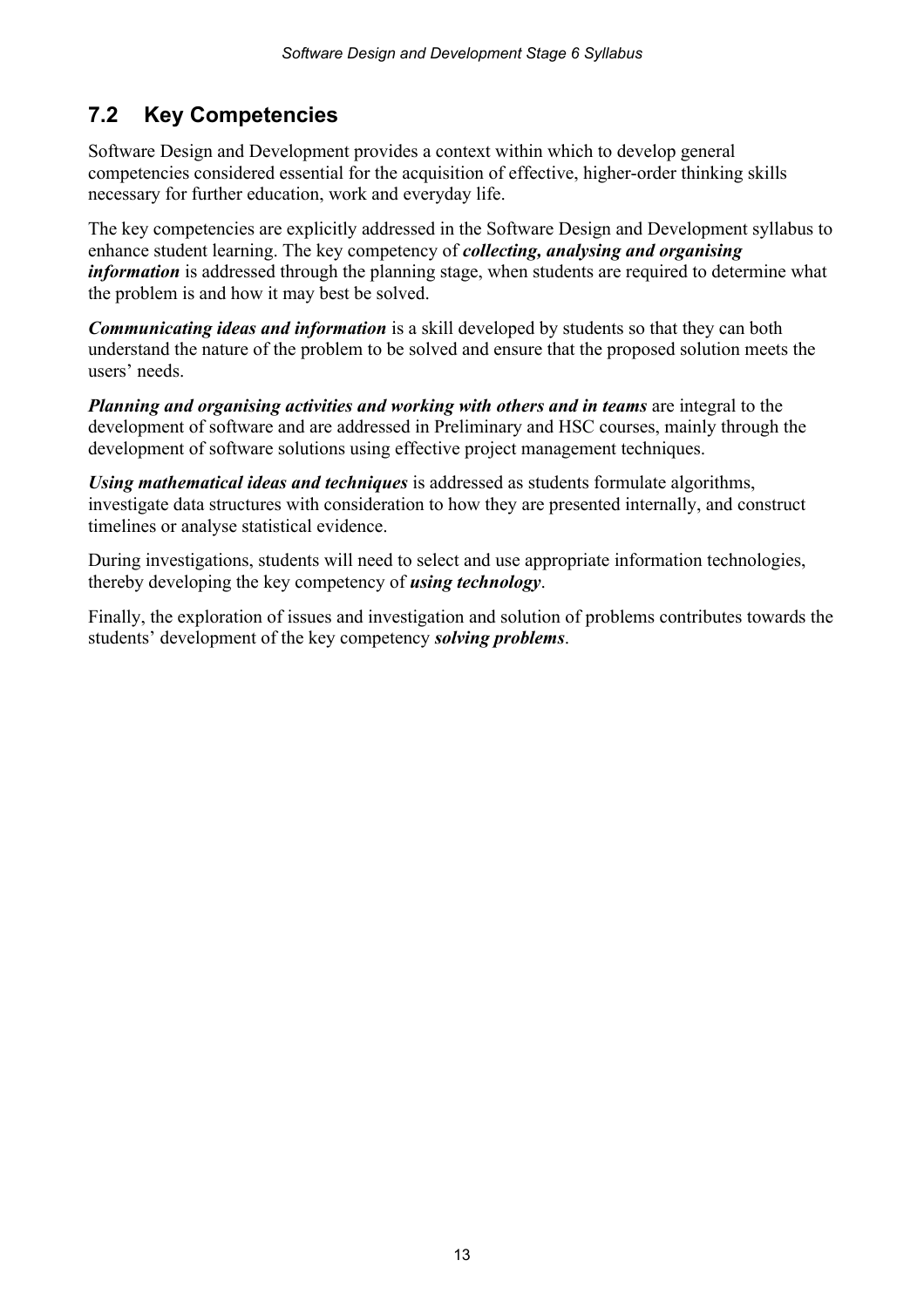## 7.2 Key Competencies

Software Design and Development provides a context within which to develop general competencies considered essential for the acquisition of effective, higher-order thinking skills necessary for further education, work and everyday life.

The key competencies are explicitly addressed in the Software Design and Development syllabus to enhance student learning. The key competency of ***collecting, analysing and organising information*** is addressed through the planning stage, when students are required to determine what the problem is and how it may best be solved.

***Communicating ideas and information*** is a skill developed by students so that they can both understand the nature of the problem to be solved and ensure that the proposed solution meets the users' needs.

***Planning and organising activities and working with others and in teams*** are integral to the development of software and are addressed in Preliminary and HSC courses, mainly through the development of software solutions using effective project management techniques.

***Using mathematical ideas and techniques*** is addressed as students formulate algorithms, investigate data structures with consideration to how they are presented internally, and construct timelines or analyse statistical evidence.

During investigations, students will need to select and use appropriate information technologies, thereby developing the key competency of ***using technology***.

Finally, the exploration of issues and investigation and solution of problems contributes towards the students' development of the key competency ***solving problems***.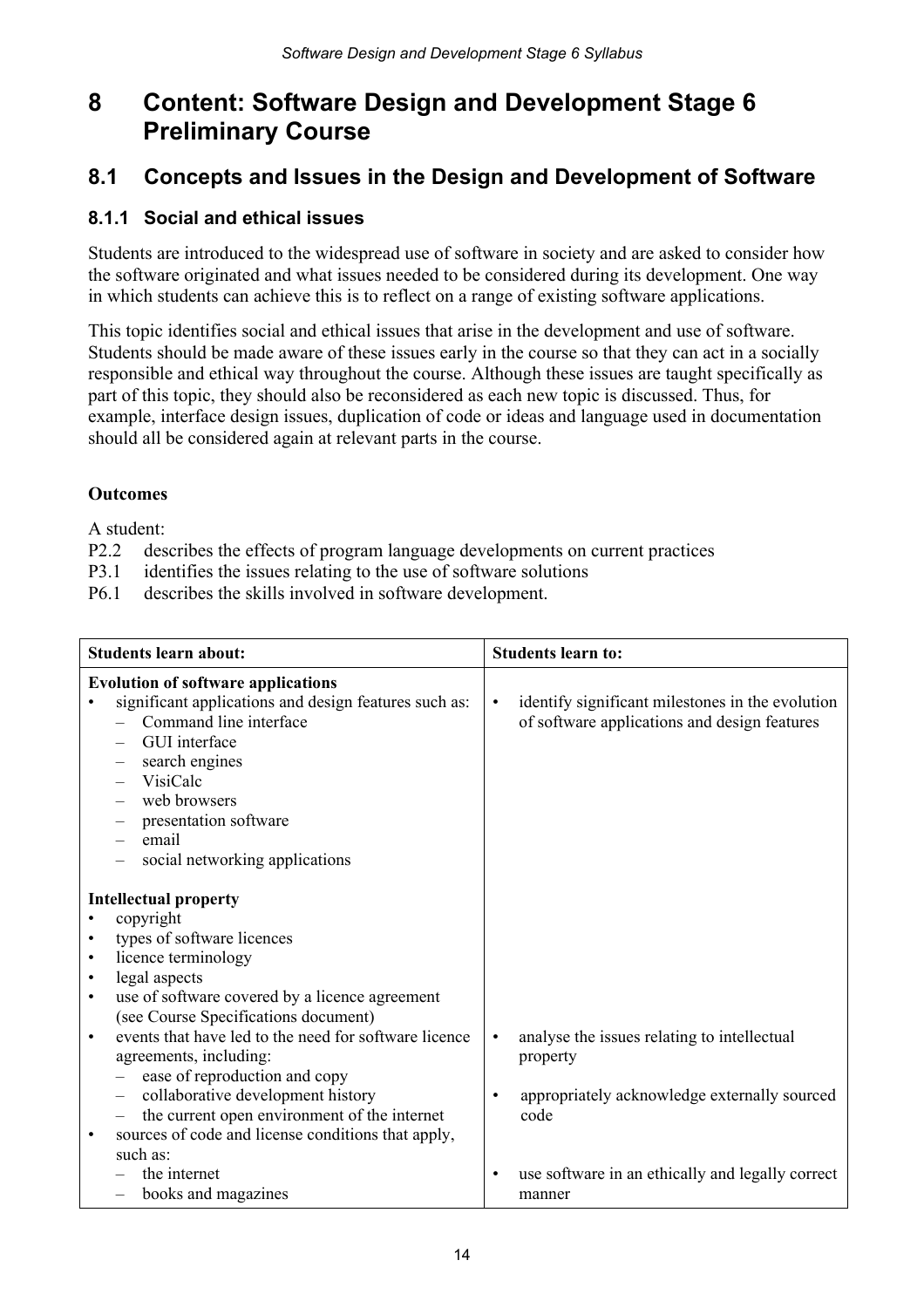# 8 Content: Software Design and Development Stage 6 Preliminary Course

## 8.1 Concepts and Issues in the Design and Development of Software

### 8.1.1 Social and ethical issues

Students are introduced to the widespread use of software in society and are asked to consider how the software originated and what issues needed to be considered during its development. One way in which students can achieve this is to reflect on a range of existing software applications.

This topic identifies social and ethical issues that arise in the development and use of software. Students should be made aware of these issues early in the course so that they can act in a socially responsible and ethical way throughout the course. Although these issues are taught specifically as part of this topic, they should also be reconsidered as each new topic is discussed. Thus, for example, interface design issues, duplication of code or ideas and language used in documentation should all be considered again at relevant parts in the course.

**Outcomes**

A student:

P2.2 describes the effects of program language developments on current practices
P3.1 identifies the issues relating to the use of software solutions
P6.1 describes the skills involved in software development.

| Students learn about: | Students learn to: |
|---|---|
| **Evolution of software applications**<br>• significant applications and design features such as:<br>– Command line interface<br>– GUI interface<br>– search engines<br>– VisiCalc<br>– web browsers<br>– presentation software<br>– email<br>– social networking applications | • identify significant milestones in the evolution of software applications and design features |
| **Intellectual property**<br>• copyright<br>• types of software licences<br>• licence terminology<br>• legal aspects<br>• use of software covered by a licence agreement (see Course Specifications document)<br>• events that have led to the need for software licence agreements, including:<br>– ease of reproduction and copy<br>– collaborative development history<br>– the current open environment of the internet<br>• sources of code and license conditions that apply, such as:<br>– the internet<br>– books and magazines | • analyse the issues relating to intellectual property<br>• appropriately acknowledge externally sourced code<br>• use software in an ethically and legally correct manner |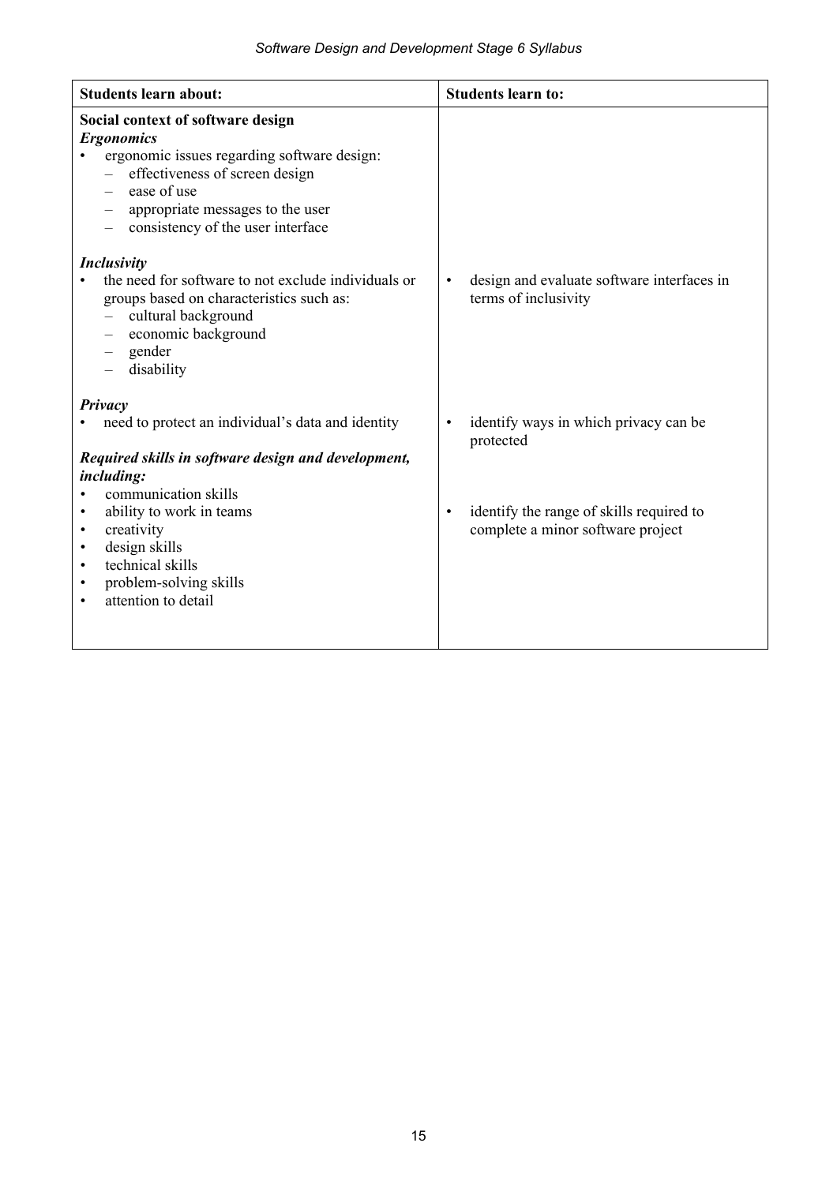| **Students learn about:** | **Students learn to:** |
|---|---|
| **Social context of software design**<br>***Ergonomics***<br>• ergonomic issues regarding software design:<br>– effectiveness of screen design<br>– ease of use<br>– appropriate messages to the user<br>– consistency of the user interface | |
| ***Inclusivity***<br>• the need for software to not exclude individuals or groups based on characteristics such as:<br>– cultural background<br>– economic background<br>– gender<br>– disability | • design and evaluate software interfaces in terms of inclusivity |
| ***Privacy***<br>• need to protect an individual's data and identity | • identify ways in which privacy can be protected |
| ***Required skills in software design and development, including:***<br>• communication skills<br>• ability to work in teams<br>• creativity<br>• design skills<br>• technical skills<br>• problem-solving skills<br>• attention to detail | • identify the range of skills required to complete a minor software project |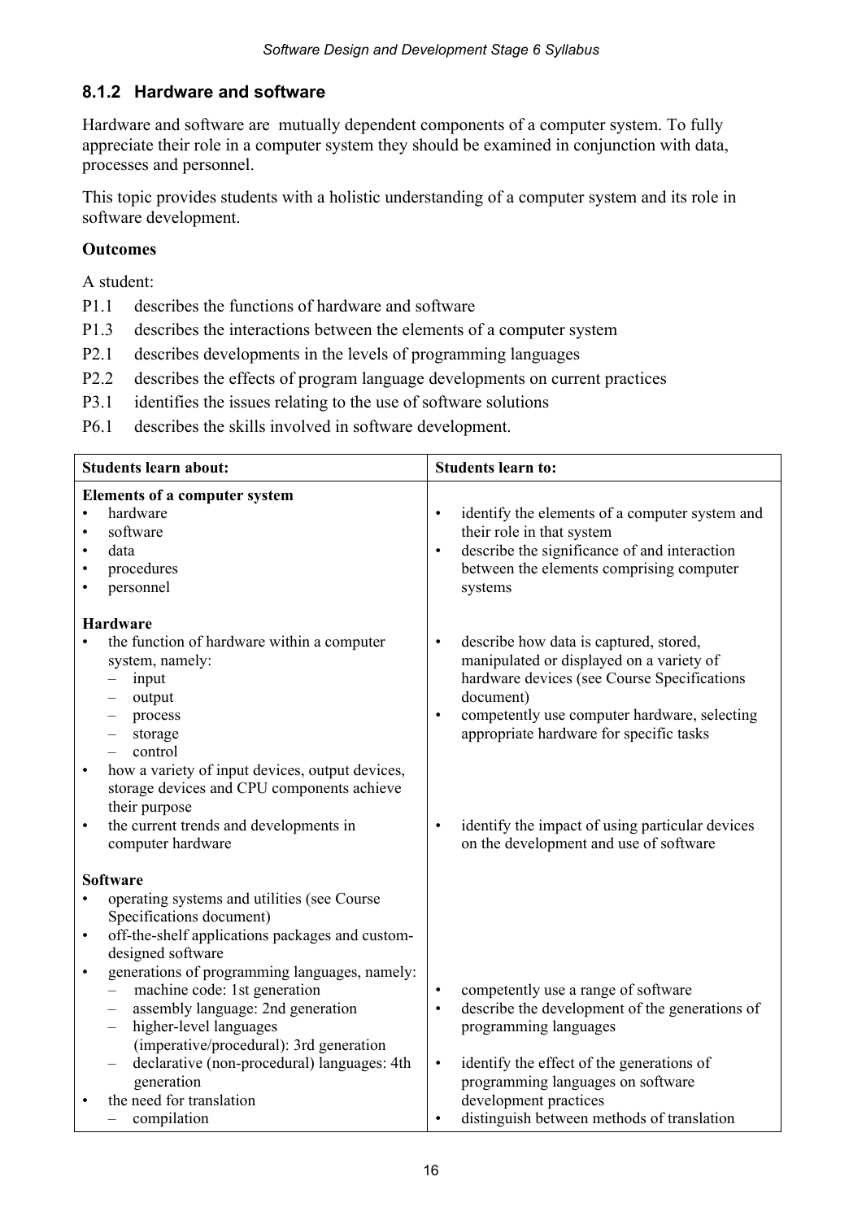### 8.1.2 Hardware and software

Hardware and software are mutually dependent components of a computer system. To fully appreciate their role in a computer system they should be examined in conjunction with data, processes and personnel.

This topic provides students with a holistic understanding of a computer system and its role in software development.

**Outcomes**

A student:

- P1.1 describes the functions of hardware and software
- P1.3 describes the interactions between the elements of a computer system
- P2.1 describes developments in the levels of programming languages
- P2.2 describes the effects of program language developments on current practices
- P3.1 identifies the issues relating to the use of software solutions
- P6.1 describes the skills involved in software development.

| Students learn about: | Students learn to: |
| --- | --- |
| **Elements of a computer system**<br>• hardware<br>• software<br>• data<br>• procedures<br>• personnel | • identify the elements of a computer system and their role in that system<br>• describe the significance of and interaction between the elements comprising computer systems |
| **Hardware**<br>• the function of hardware within a computer system, namely:<br>– input<br>– output<br>– process<br>– storage<br>– control<br>• how a variety of input devices, output devices, storage devices and CPU components achieve their purpose | • describe how data is captured, stored, manipulated or displayed on a variety of hardware devices (see Course Specifications document)<br>• competently use computer hardware, selecting appropriate hardware for specific tasks |
| • the current trends and developments in computer hardware | • identify the impact of using particular devices on the development and use of software |
| **Software**<br>• operating systems and utilities (see Course Specifications document)<br>• off-the-shelf applications packages and custom-designed software<br>• generations of programming languages, namely:<br>– machine code: 1st generation<br>– assembly language: 2nd generation<br>– higher-level languages (imperative/procedural): 3rd generation<br>– declarative (non-procedural) languages: 4th generation<br>• the need for translation<br>– compilation | • competently use a range of software<br>• describe the development of the generations of programming languages<br>• identify the effect of the generations of programming languages on software development practices<br>• distinguish between methods of translation |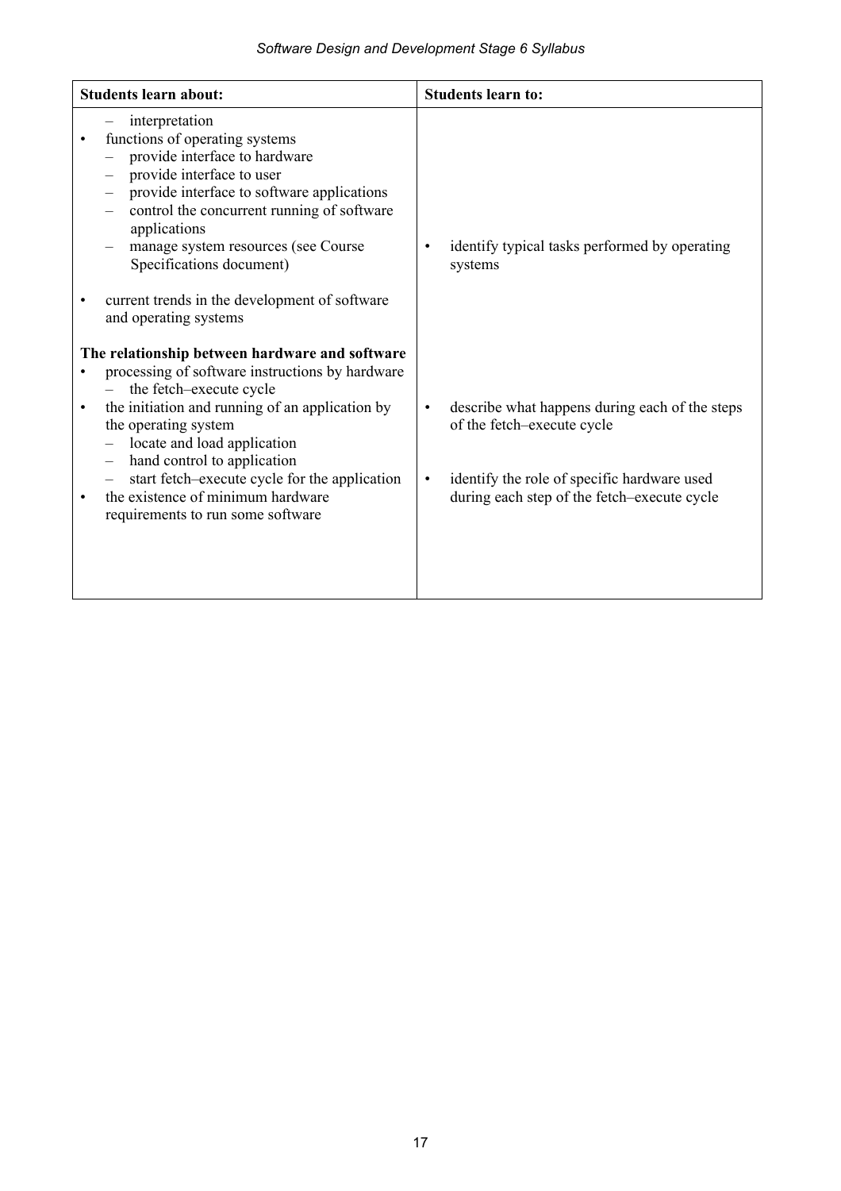| Students learn about: | Students learn to: |
| --- | --- |
| – interpretation<br>• functions of operating systems<br>– provide interface to hardware<br>– provide interface to user<br>– provide interface to software applications<br>– control the concurrent running of software applications<br>– manage system resources (see Course Specifications document)<br>• current trends in the development of software and operating systems | • identify typical tasks performed by operating systems |
| **The relationship between hardware and software**<br>• processing of software instructions by hardware<br>– the fetch–execute cycle<br>• the initiation and running of an application by the operating system<br>– locate and load application<br>– hand control to application<br>– start fetch–execute cycle for the application<br>• the existence of minimum hardware requirements to run some software | • describe what happens during each of the steps of the fetch–execute cycle<br>• identify the role of specific hardware used during each step of the fetch–execute cycle |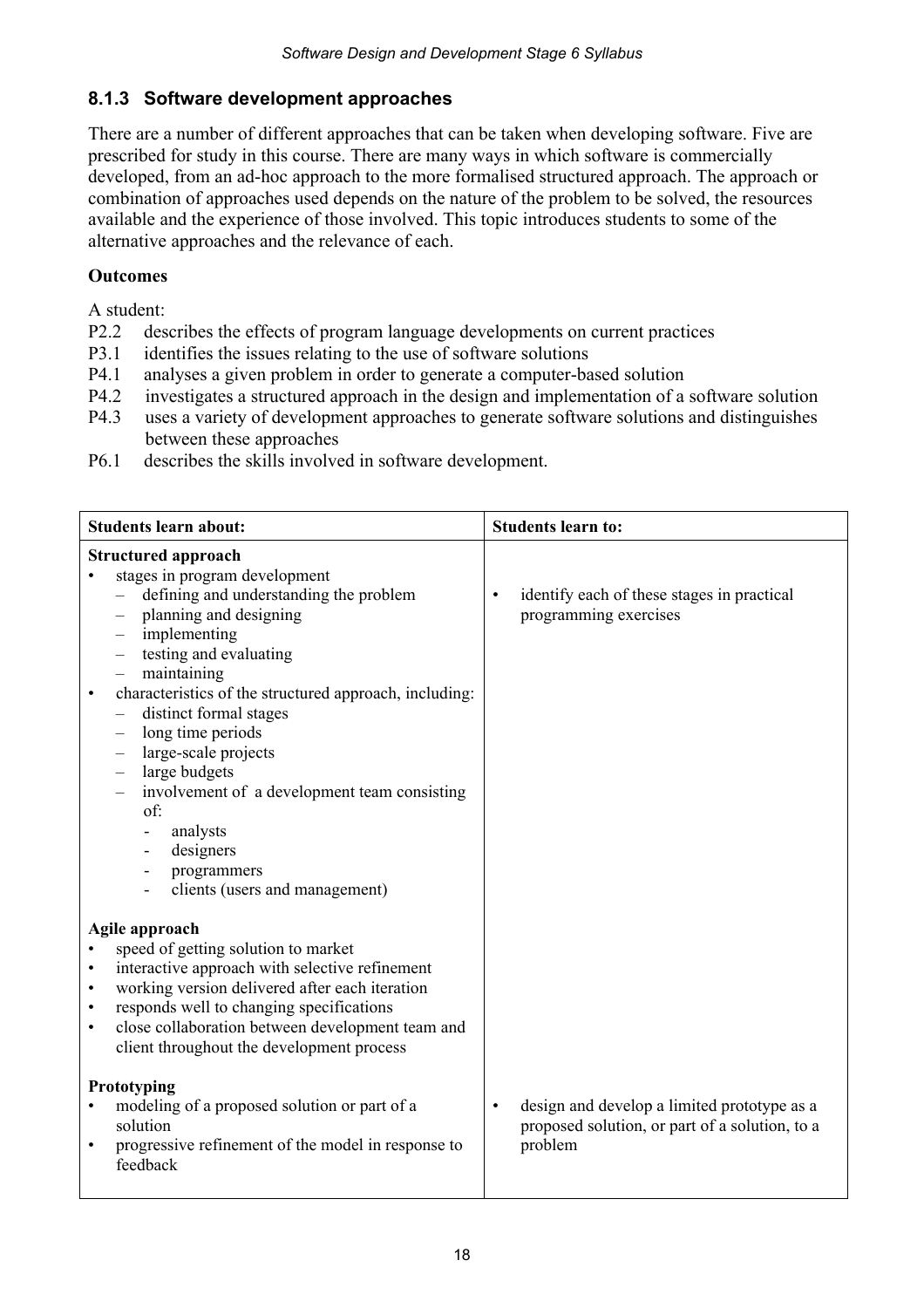### 8.1.3 Software development approaches

There are a number of different approaches that can be taken when developing software. Five are prescribed for study in this course. There are many ways in which software is commercially developed, from an ad-hoc approach to the more formalised structured approach. The approach or combination of approaches used depends on the nature of the problem to be solved, the resources available and the experience of those involved. This topic introduces students to some of the alternative approaches and the relevance of each.

**Outcomes**

A student:

- P2.2 describes the effects of program language developments on current practices
- P3.1 identifies the issues relating to the use of software solutions
- P4.1 analyses a given problem in order to generate a computer-based solution
- P4.2 investigates a structured approach in the design and implementation of a software solution
- P4.3 uses a variety of development approaches to generate software solutions and distinguishes between these approaches
- P6.1 describes the skills involved in software development.

| Students learn about: | Students learn to: |
|---|---|
| **Structured approach**<br>• stages in program development<br>&nbsp;&nbsp;– defining and understanding the problem<br>&nbsp;&nbsp;– planning and designing<br>&nbsp;&nbsp;– implementing<br>&nbsp;&nbsp;– testing and evaluating<br>&nbsp;&nbsp;– maintaining | • identify each of these stages in practical programming exercises |
| • characteristics of the structured approach, including:<br>&nbsp;&nbsp;– distinct formal stages<br>&nbsp;&nbsp;– long time periods<br>&nbsp;&nbsp;– large-scale projects<br>&nbsp;&nbsp;– large budgets<br>&nbsp;&nbsp;– involvement of a development team consisting of:<br>&nbsp;&nbsp;&nbsp;&nbsp;- analysts<br>&nbsp;&nbsp;&nbsp;&nbsp;- designers<br>&nbsp;&nbsp;&nbsp;&nbsp;- programmers<br>&nbsp;&nbsp;&nbsp;&nbsp;- clients (users and management) | |
| **Agile approach**<br>• speed of getting solution to market<br>• interactive approach with selective refinement<br>• working version delivered after each iteration<br>• responds well to changing specifications<br>• close collaboration between development team and client throughout the development process | |
| **Prototyping**<br>• modeling of a proposed solution or part of a solution<br>• progressive refinement of the model in response to feedback | • design and develop a limited prototype as a proposed solution, or part of a solution, to a problem |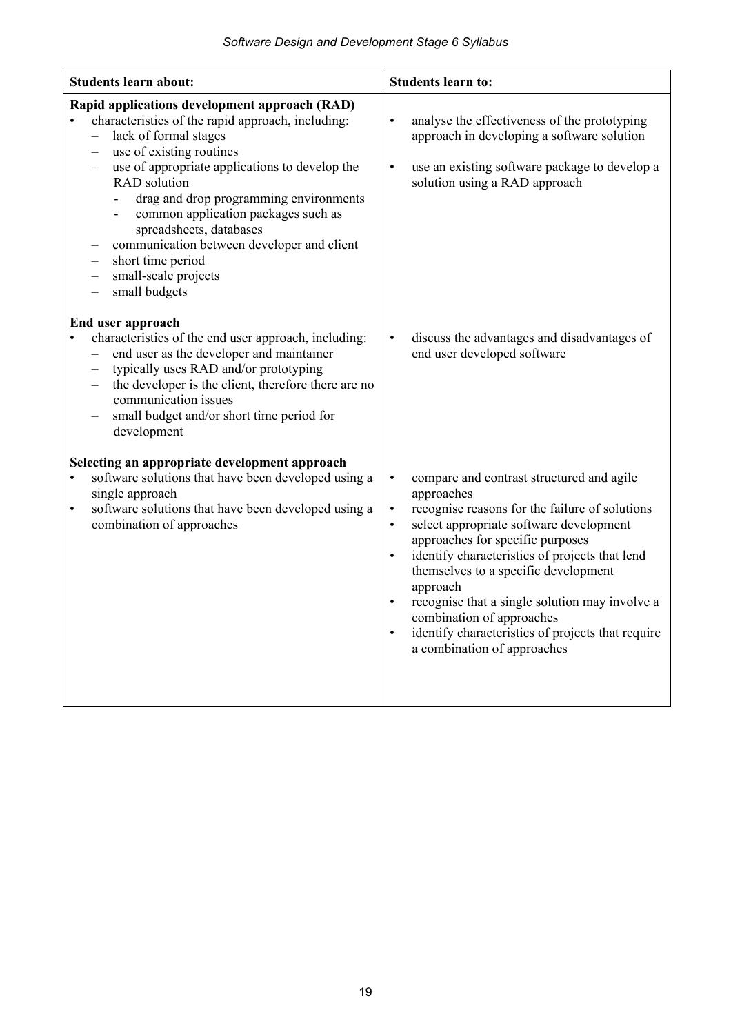| Students learn about: | Students learn to: |
|---|---|
| **Rapid applications development approach (RAD)**<br>• characteristics of the rapid approach, including:<br>&nbsp;&nbsp;– lack of formal stages<br>&nbsp;&nbsp;– use of existing routines<br>&nbsp;&nbsp;– use of appropriate applications to develop the RAD solution<br>&nbsp;&nbsp;&nbsp;&nbsp;- drag and drop programming environments<br>&nbsp;&nbsp;&nbsp;&nbsp;- common application packages such as spreadsheets, databases<br>&nbsp;&nbsp;– communication between developer and client<br>&nbsp;&nbsp;– short time period<br>&nbsp;&nbsp;– small-scale projects<br>&nbsp;&nbsp;– small budgets | • analyse the effectiveness of the prototyping approach in developing a software solution<br>• use an existing software package to develop a solution using a RAD approach |
| **End user approach**<br>• characteristics of the end user approach, including:<br>&nbsp;&nbsp;– end user as the developer and maintainer<br>&nbsp;&nbsp;– typically uses RAD and/or prototyping<br>&nbsp;&nbsp;– the developer is the client, therefore there are no communication issues<br>&nbsp;&nbsp;– small budget and/or short time period for development | • discuss the advantages and disadvantages of end user developed software |
| **Selecting an appropriate development approach**<br>• software solutions that have been developed using a single approach<br>• software solutions that have been developed using a combination of approaches | • compare and contrast structured and agile approaches<br>• recognise reasons for the failure of solutions<br>• select appropriate software development approaches for specific purposes<br>• identify characteristics of projects that lend themselves to a specific development approach<br>• recognise that a single solution may involve a combination of approaches<br>• identify characteristics of projects that require a combination of approaches |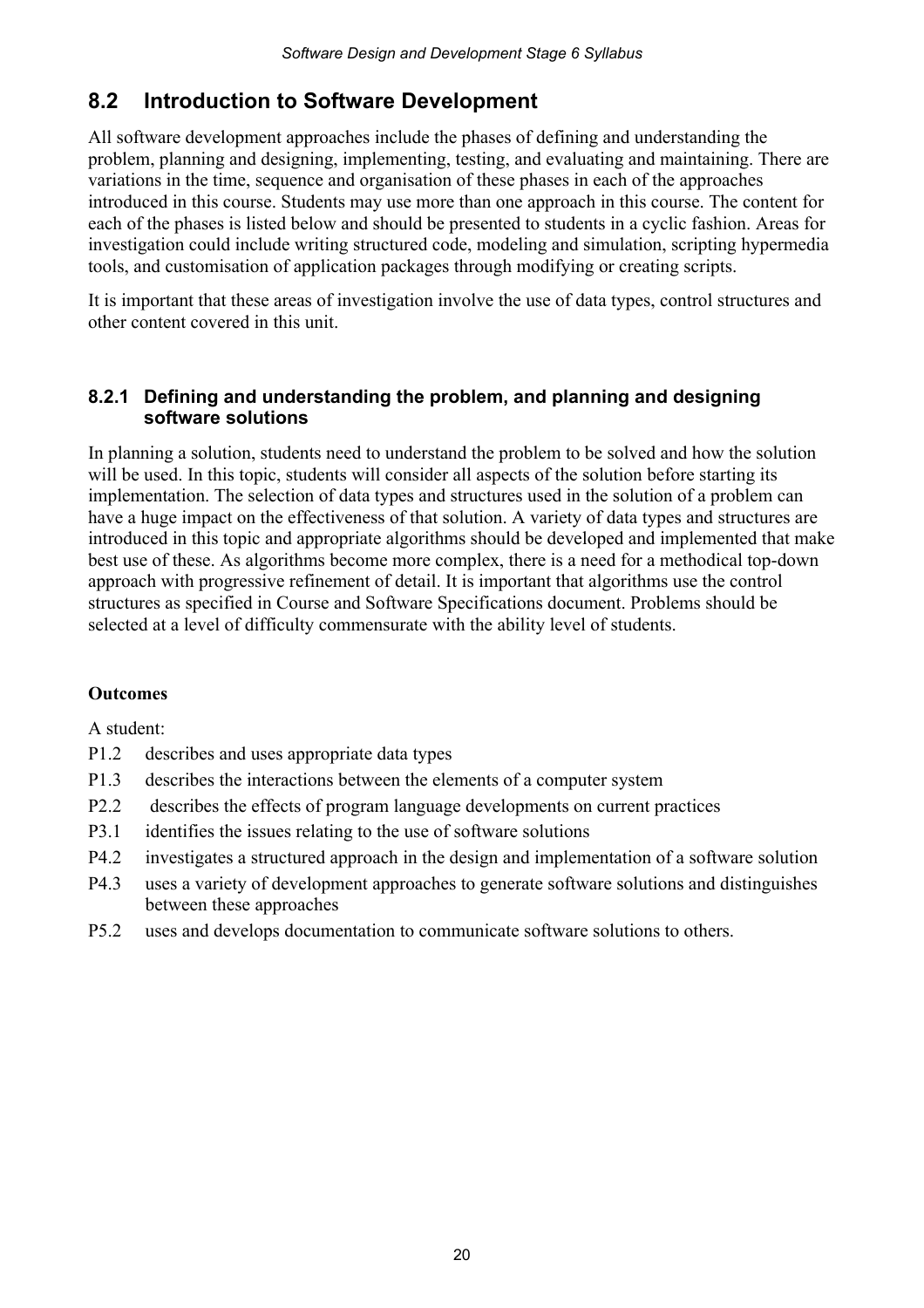## 8.2 Introduction to Software Development

All software development approaches include the phases of defining and understanding the problem, planning and designing, implementing, testing, and evaluating and maintaining. There are variations in the time, sequence and organisation of these phases in each of the approaches introduced in this course. Students may use more than one approach in this course. The content for each of the phases is listed below and should be presented to students in a cyclic fashion. Areas for investigation could include writing structured code, modeling and simulation, scripting hypermedia tools, and customisation of application packages through modifying or creating scripts.

It is important that these areas of investigation involve the use of data types, control structures and other content covered in this unit.

### 8.2.1 Defining and understanding the problem, and planning and designing software solutions

In planning a solution, students need to understand the problem to be solved and how the solution will be used. In this topic, students will consider all aspects of the solution before starting its implementation. The selection of data types and structures used in the solution of a problem can have a huge impact on the effectiveness of that solution. A variety of data types and structures are introduced in this topic and appropriate algorithms should be developed and implemented that make best use of these. As algorithms become more complex, there is a need for a methodical top-down approach with progressive refinement of detail. It is important that algorithms use the control structures as specified in Course and Software Specifications document. Problems should be selected at a level of difficulty commensurate with the ability level of students.

**Outcomes**

A student:

- P1.2 describes and uses appropriate data types
- P1.3 describes the interactions between the elements of a computer system
- P2.2 describes the effects of program language developments on current practices
- P3.1 identifies the issues relating to the use of software solutions
- P4.2 investigates a structured approach in the design and implementation of a software solution
- P4.3 uses a variety of development approaches to generate software solutions and distinguishes between these approaches
- P5.2 uses and develops documentation to communicate software solutions to others.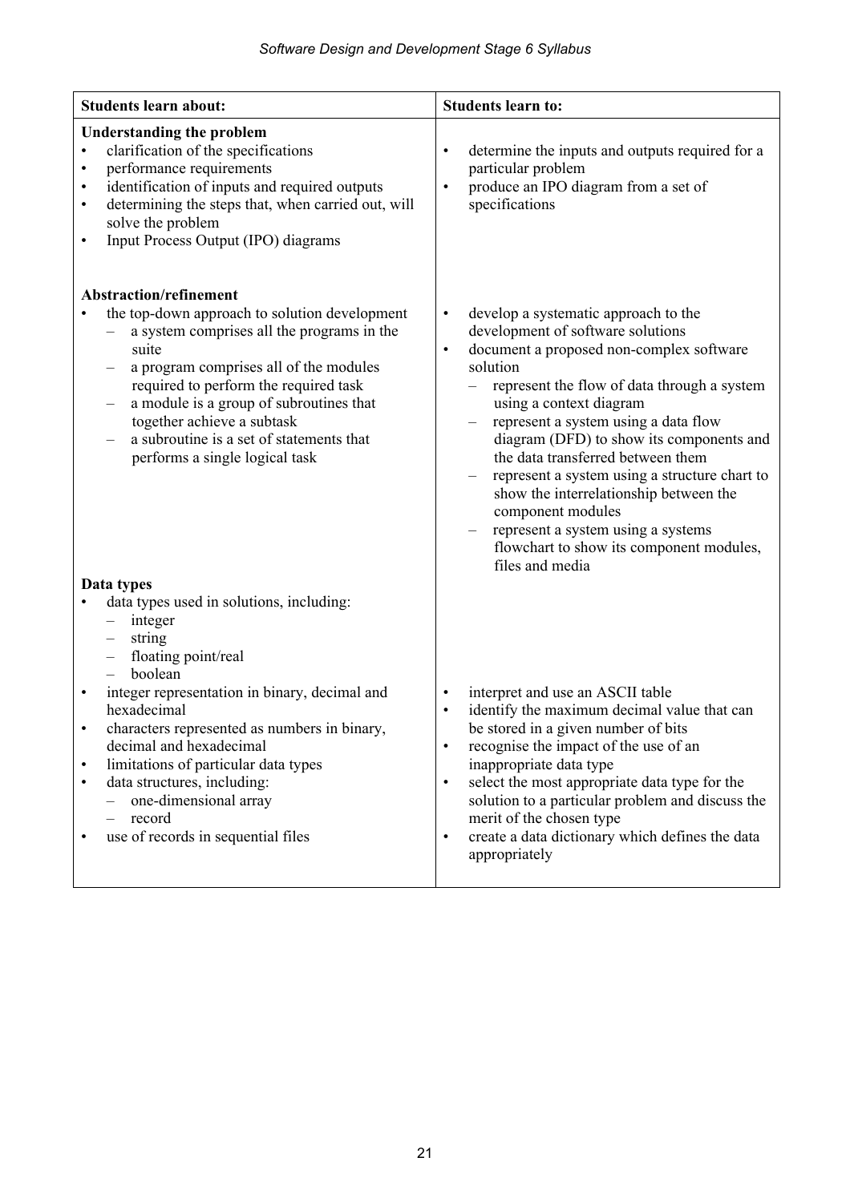| Students learn about: | Students learn to: |
| --- | --- |
| **Understanding the problem**<br>• clarification of the specifications<br>• performance requirements<br>• identification of inputs and required outputs<br>• determining the steps that, when carried out, will solve the problem<br>• Input Process Output (IPO) diagrams | • determine the inputs and outputs required for a particular problem<br>• produce an IPO diagram from a set of specifications |
| **Abstraction/refinement**<br>• the top-down approach to solution development<br>  – a system comprises all the programs in the suite<br>  – a program comprises all of the modules required to perform the required task<br>  – a module is a group of subroutines that together achieve a subtask<br>  – a subroutine is a set of statements that performs a single logical task | • develop a systematic approach to the development of software solutions<br>• document a proposed non-complex software solution<br>  – represent the flow of data through a system using a context diagram<br>  – represent a system using a data flow diagram (DFD) to show its components and the data transferred between them<br>  – represent a system using a structure chart to show the interrelationship between the component modules<br>  – represent a system using a systems flowchart to show its component modules, files and media |
| **Data types**<br>• data types used in solutions, including:<br>  – integer<br>  – string<br>  – floating point/real<br>  – boolean<br>• integer representation in binary, decimal and hexadecimal<br>• characters represented as numbers in binary, decimal and hexadecimal<br>• limitations of particular data types<br>• data structures, including:<br>  – one-dimensional array<br>  – record<br>• use of records in sequential files | • interpret and use an ASCII table<br>• identify the maximum decimal value that can be stored in a given number of bits<br>• recognise the impact of the use of an inappropriate data type<br>• select the most appropriate data type for the solution to a particular problem and discuss the merit of the chosen type<br>• create a data dictionary which defines the data appropriately |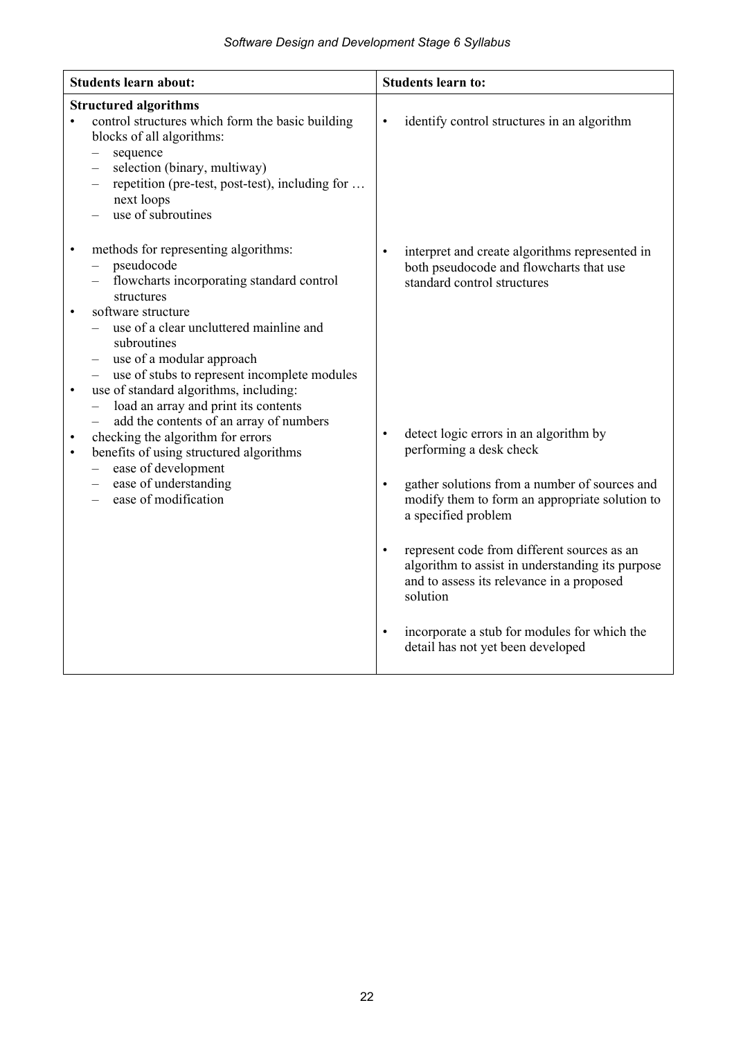| Students learn about: | Students learn to: |
|---|---|
| **Structured algorithms**<br>• control structures which form the basic building blocks of all algorithms:<br>&nbsp;&nbsp;– sequence<br>&nbsp;&nbsp;– selection (binary, multiway)<br>&nbsp;&nbsp;– repetition (pre-test, post-test), including for … next loops<br>&nbsp;&nbsp;– use of subroutines | • identify control structures in an algorithm |
| • methods for representing algorithms:<br>&nbsp;&nbsp;– pseudocode<br>&nbsp;&nbsp;– flowcharts incorporating standard control structures<br>• software structure<br>&nbsp;&nbsp;– use of a clear uncluttered mainline and subroutines<br>&nbsp;&nbsp;– use of a modular approach<br>&nbsp;&nbsp;– use of stubs to represent incomplete modules<br>• use of standard algorithms, including:<br>&nbsp;&nbsp;– load an array and print its contents<br>&nbsp;&nbsp;– add the contents of an array of numbers | • interpret and create algorithms represented in both pseudocode and flowcharts that use standard control structures |
| • checking the algorithm for errors<br>• benefits of using structured algorithms<br>&nbsp;&nbsp;– ease of development<br>&nbsp;&nbsp;– ease of understanding<br>&nbsp;&nbsp;– ease of modification | • detect logic errors in an algorithm by performing a desk check<br>• gather solutions from a number of sources and modify them to form an appropriate solution to a specified problem<br>• represent code from different sources as an algorithm to assist in understanding its purpose and to assess its relevance in a proposed solution<br>• incorporate a stub for modules for which the detail has not yet been developed |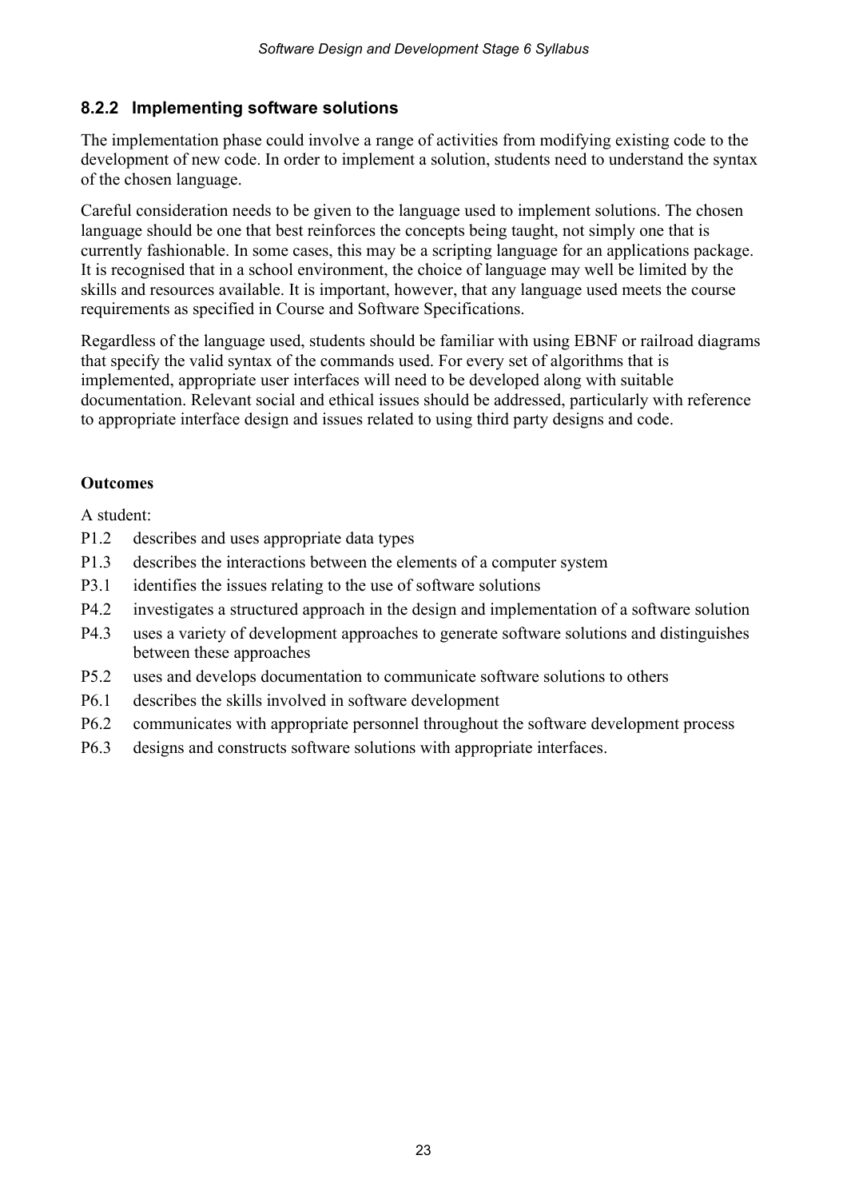### 8.2.2 Implementing software solutions

The implementation phase could involve a range of activities from modifying existing code to the development of new code. In order to implement a solution, students need to understand the syntax of the chosen language.

Careful consideration needs to be given to the language used to implement solutions. The chosen language should be one that best reinforces the concepts being taught, not simply one that is currently fashionable. In some cases, this may be a scripting language for an applications package. It is recognised that in a school environment, the choice of language may well be limited by the skills and resources available. It is important, however, that any language used meets the course requirements as specified in Course and Software Specifications.

Regardless of the language used, students should be familiar with using EBNF or railroad diagrams that specify the valid syntax of the commands used. For every set of algorithms that is implemented, appropriate user interfaces will need to be developed along with suitable documentation. Relevant social and ethical issues should be addressed, particularly with reference to appropriate interface design and issues related to using third party designs and code.

**Outcomes**

A student:

- P1.2 describes and uses appropriate data types
- P1.3 describes the interactions between the elements of a computer system
- P3.1 identifies the issues relating to the use of software solutions
- P4.2 investigates a structured approach in the design and implementation of a software solution
- P4.3 uses a variety of development approaches to generate software solutions and distinguishes between these approaches
- P5.2 uses and develops documentation to communicate software solutions to others
- P6.1 describes the skills involved in software development
- P6.2 communicates with appropriate personnel throughout the software development process
- P6.3 designs and constructs software solutions with appropriate interfaces.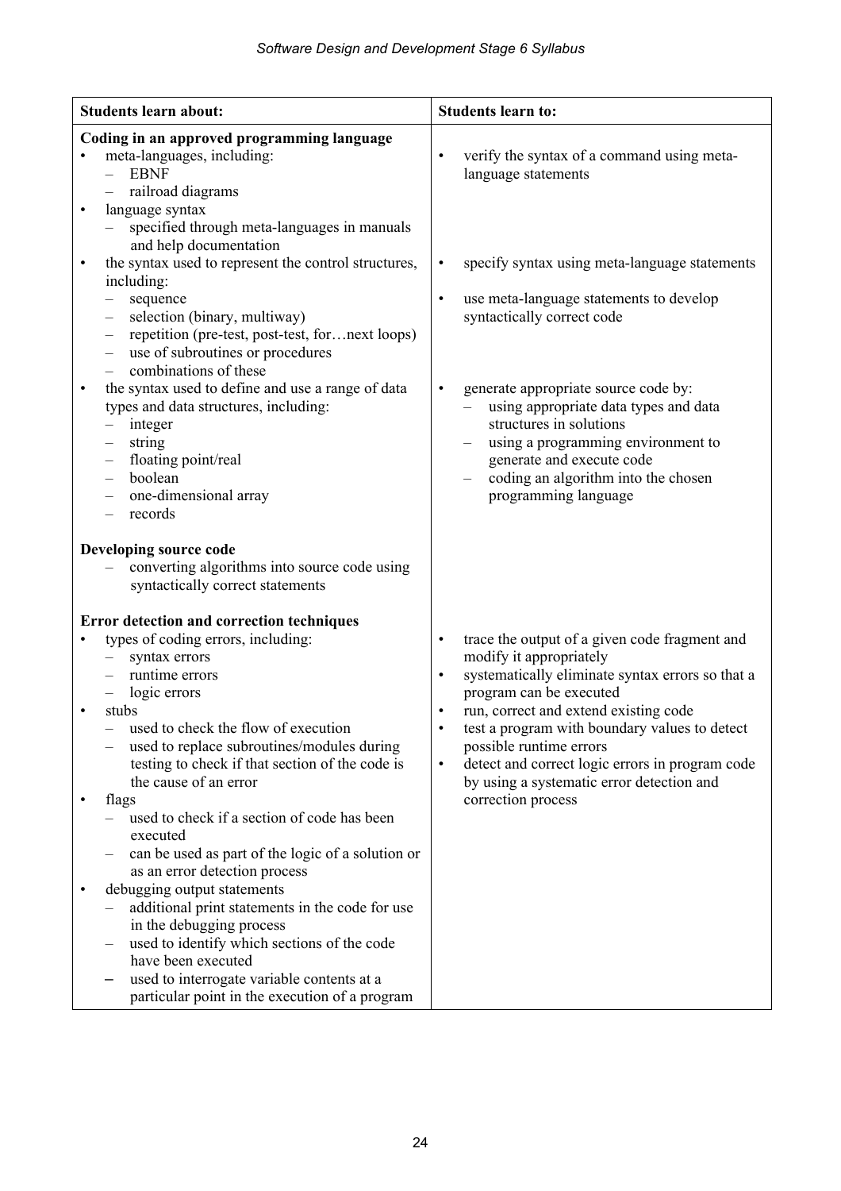| Students learn about: | Students learn to: |
|---|---|
| **Coding in an approved programming language**<br>• meta-languages, including:<br>  – EBNF<br>  – railroad diagrams<br>• language syntax<br>  – specified through meta-languages in manuals and help documentation<br>• the syntax used to represent the control structures, including:<br>  – sequence<br>  – selection (binary, multiway)<br>  – repetition (pre-test, post-test, for…next loops)<br>  – use of subroutines or procedures<br>  – combinations of these<br>• the syntax used to define and use a range of data types and data structures, including:<br>  – integer<br>  – string<br>  – floating point/real<br>  – boolean<br>  – one-dimensional array<br>  – records | • verify the syntax of a command using meta-language statements<br>• specify syntax using meta-language statements<br>• use meta-language statements to develop syntactically correct code<br>• generate appropriate source code by:<br>  – using appropriate data types and data structures in solutions<br>  – using a programming environment to generate and execute code<br>  – coding an algorithm into the chosen programming language |
| **Developing source code**<br>  – converting algorithms into source code using syntactically correct statements | |
| **Error detection and correction techniques**<br>• types of coding errors, including:<br>  – syntax errors<br>  – runtime errors<br>  – logic errors<br>• stubs<br>  – used to check the flow of execution<br>  – used to replace subroutines/modules during testing to check if that section of the code is the cause of an error<br>• flags<br>  – used to check if a section of code has been executed<br>  – can be used as part of the logic of a solution or as an error detection process<br>• debugging output statements<br>  – additional print statements in the code for use in the debugging process<br>  – used to identify which sections of the code have been executed<br>  – used to interrogate variable contents at a particular point in the execution of a program | • trace the output of a given code fragment and modify it appropriately<br>• systematically eliminate syntax errors so that a program can be executed<br>• run, correct and extend existing code<br>• test a program with boundary values to detect possible runtime errors<br>• detect and correct logic errors in program code by using a systematic error detection and correction process |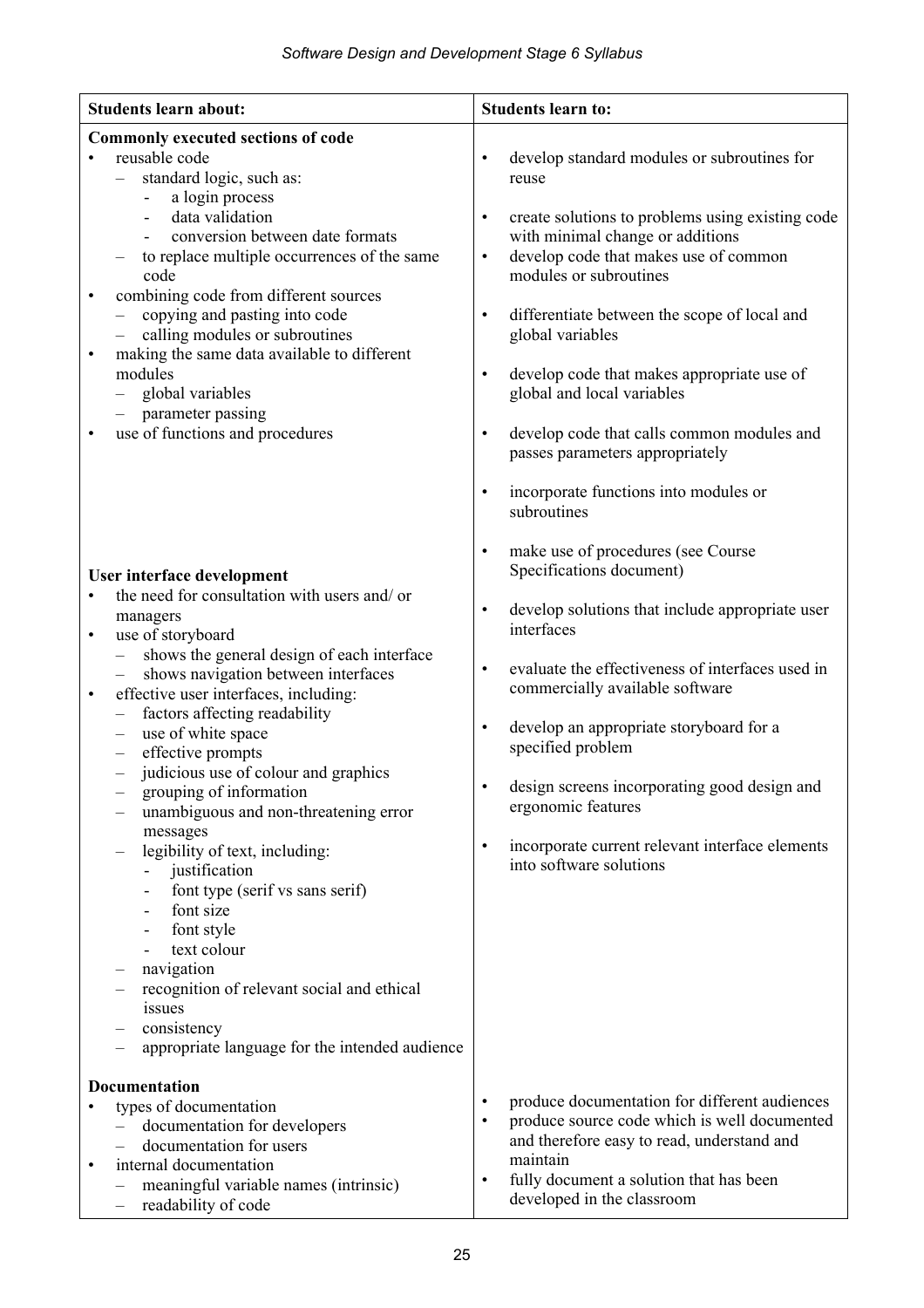| Students learn about: | Students learn to: |
|---|---|
| **Commonly executed sections of code**<br>• reusable code<br>&nbsp;&nbsp;– standard logic, such as:<br>&nbsp;&nbsp;&nbsp;&nbsp;- a login process<br>&nbsp;&nbsp;&nbsp;&nbsp;- data validation<br>&nbsp;&nbsp;&nbsp;&nbsp;- conversion between date formats<br>&nbsp;&nbsp;– to replace multiple occurrences of the same code<br>• combining code from different sources<br>&nbsp;&nbsp;– copying and pasting into code<br>&nbsp;&nbsp;– calling modules or subroutines<br>• making the same data available to different modules<br>&nbsp;&nbsp;– global variables<br>&nbsp;&nbsp;– parameter passing<br>• use of functions and procedures | • develop standard modules or subroutines for reuse<br>• create solutions to problems using existing code with minimal change or additions<br>• develop code that makes use of common modules or subroutines<br>• differentiate between the scope of local and global variables<br>• develop code that makes appropriate use of global and local variables<br>• develop code that calls common modules and passes parameters appropriately<br>• incorporate functions into modules or subroutines<br>• make use of procedures (see Course Specifications document) |
| **User interface development**<br>• the need for consultation with users and/ or managers<br>• use of storyboard<br>&nbsp;&nbsp;– shows the general design of each interface<br>&nbsp;&nbsp;– shows navigation between interfaces<br>• effective user interfaces, including:<br>&nbsp;&nbsp;– factors affecting readability<br>&nbsp;&nbsp;– use of white space<br>&nbsp;&nbsp;– effective prompts<br>&nbsp;&nbsp;– judicious use of colour and graphics<br>&nbsp;&nbsp;– grouping of information<br>&nbsp;&nbsp;– unambiguous and non-threatening error messages<br>&nbsp;&nbsp;– legibility of text, including:<br>&nbsp;&nbsp;&nbsp;&nbsp;- justification<br>&nbsp;&nbsp;&nbsp;&nbsp;- font type (serif vs sans serif)<br>&nbsp;&nbsp;&nbsp;&nbsp;- font size<br>&nbsp;&nbsp;&nbsp;&nbsp;- font style<br>&nbsp;&nbsp;&nbsp;&nbsp;- text colour<br>&nbsp;&nbsp;– navigation<br>&nbsp;&nbsp;– recognition of relevant social and ethical issues<br>&nbsp;&nbsp;– consistency<br>&nbsp;&nbsp;– appropriate language for the intended audience | • develop solutions that include appropriate user interfaces<br>• evaluate the effectiveness of interfaces used in commercially available software<br>• develop an appropriate storyboard for a specified problem<br>• design screens incorporating good design and ergonomic features<br>• incorporate current relevant interface elements into software solutions |
| **Documentation**<br>• types of documentation<br>&nbsp;&nbsp;– documentation for developers<br>&nbsp;&nbsp;– documentation for users<br>• internal documentation<br>&nbsp;&nbsp;– meaningful variable names (intrinsic)<br>&nbsp;&nbsp;– readability of code | • produce documentation for different audiences<br>• produce source code which is well documented and therefore easy to read, understand and maintain<br>• fully document a solution that has been developed in the classroom |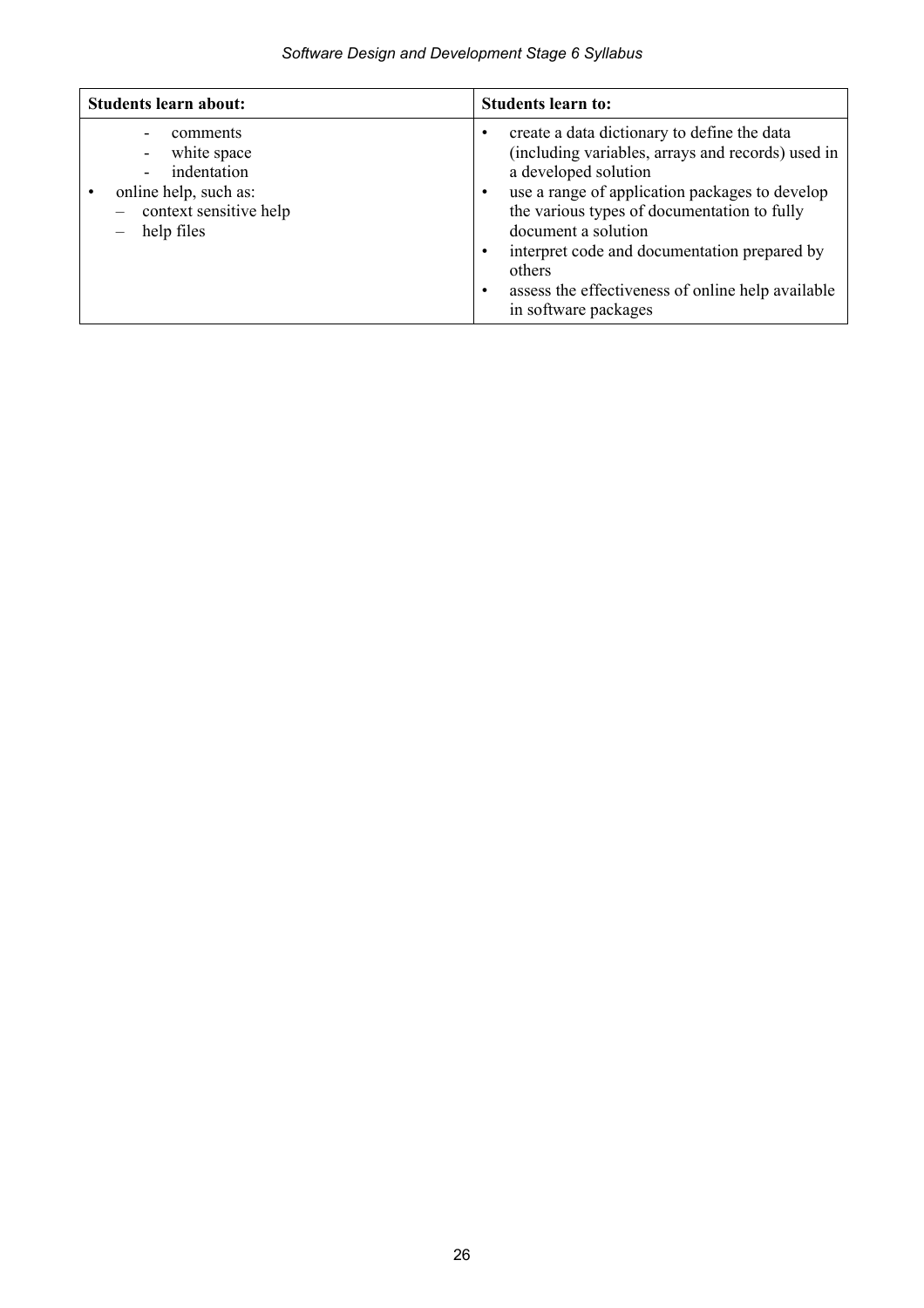| Students learn about: | Students learn to: |
|---|---|
| - comments<br>- white space<br>- indentation<br>• online help, such as:<br>– context sensitive help<br>– help files | • create a data dictionary to define the data (including variables, arrays and records) used in a developed solution<br>• use a range of application packages to develop the various types of documentation to fully document a solution<br>• interpret code and documentation prepared by others<br>• assess the effectiveness of online help available in software packages |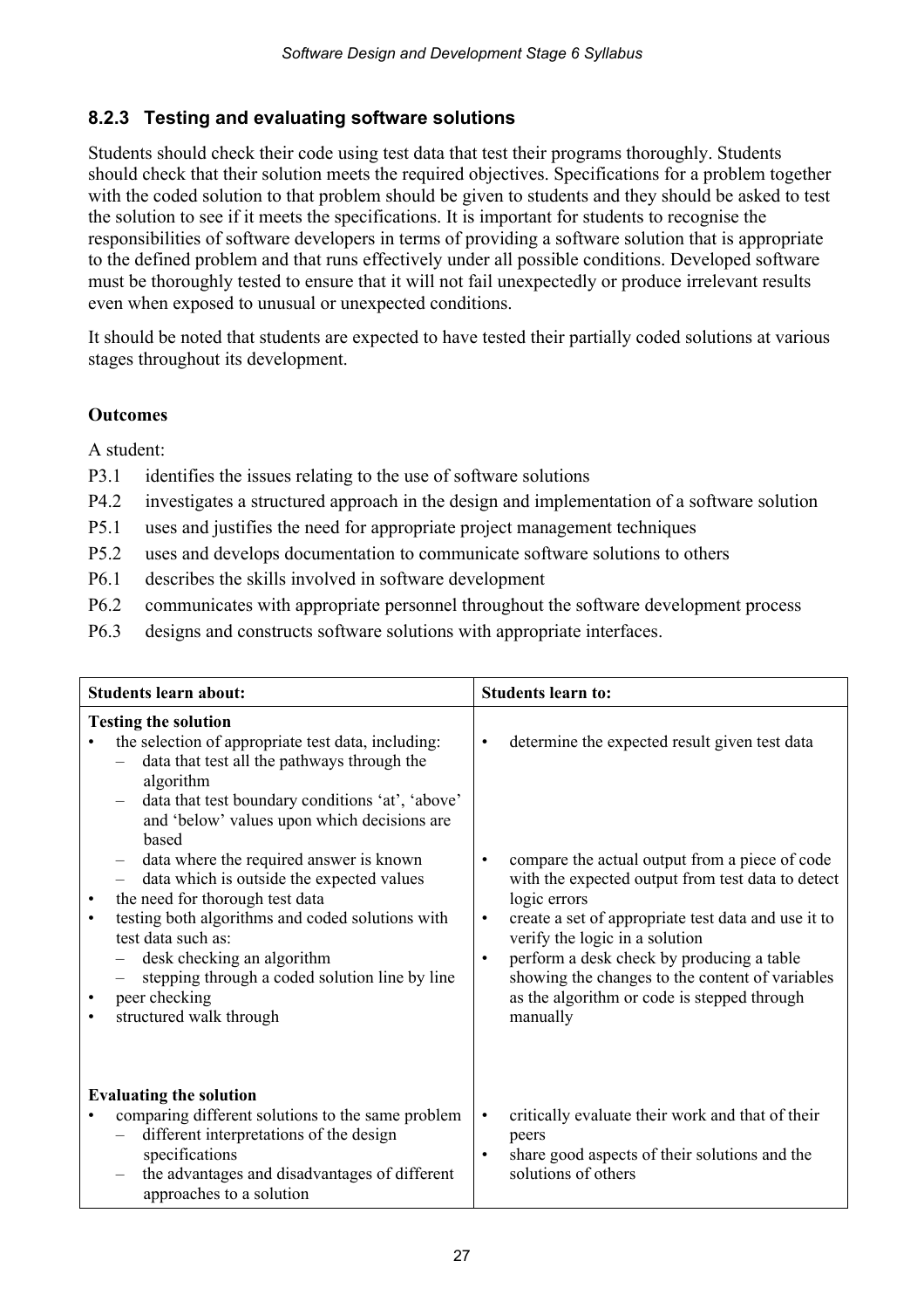### 8.2.3 Testing and evaluating software solutions

Students should check their code using test data that test their programs thoroughly. Students should check that their solution meets the required objectives. Specifications for a problem together with the coded solution to that problem should be given to students and they should be asked to test the solution to see if it meets the specifications. It is important for students to recognise the responsibilities of software developers in terms of providing a software solution that is appropriate to the defined problem and that runs effectively under all possible conditions. Developed software must be thoroughly tested to ensure that it will not fail unexpectedly or produce irrelevant results even when exposed to unusual or unexpected conditions.

It should be noted that students are expected to have tested their partially coded solutions at various stages throughout its development.

**Outcomes**

A student:

- P3.1 identifies the issues relating to the use of software solutions
- P4.2 investigates a structured approach in the design and implementation of a software solution
- P5.1 uses and justifies the need for appropriate project management techniques
- P5.2 uses and develops documentation to communicate software solutions to others
- P6.1 describes the skills involved in software development
- P6.2 communicates with appropriate personnel throughout the software development process
- P6.3 designs and constructs software solutions with appropriate interfaces.

| Students learn about: | Students learn to: |
|---|---|
| **Testing the solution**<br>• the selection of appropriate test data, including:<br>– data that test all the pathways through the algorithm<br>– data that test boundary conditions 'at', 'above' and 'below' values upon which decisions are based<br>– data where the required answer is known<br>– data which is outside the expected values<br>• the need for thorough test data<br>• testing both algorithms and coded solutions with test data such as:<br>– desk checking an algorithm<br>– stepping through a coded solution line by line<br>• peer checking<br>• structured walk through | • determine the expected result given test data<br>• compare the actual output from a piece of code with the expected output from test data to detect logic errors<br>• create a set of appropriate test data and use it to verify the logic in a solution<br>• perform a desk check by producing a table showing the changes to the content of variables as the algorithm or code is stepped through manually |
| **Evaluating the solution**<br>• comparing different solutions to the same problem<br>– different interpretations of the design specifications<br>– the advantages and disadvantages of different approaches to a solution | • critically evaluate their work and that of their peers<br>• share good aspects of their solutions and the solutions of others |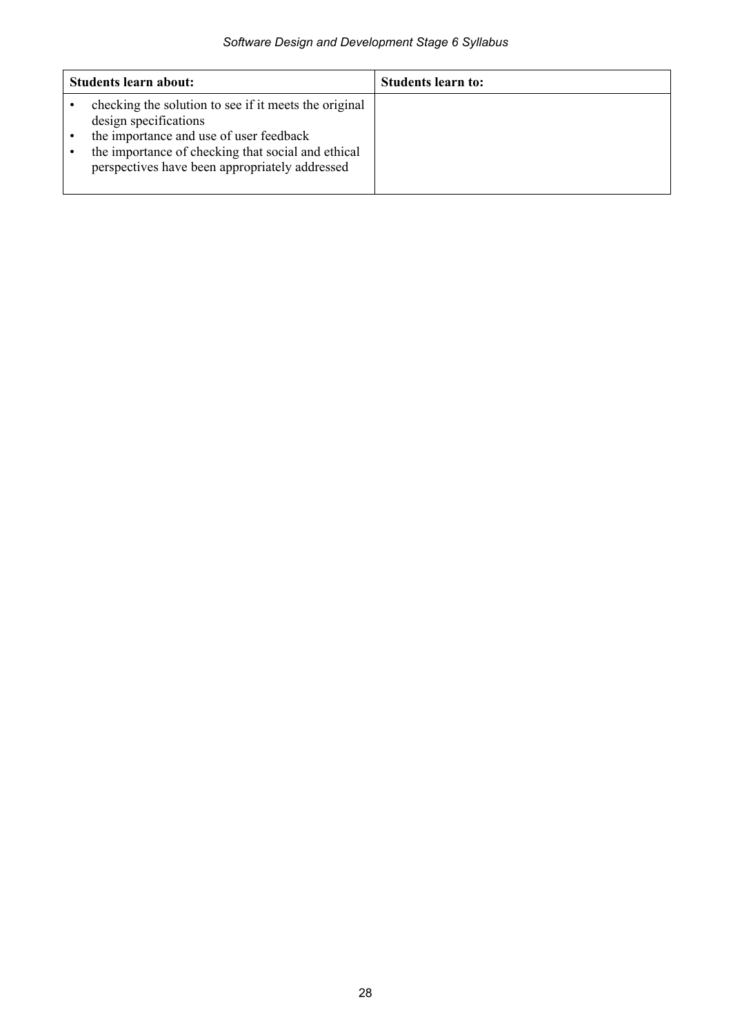| Students learn about: | Students learn to: |
|---|---|
| • checking the solution to see if it meets the original design specifications<br>• the importance and use of user feedback<br>• the importance of checking that social and ethical perspectives have been appropriately addressed | |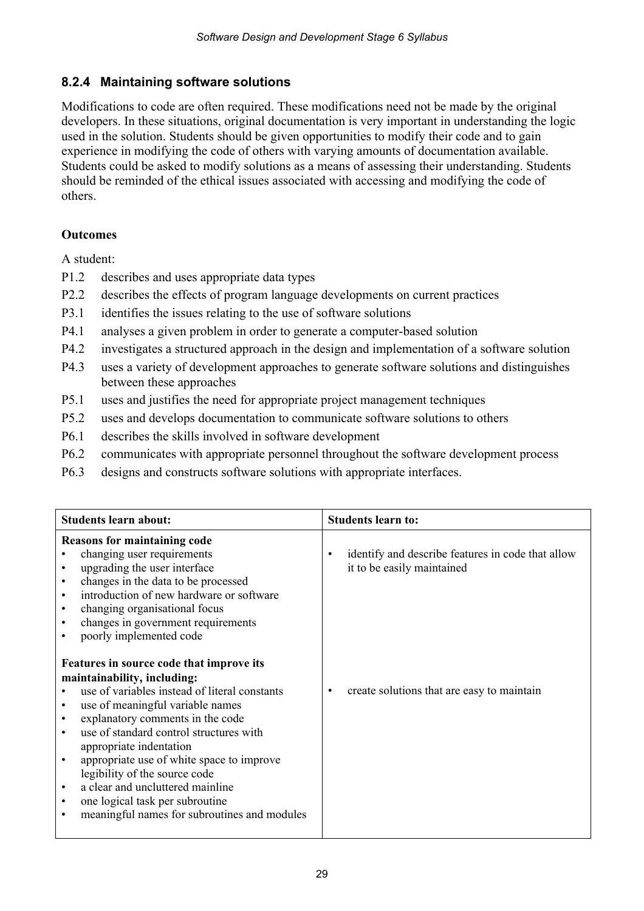### 8.2.4 Maintaining software solutions

Modifications to code are often required. These modifications need not be made by the original developers. In these situations, original documentation is very important in understanding the logic used in the solution. Students should be given opportunities to modify their code and to gain experience in modifying the code of others with varying amounts of documentation available. Students could be asked to modify solutions as a means of assessing their understanding. Students should be reminded of the ethical issues associated with accessing and modifying the code of others.

**Outcomes**

A student:

- P1.2 describes and uses appropriate data types
- P2.2 describes the effects of program language developments on current practices
- P3.1 identifies the issues relating to the use of software solutions
- P4.1 analyses a given problem in order to generate a computer-based solution
- P4.2 investigates a structured approach in the design and implementation of a software solution
- P4.3 uses a variety of development approaches to generate software solutions and distinguishes between these approaches
- P5.1 uses and justifies the need for appropriate project management techniques
- P5.2 uses and develops documentation to communicate software solutions to others
- P6.1 describes the skills involved in software development
- P6.2 communicates with appropriate personnel throughout the software development process
- P6.3 designs and constructs software solutions with appropriate interfaces.

| Students learn about: | Students learn to: |
| --- | --- |
| **Reasons for maintaining code**<br>• changing user requirements<br>• upgrading the user interface<br>• changes in the data to be processed<br>• introduction of new hardware or software<br>• changing organisational focus<br>• changes in government requirements<br>• poorly implemented code | • identify and describe features in code that allow it to be easily maintained |
| **Features in source code that improve its maintainability, including:**<br>• use of variables instead of literal constants<br>• use of meaningful variable names<br>• explanatory comments in the code<br>• use of standard control structures with appropriate indentation<br>• appropriate use of white space to improve legibility of the source code<br>• a clear and uncluttered mainline<br>• one logical task per subroutine<br>• meaningful names for subroutines and modules | • create solutions that are easy to maintain |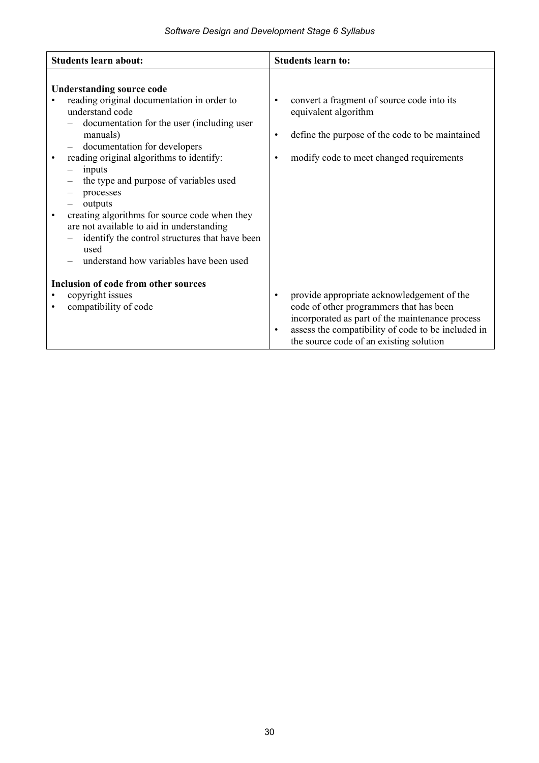| Students learn about: | Students learn to: |
| --- | --- |
| **Understanding source code**<br>• reading original documentation in order to understand code<br>  – documentation for the user (including user manuals)<br>  – documentation for developers<br>• reading original algorithms to identify:<br>  – inputs<br>  – the type and purpose of variables used<br>  – processes<br>  – outputs<br>• creating algorithms for source code when they are not available to aid in understanding<br>  – identify the control structures that have been used<br>  – understand how variables have been used | • convert a fragment of source code into its equivalent algorithm<br>• define the purpose of the code to be maintained<br>• modify code to meet changed requirements |
| **Inclusion of code from other sources**<br>• copyright issues<br>• compatibility of code | • provide appropriate acknowledgement of the code of other programmers that has been incorporated as part of the maintenance process<br>• assess the compatibility of code to be included in the source code of an existing solution |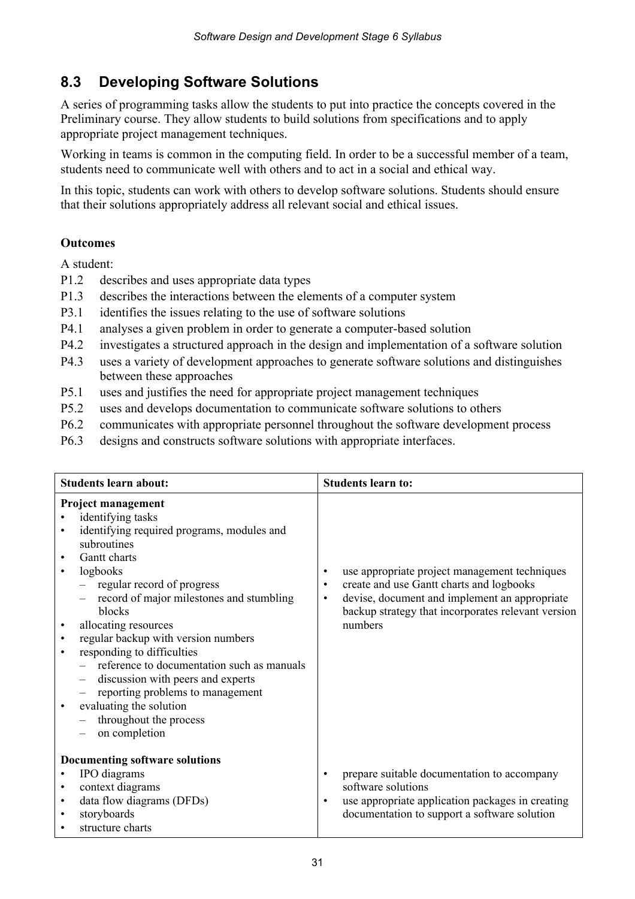## 8.3 Developing Software Solutions

A series of programming tasks allow the students to put into practice the concepts covered in the Preliminary course. They allow students to build solutions from specifications and to apply appropriate project management techniques.

Working in teams is common in the computing field. In order to be a successful member of a team, students need to communicate well with others and to act in a social and ethical way.

In this topic, students can work with others to develop software solutions. Students should ensure that their solutions appropriately address all relevant social and ethical issues.

**Outcomes**

A student:

- P1.2 describes and uses appropriate data types
- P1.3 describes the interactions between the elements of a computer system
- P3.1 identifies the issues relating to the use of software solutions
- P4.1 analyses a given problem in order to generate a computer-based solution
- P4.2 investigates a structured approach in the design and implementation of a software solution
- P4.3 uses a variety of development approaches to generate software solutions and distinguishes between these approaches
- P5.1 uses and justifies the need for appropriate project management techniques
- P5.2 uses and develops documentation to communicate software solutions to others
- P6.2 communicates with appropriate personnel throughout the software development process
- P6.3 designs and constructs software solutions with appropriate interfaces.

| Students learn about: | Students learn to: |
|---|---|
| **Project management**<br>• identifying tasks<br>• identifying required programs, modules and subroutines<br>• Gantt charts<br>• logbooks<br>– regular record of progress<br>– record of major milestones and stumbling blocks<br>• allocating resources<br>• regular backup with version numbers<br>• responding to difficulties<br>– reference to documentation such as manuals<br>– discussion with peers and experts<br>– reporting problems to management<br>• evaluating the solution<br>– throughout the process<br>– on completion | • use appropriate project management techniques<br>• create and use Gantt charts and logbooks<br>• devise, document and implement an appropriate backup strategy that incorporates relevant version numbers |
| **Documenting software solutions**<br>• IPO diagrams<br>• context diagrams<br>• data flow diagrams (DFDs)<br>• storyboards<br>• structure charts | • prepare suitable documentation to accompany software solutions<br>• use appropriate application packages in creating documentation to support a software solution |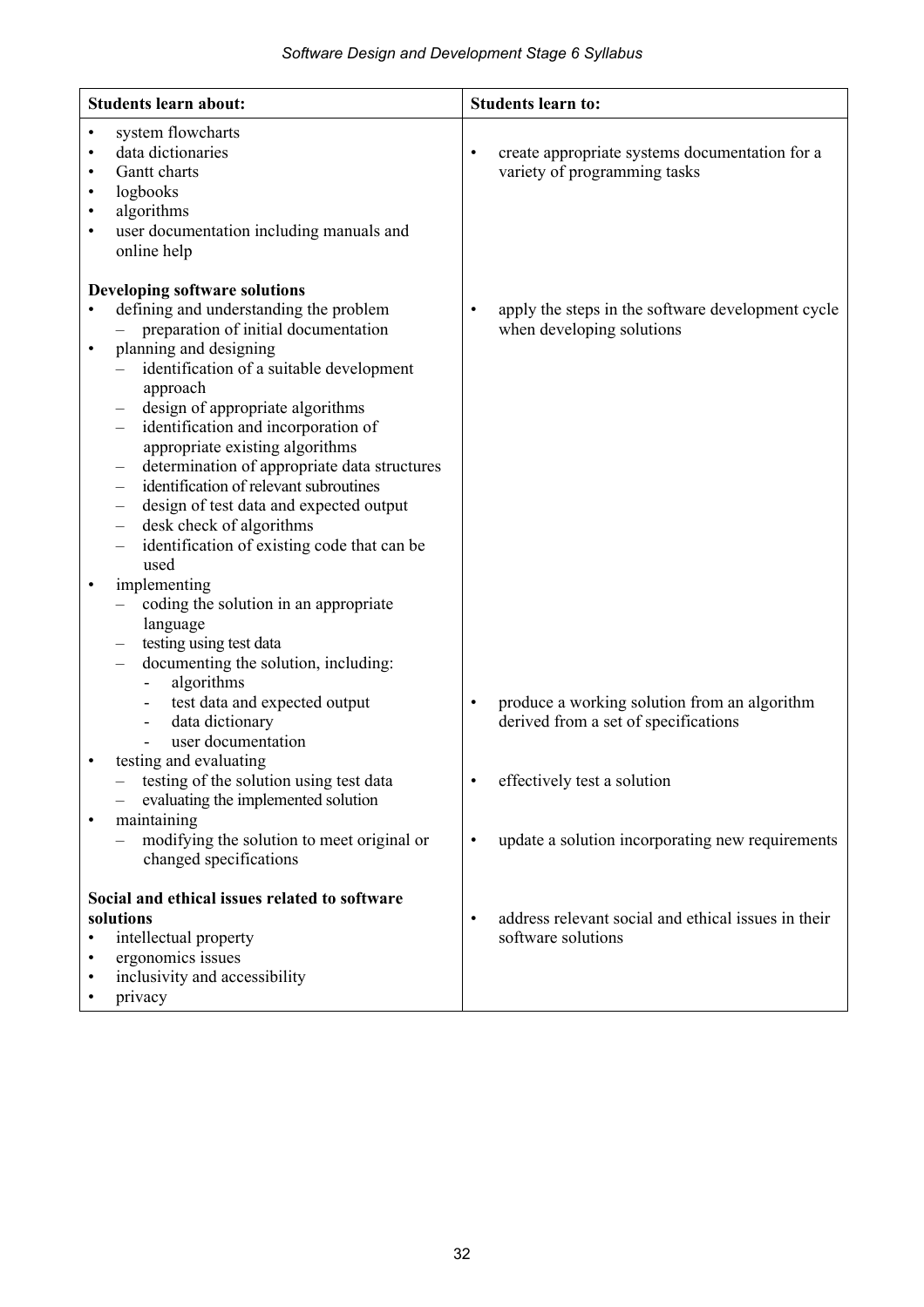| Students learn about: | Students learn to: |
|---|---|
| • system flowcharts<br>• data dictionaries<br>• Gantt charts<br>• logbooks<br>• algorithms<br>• user documentation including manuals and online help | • create appropriate systems documentation for a variety of programming tasks |
| **Developing software solutions**<br>• defining and understanding the problem<br>  – preparation of initial documentation<br>• planning and designing<br>  – identification of a suitable development approach<br>  – design of appropriate algorithms<br>  – identification and incorporation of appropriate existing algorithms<br>  – determination of appropriate data structures<br>  – identification of relevant subroutines<br>  – design of test data and expected output<br>  – desk check of algorithms<br>  – identification of existing code that can be used | • apply the steps in the software development cycle when developing solutions |
| • implementing<br>  – coding the solution in an appropriate language<br>  – testing using test data<br>  – documenting the solution, including:<br>    - algorithms<br>    - test data and expected output<br>    - data dictionary<br>    - user documentation | • produce a working solution from an algorithm derived from a set of specifications |
| • testing and evaluating<br>  – testing of the solution using test data<br>  – evaluating the implemented solution | • effectively test a solution |
| • maintaining<br>  – modifying the solution to meet original or changed specifications | • update a solution incorporating new requirements |
| **Social and ethical issues related to software solutions**<br>• intellectual property<br>• ergonomics issues<br>• inclusivity and accessibility<br>• privacy | • address relevant social and ethical issues in their software solutions |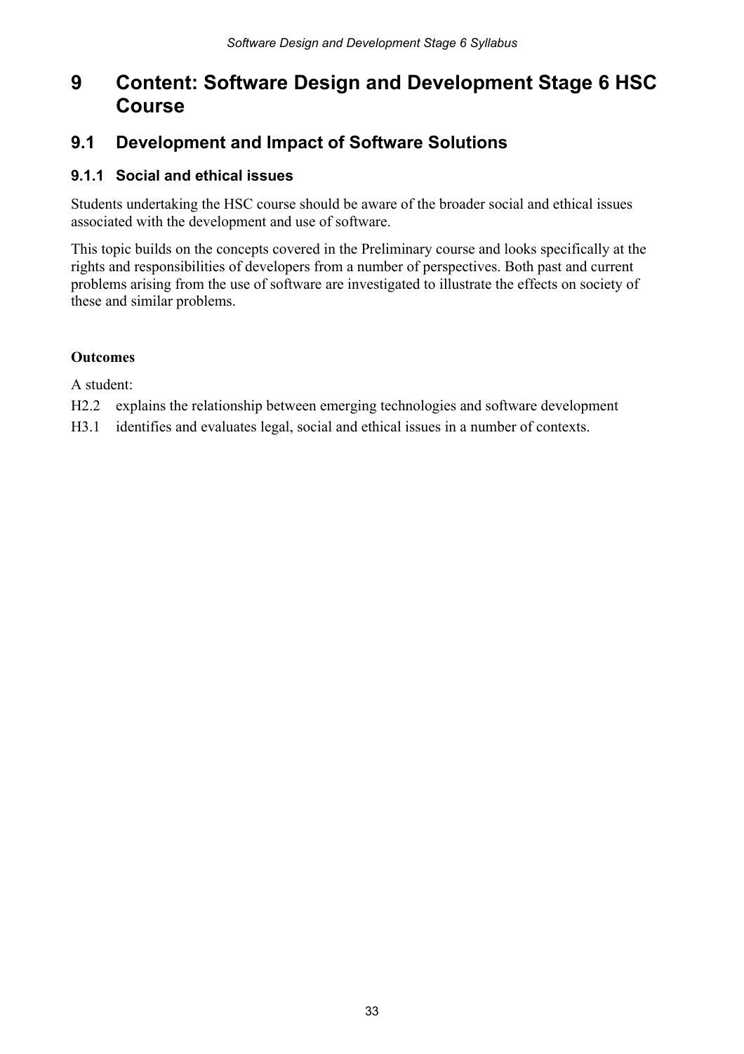# 9 Content: Software Design and Development Stage 6 HSC Course

## 9.1 Development and Impact of Software Solutions

### 9.1.1 Social and ethical issues

Students undertaking the HSC course should be aware of the broader social and ethical issues associated with the development and use of software.

This topic builds on the concepts covered in the Preliminary course and looks specifically at the rights and responsibilities of developers from a number of perspectives. Both past and current problems arising from the use of software are investigated to illustrate the effects on society of these and similar problems.

**Outcomes**

A student:

H2.2 explains the relationship between emerging technologies and software development

H3.1 identifies and evaluates legal, social and ethical issues in a number of contexts.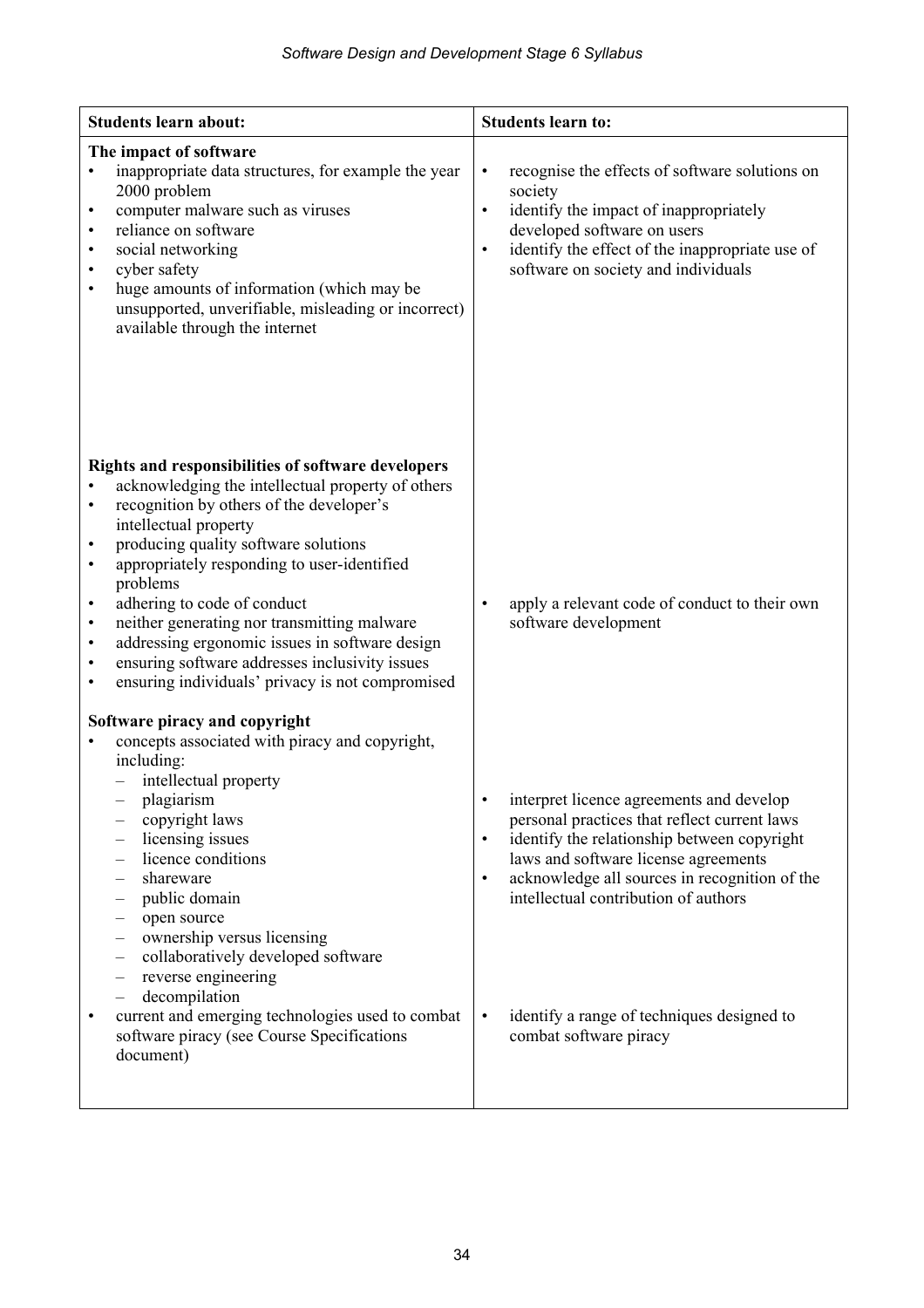| Students learn about: | Students learn to: |
|---|---|
| **The impact of software**<br>• inappropriate data structures, for example the year 2000 problem<br>• computer malware such as viruses<br>• reliance on software<br>• social networking<br>• cyber safety<br>• huge amounts of information (which may be unsupported, unverifiable, misleading or incorrect) available through the internet | • recognise the effects of software solutions on society<br>• identify the impact of inappropriately developed software on users<br>• identify the effect of the inappropriate use of software on society and individuals |
| **Rights and responsibilities of software developers**<br>• acknowledging the intellectual property of others<br>• recognition by others of the developer's intellectual property<br>• producing quality software solutions<br>• appropriately responding to user-identified problems<br>• adhering to code of conduct<br>• neither generating nor transmitting malware<br>• addressing ergonomic issues in software design<br>• ensuring software addresses inclusivity issues<br>• ensuring individuals' privacy is not compromised | • apply a relevant code of conduct to their own software development |
| **Software piracy and copyright**<br>• concepts associated with piracy and copyright, including:<br>&nbsp;&nbsp;– intellectual property<br>&nbsp;&nbsp;– plagiarism<br>&nbsp;&nbsp;– copyright laws<br>&nbsp;&nbsp;– licensing issues<br>&nbsp;&nbsp;– licence conditions<br>&nbsp;&nbsp;– shareware<br>&nbsp;&nbsp;– public domain<br>&nbsp;&nbsp;– open source<br>&nbsp;&nbsp;– ownership versus licensing<br>&nbsp;&nbsp;– collaboratively developed software<br>&nbsp;&nbsp;– reverse engineering<br>&nbsp;&nbsp;– decompilation | • interpret licence agreements and develop personal practices that reflect current laws<br>• identify the relationship between copyright laws and software license agreements<br>• acknowledge all sources in recognition of the intellectual contribution of authors |
| • current and emerging technologies used to combat software piracy (see Course Specifications document) | • identify a range of techniques designed to combat software piracy |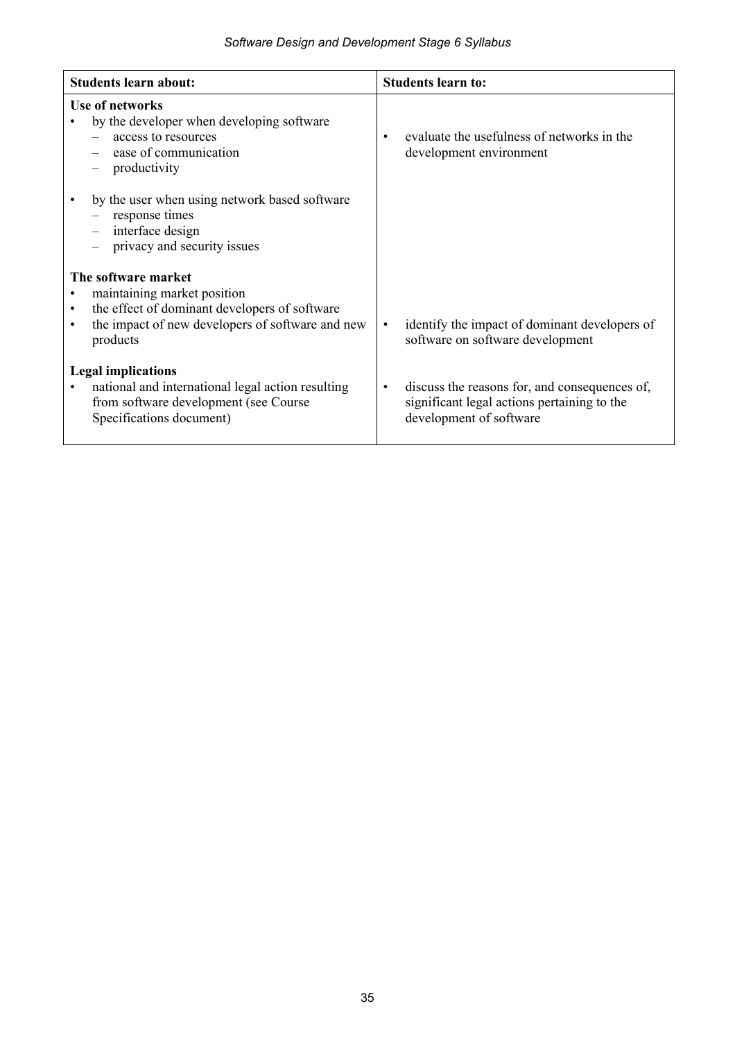| Students learn about: | Students learn to: |
| --- | --- |
| **Use of networks**<br>• by the developer when developing software<br>  – access to resources<br>  – ease of communication<br>  – productivity<br><br>• by the user when using network based software<br>  – response times<br>  – interface design<br>  – privacy and security issues | • evaluate the usefulness of networks in the development environment |
| **The software market**<br>• maintaining market position<br>• the effect of dominant developers of software<br>• the impact of new developers of software and new products | • identify the impact of dominant developers of software on software development |
| **Legal implications**<br>• national and international legal action resulting from software development (see Course Specifications document) | • discuss the reasons for, and consequences of, significant legal actions pertaining to the development of software |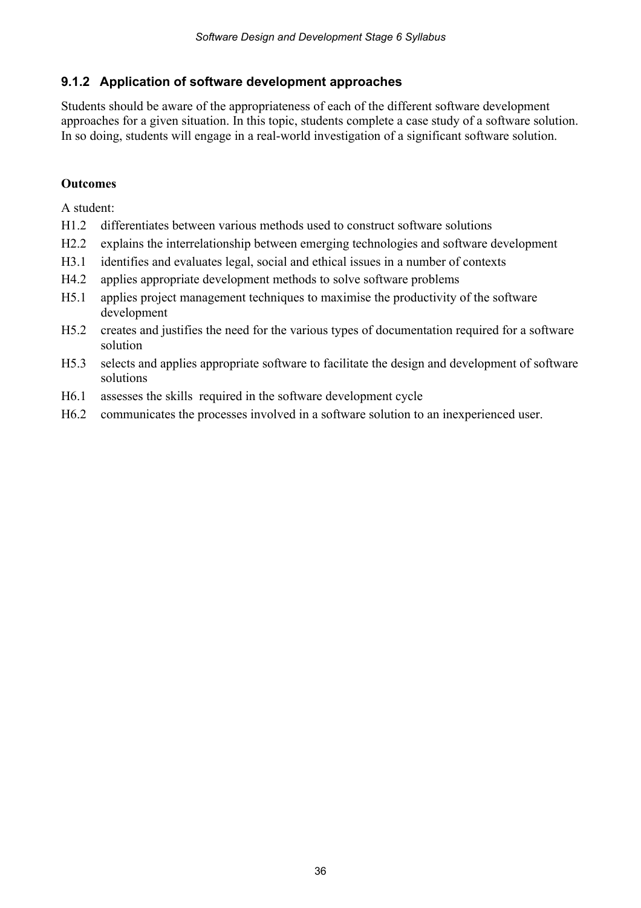### 9.1.2 Application of software development approaches

Students should be aware of the appropriateness of each of the different software development approaches for a given situation. In this topic, students complete a case study of a software solution. In so doing, students will engage in a real-world investigation of a significant software solution.

**Outcomes**

A student:

- H1.2 differentiates between various methods used to construct software solutions
- H2.2 explains the interrelationship between emerging technologies and software development
- H3.1 identifies and evaluates legal, social and ethical issues in a number of contexts
- H4.2 applies appropriate development methods to solve software problems
- H5.1 applies project management techniques to maximise the productivity of the software development
- H5.2 creates and justifies the need for the various types of documentation required for a software solution
- H5.3 selects and applies appropriate software to facilitate the design and development of software solutions
- H6.1 assesses the skills required in the software development cycle
- H6.2 communicates the processes involved in a software solution to an inexperienced user.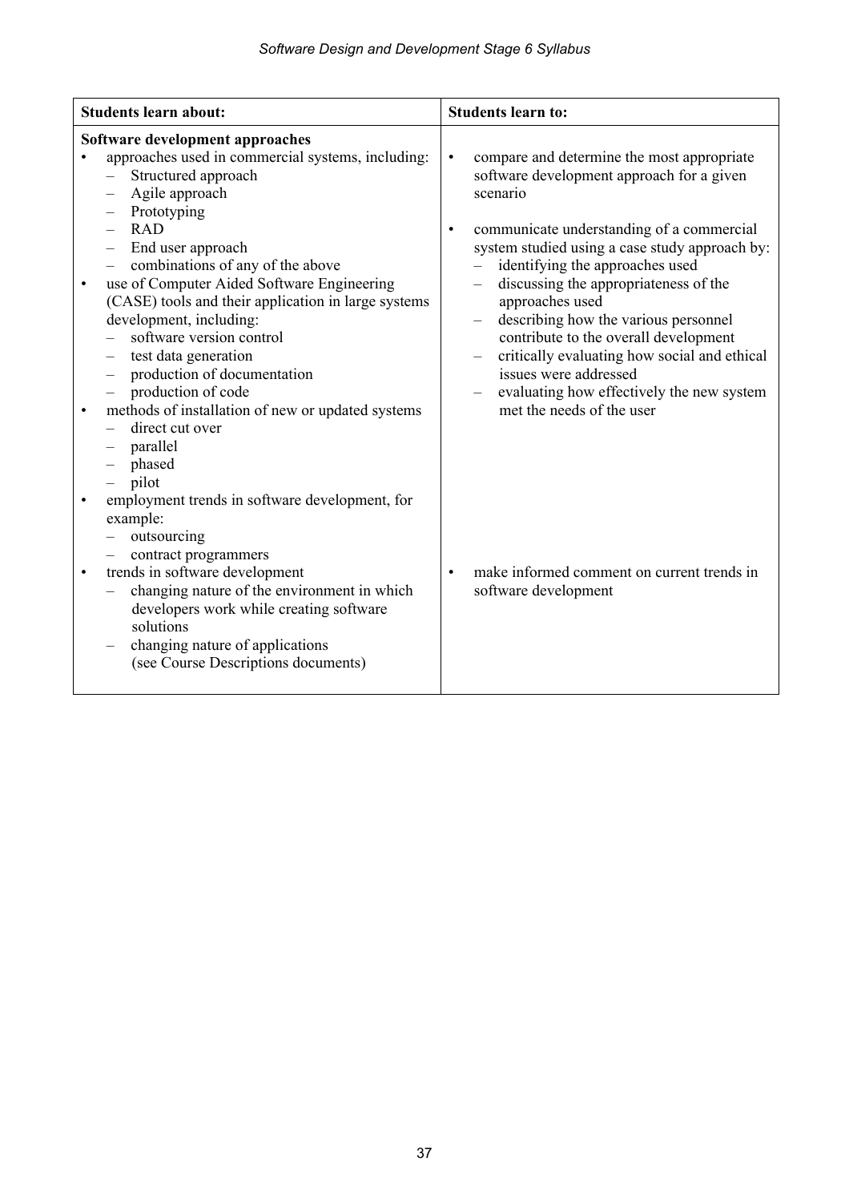| Students learn about: | Students learn to: |
|---|---|
| **Software development approaches**<br>• approaches used in commercial systems, including:<br>&nbsp;&nbsp;– Structured approach<br>&nbsp;&nbsp;– Agile approach<br>&nbsp;&nbsp;– Prototyping<br>&nbsp;&nbsp;– RAD<br>&nbsp;&nbsp;– End user approach<br>&nbsp;&nbsp;– combinations of any of the above<br>• use of Computer Aided Software Engineering (CASE) tools and their application in large systems development, including:<br>&nbsp;&nbsp;– software version control<br>&nbsp;&nbsp;– test data generation<br>&nbsp;&nbsp;– production of documentation<br>&nbsp;&nbsp;– production of code<br>• methods of installation of new or updated systems<br>&nbsp;&nbsp;– direct cut over<br>&nbsp;&nbsp;– parallel<br>&nbsp;&nbsp;– phased<br>&nbsp;&nbsp;– pilot<br>• employment trends in software development, for example:<br>&nbsp;&nbsp;– outsourcing<br>&nbsp;&nbsp;– contract programmers | • compare and determine the most appropriate software development approach for a given scenario<br><br>• communicate understanding of a commercial system studied using a case study approach by:<br>&nbsp;&nbsp;– identifying the approaches used<br>&nbsp;&nbsp;– discussing the appropriateness of the approaches used<br>&nbsp;&nbsp;– describing how the various personnel contribute to the overall development<br>&nbsp;&nbsp;– critically evaluating how social and ethical issues were addressed<br>&nbsp;&nbsp;– evaluating how effectively the new system met the needs of the user |
| • trends in software development<br>&nbsp;&nbsp;– changing nature of the environment in which developers work while creating software solutions<br>&nbsp;&nbsp;– changing nature of applications (see Course Descriptions documents) | • make informed comment on current trends in software development |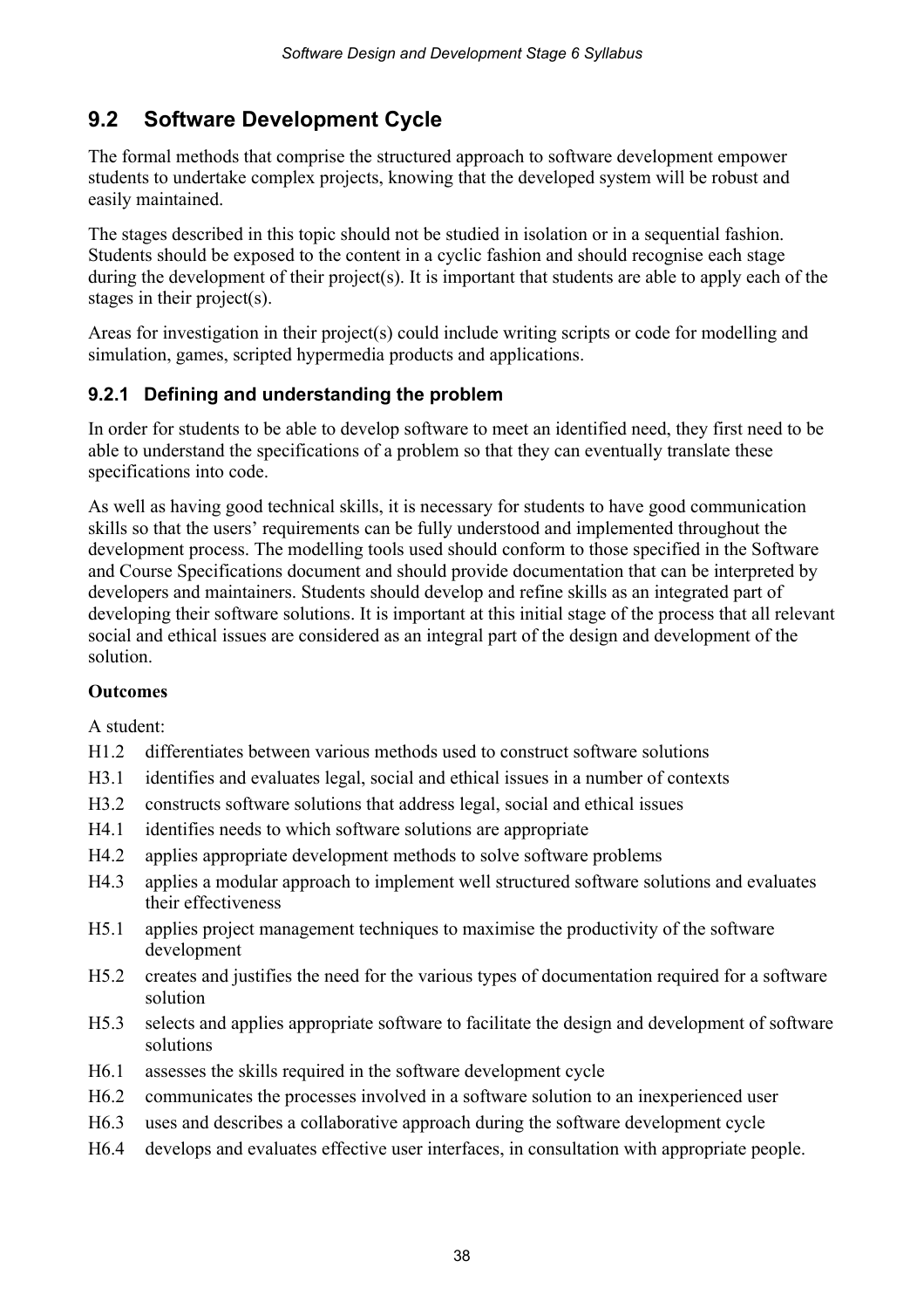## 9.2 Software Development Cycle

The formal methods that comprise the structured approach to software development empower students to undertake complex projects, knowing that the developed system will be robust and easily maintained.

The stages described in this topic should not be studied in isolation or in a sequential fashion. Students should be exposed to the content in a cyclic fashion and should recognise each stage during the development of their project(s). It is important that students are able to apply each of the stages in their project(s).

Areas for investigation in their project(s) could include writing scripts or code for modelling and simulation, games, scripted hypermedia products and applications.

### 9.2.1 Defining and understanding the problem

In order for students to be able to develop software to meet an identified need, they first need to be able to understand the specifications of a problem so that they can eventually translate these specifications into code.

As well as having good technical skills, it is necessary for students to have good communication skills so that the users' requirements can be fully understood and implemented throughout the development process. The modelling tools used should conform to those specified in the Software and Course Specifications document and should provide documentation that can be interpreted by developers and maintainers. Students should develop and refine skills as an integrated part of developing their software solutions. It is important at this initial stage of the process that all relevant social and ethical issues are considered as an integral part of the design and development of the solution.

**Outcomes**

A student:

- H1.2 differentiates between various methods used to construct software solutions
- H3.1 identifies and evaluates legal, social and ethical issues in a number of contexts
- H3.2 constructs software solutions that address legal, social and ethical issues
- H4.1 identifies needs to which software solutions are appropriate
- H4.2 applies appropriate development methods to solve software problems
- H4.3 applies a modular approach to implement well structured software solutions and evaluates their effectiveness
- H5.1 applies project management techniques to maximise the productivity of the software development
- H5.2 creates and justifies the need for the various types of documentation required for a software solution
- H5.3 selects and applies appropriate software to facilitate the design and development of software solutions
- H6.1 assesses the skills required in the software development cycle
- H6.2 communicates the processes involved in a software solution to an inexperienced user
- H6.3 uses and describes a collaborative approach during the software development cycle
- H6.4 develops and evaluates effective user interfaces, in consultation with appropriate people.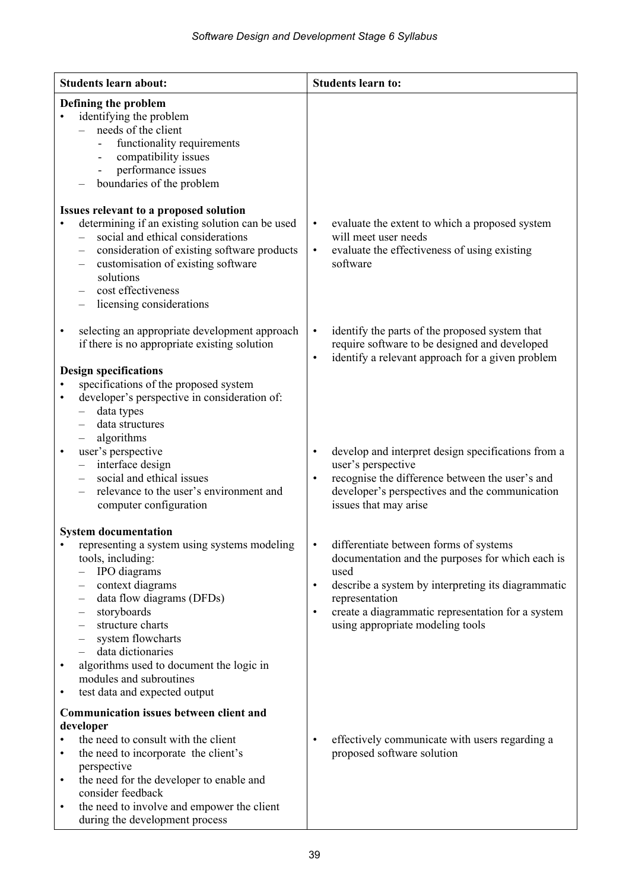| Students learn about: | Students learn to: |
| --- | --- |
| **Defining the problem**<br>• identifying the problem<br>  – needs of the client<br>    - functionality requirements<br>    - compatibility issues<br>    - performance issues<br>  – boundaries of the problem | |
| **Issues relevant to a proposed solution**<br>• determining if an existing solution can be used<br>  – social and ethical considerations<br>  – consideration of existing software products<br>  – customisation of existing software solutions<br>  – cost effectiveness<br>  – licensing considerations | • evaluate the extent to which a proposed system will meet user needs<br>• evaluate the effectiveness of using existing software |
| • selecting an appropriate development approach if there is no appropriate existing solution | • identify the parts of the proposed system that require software to be designed and developed<br>• identify a relevant approach for a given problem |
| **Design specifications**<br>• specifications of the proposed system<br>• developer's perspective in consideration of:<br>  – data types<br>  – data structures<br>  – algorithms<br>• user's perspective<br>  – interface design<br>  – social and ethical issues<br>  – relevance to the user's environment and computer configuration | • develop and interpret design specifications from a user's perspective<br>• recognise the difference between the user's and developer's perspectives and the communication issues that may arise |
| **System documentation**<br>• representing a system using systems modeling tools, including:<br>  – IPO diagrams<br>  – context diagrams<br>  – data flow diagrams (DFDs)<br>  – storyboards<br>  – structure charts<br>  – system flowcharts<br>  – data dictionaries<br>• algorithms used to document the logic in modules and subroutines<br>• test data and expected output | • differentiate between forms of systems documentation and the purposes for which each is used<br>• describe a system by interpreting its diagrammatic representation<br>• create a diagrammatic representation for a system using appropriate modeling tools |
| **Communication issues between client and developer**<br>• the need to consult with the client<br>• the need to incorporate the client's perspective<br>• the need for the developer to enable and consider feedback<br>• the need to involve and empower the client during the development process | • effectively communicate with users regarding a proposed software solution |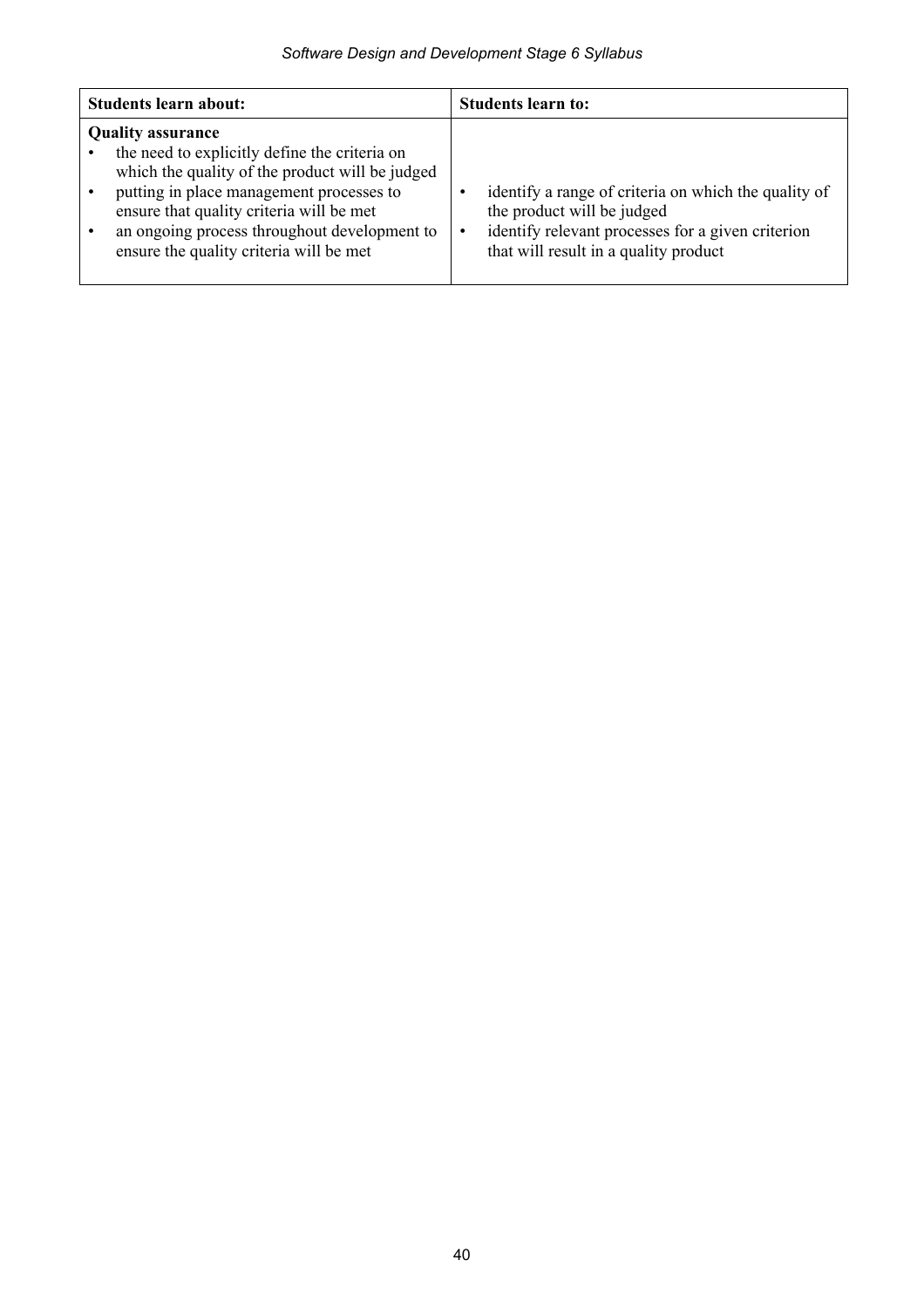| Students learn about: | Students learn to: |
|---|---|
| **Quality assurance**<br>• the need to explicitly define the criteria on which the quality of the product will be judged<br>• putting in place management processes to ensure that quality criteria will be met<br>• an ongoing process throughout development to ensure the quality criteria will be met | • identify a range of criteria on which the quality of the product will be judged<br>• identify relevant processes for a given criterion that will result in a quality product |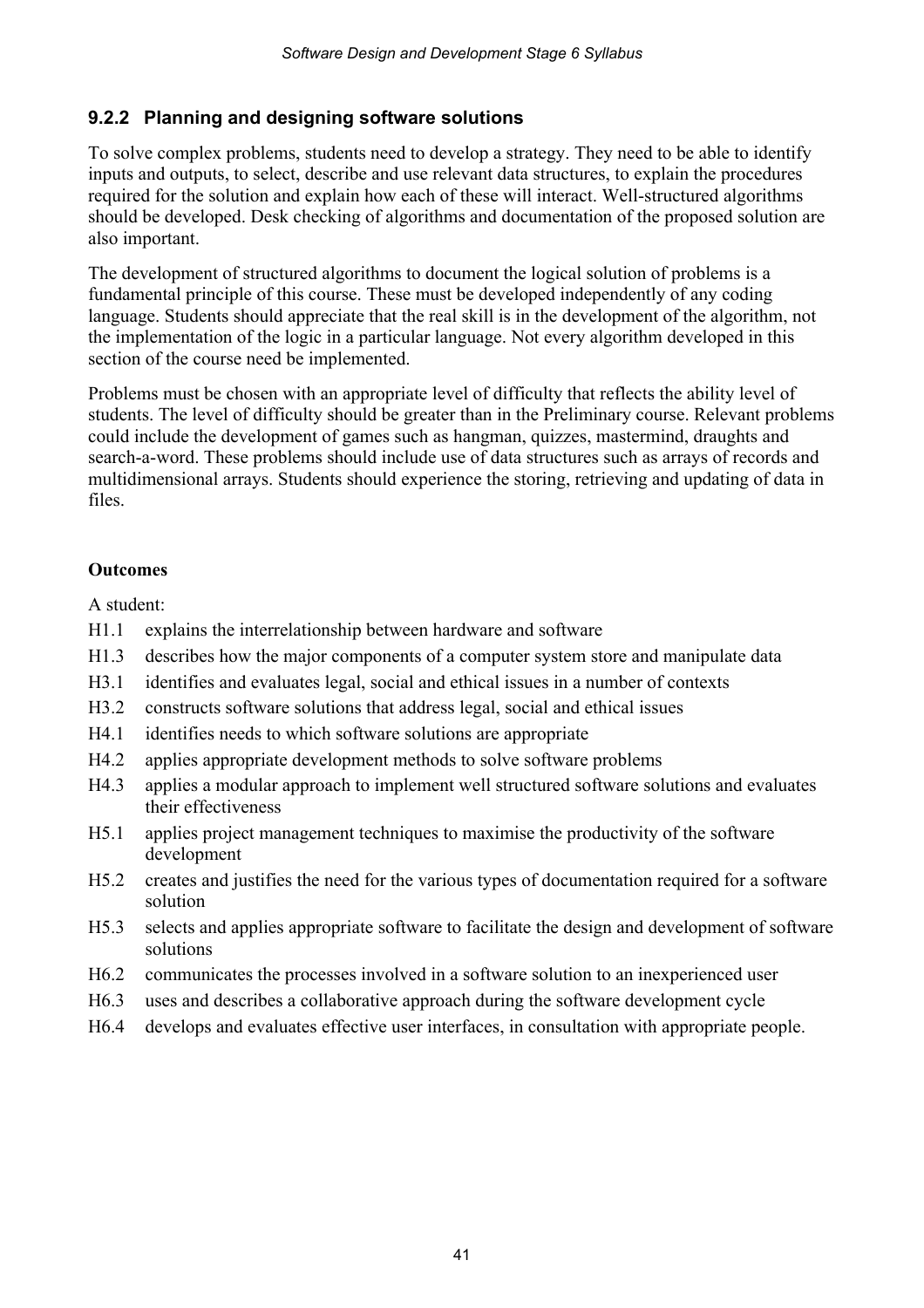### 9.2.2 Planning and designing software solutions

To solve complex problems, students need to develop a strategy. They need to be able to identify inputs and outputs, to select, describe and use relevant data structures, to explain the procedures required for the solution and explain how each of these will interact. Well-structured algorithms should be developed. Desk checking of algorithms and documentation of the proposed solution are also important.

The development of structured algorithms to document the logical solution of problems is a fundamental principle of this course. These must be developed independently of any coding language. Students should appreciate that the real skill is in the development of the algorithm, not the implementation of the logic in a particular language. Not every algorithm developed in this section of the course need be implemented.

Problems must be chosen with an appropriate level of difficulty that reflects the ability level of students. The level of difficulty should be greater than in the Preliminary course. Relevant problems could include the development of games such as hangman, quizzes, mastermind, draughts and search-a-word. These problems should include use of data structures such as arrays of records and multidimensional arrays. Students should experience the storing, retrieving and updating of data in files.

**Outcomes**

A student:

- H1.1 explains the interrelationship between hardware and software
- H1.3 describes how the major components of a computer system store and manipulate data
- H3.1 identifies and evaluates legal, social and ethical issues in a number of contexts
- H3.2 constructs software solutions that address legal, social and ethical issues
- H4.1 identifies needs to which software solutions are appropriate
- H4.2 applies appropriate development methods to solve software problems
- H4.3 applies a modular approach to implement well structured software solutions and evaluates their effectiveness
- H5.1 applies project management techniques to maximise the productivity of the software development
- H5.2 creates and justifies the need for the various types of documentation required for a software solution
- H5.3 selects and applies appropriate software to facilitate the design and development of software solutions
- H6.2 communicates the processes involved in a software solution to an inexperienced user
- H6.3 uses and describes a collaborative approach during the software development cycle
- H6.4 develops and evaluates effective user interfaces, in consultation with appropriate people.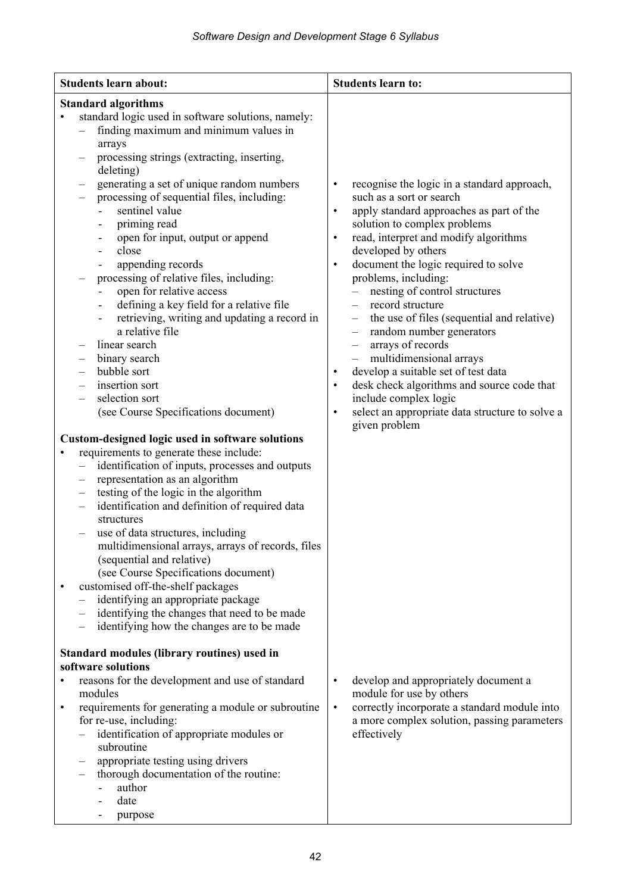| Students learn about: | Students learn to: |
|---|---|
| **Standard algorithms**<br>• standard logic used in software solutions, namely:<br>– finding maximum and minimum values in arrays<br>– processing strings (extracting, inserting, deleting)<br>– generating a set of unique random numbers<br>– processing of sequential files, including:<br>- sentinel value<br>- priming read<br>- open for input, output or append<br>- close<br>- appending records<br>– processing of relative files, including:<br>- open for relative access<br>- defining a key field for a relative file<br>- retrieving, writing and updating a record in a relative file<br>– linear search<br>– binary search<br>– bubble sort<br>– insertion sort<br>– selection sort<br>(see Course Specifications document)<br><br>**Custom-designed logic used in software solutions**<br>• requirements to generate these include:<br>– identification of inputs, processes and outputs<br>– representation as an algorithm<br>– testing of the logic in the algorithm<br>– identification and definition of required data structures<br>– use of data structures, including multidimensional arrays, arrays of records, files (sequential and relative)<br>(see Course Specifications document)<br>• customised off-the-shelf packages<br>– identifying an appropriate package<br>– identifying the changes that need to be made<br>– identifying how the changes are to be made | • recognise the logic in a standard approach, such as a sort or search<br>• apply standard approaches as part of the solution to complex problems<br>• read, interpret and modify algorithms developed by others<br>• document the logic required to solve problems, including:<br>– nesting of control structures<br>– record structure<br>– the use of files (sequential and relative)<br>– random number generators<br>– arrays of records<br>– multidimensional arrays<br>• develop a suitable set of test data<br>• desk check algorithms and source code that include complex logic<br>• select an appropriate data structure to solve a given problem |
| **Standard modules (library routines) used in software solutions**<br>• reasons for the development and use of standard modules<br>• requirements for generating a module or subroutine for re-use, including:<br>– identification of appropriate modules or subroutine<br>– appropriate testing using drivers<br>– thorough documentation of the routine:<br>- author<br>- date<br>- purpose | • develop and appropriately document a module for use by others<br>• correctly incorporate a standard module into a more complex solution, passing parameters effectively |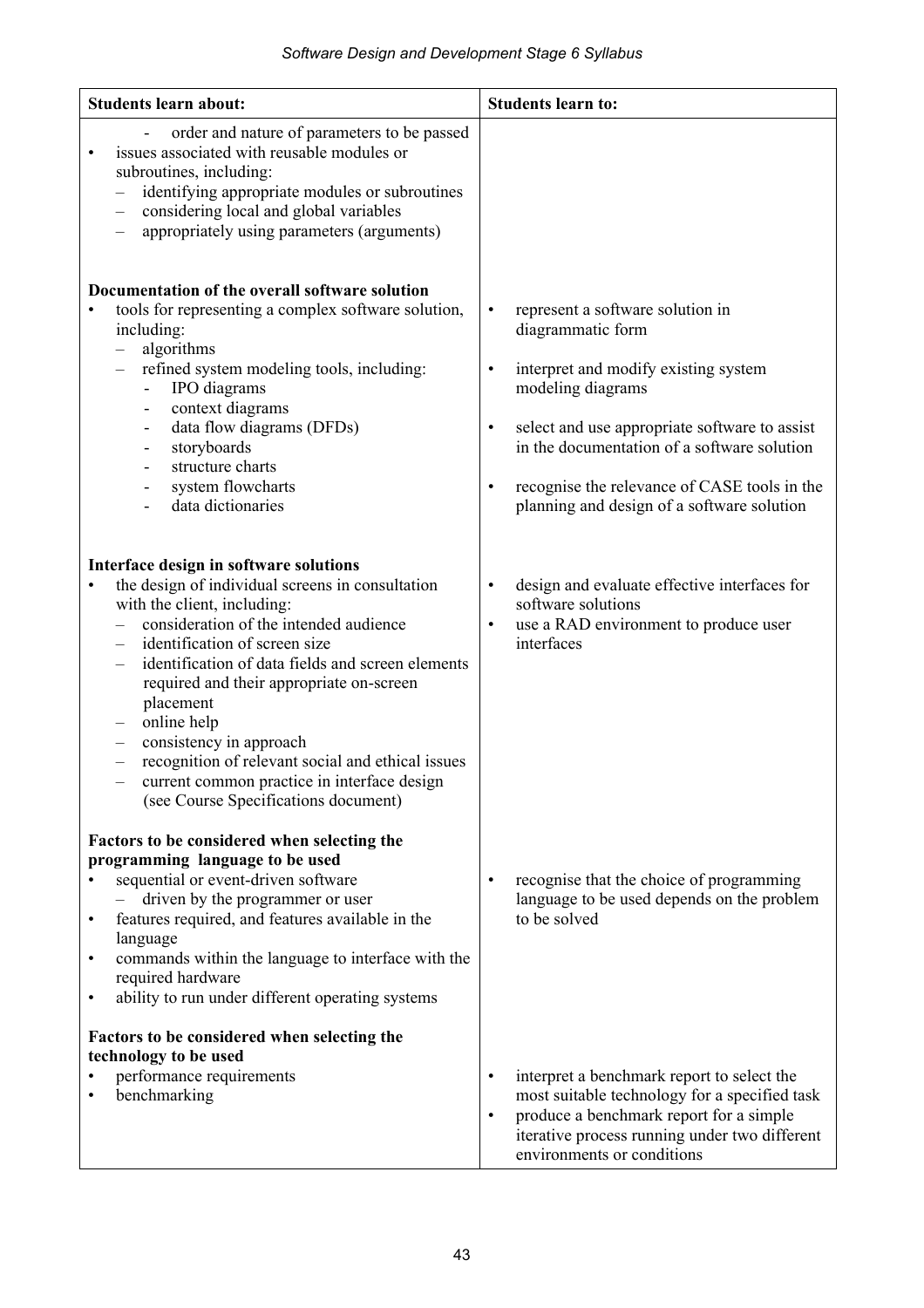| **Students learn about:** | **Students learn to:** |
| --- | --- |
| - order and nature of parameters to be passed<br>• issues associated with reusable modules or subroutines, including:<br>– identifying appropriate modules or subroutines<br>– considering local and global variables<br>– appropriately using parameters (arguments) | |
| **Documentation of the overall software solution**<br>• tools for representing a complex software solution, including:<br>– algorithms<br>– refined system modeling tools, including:<br>- IPO diagrams<br>- context diagrams<br>- data flow diagrams (DFDs)<br>- storyboards<br>- structure charts<br>- system flowcharts<br>- data dictionaries | • represent a software solution in diagrammatic form<br>• interpret and modify existing system modeling diagrams<br>• select and use appropriate software to assist in the documentation of a software solution<br>• recognise the relevance of CASE tools in the planning and design of a software solution |
| **Interface design in software solutions**<br>• the design of individual screens in consultation with the client, including:<br>– consideration of the intended audience<br>– identification of screen size<br>– identification of data fields and screen elements required and their appropriate on-screen placement<br>– online help<br>– consistency in approach<br>– recognition of relevant social and ethical issues<br>– current common practice in interface design (see Course Specifications document) | • design and evaluate effective interfaces for software solutions<br>• use a RAD environment to produce user interfaces |
| **Factors to be considered when selecting the programming language to be used**<br>• sequential or event-driven software<br>– driven by the programmer or user<br>• features required, and features available in the language<br>• commands within the language to interface with the required hardware<br>• ability to run under different operating systems | • recognise that the choice of programming language to be used depends on the problem to be solved |
| **Factors to be considered when selecting the technology to be used**<br>• performance requirements<br>• benchmarking | • interpret a benchmark report to select the most suitable technology for a specified task<br>• produce a benchmark report for a simple iterative process running under two different environments or conditions |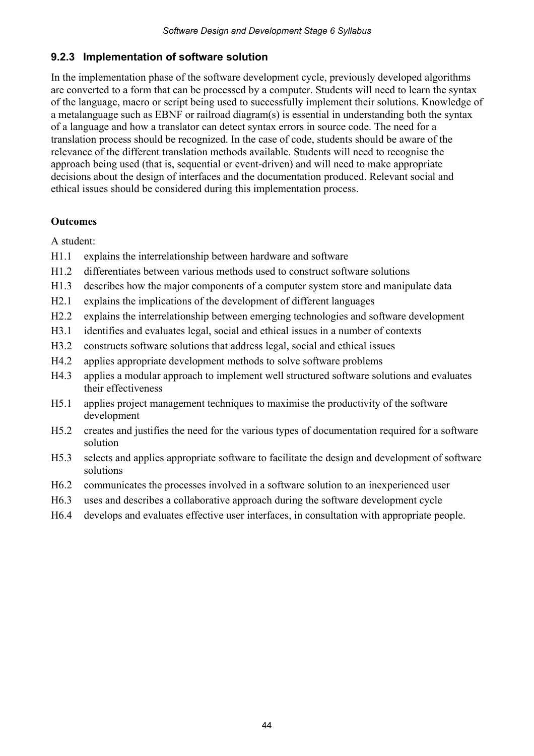### 9.2.3 Implementation of software solution

In the implementation phase of the software development cycle, previously developed algorithms are converted to a form that can be processed by a computer. Students will need to learn the syntax of the language, macro or script being used to successfully implement their solutions. Knowledge of a metalanguage such as EBNF or railroad diagram(s) is essential in understanding both the syntax of a language and how a translator can detect syntax errors in source code. The need for a translation process should be recognized. In the case of code, students should be aware of the relevance of the different translation methods available. Students will need to recognise the approach being used (that is, sequential or event-driven) and will need to make appropriate decisions about the design of interfaces and the documentation produced. Relevant social and ethical issues should be considered during this implementation process.

**Outcomes**

A student:

- H1.1 explains the interrelationship between hardware and software
- H1.2 differentiates between various methods used to construct software solutions
- H1.3 describes how the major components of a computer system store and manipulate data
- H2.1 explains the implications of the development of different languages
- H2.2 explains the interrelationship between emerging technologies and software development
- H3.1 identifies and evaluates legal, social and ethical issues in a number of contexts
- H3.2 constructs software solutions that address legal, social and ethical issues
- H4.2 applies appropriate development methods to solve software problems
- H4.3 applies a modular approach to implement well structured software solutions and evaluates their effectiveness
- H5.1 applies project management techniques to maximise the productivity of the software development
- H5.2 creates and justifies the need for the various types of documentation required for a software solution
- H5.3 selects and applies appropriate software to facilitate the design and development of software solutions
- H6.2 communicates the processes involved in a software solution to an inexperienced user
- H6.3 uses and describes a collaborative approach during the software development cycle
- H6.4 develops and evaluates effective user interfaces, in consultation with appropriate people.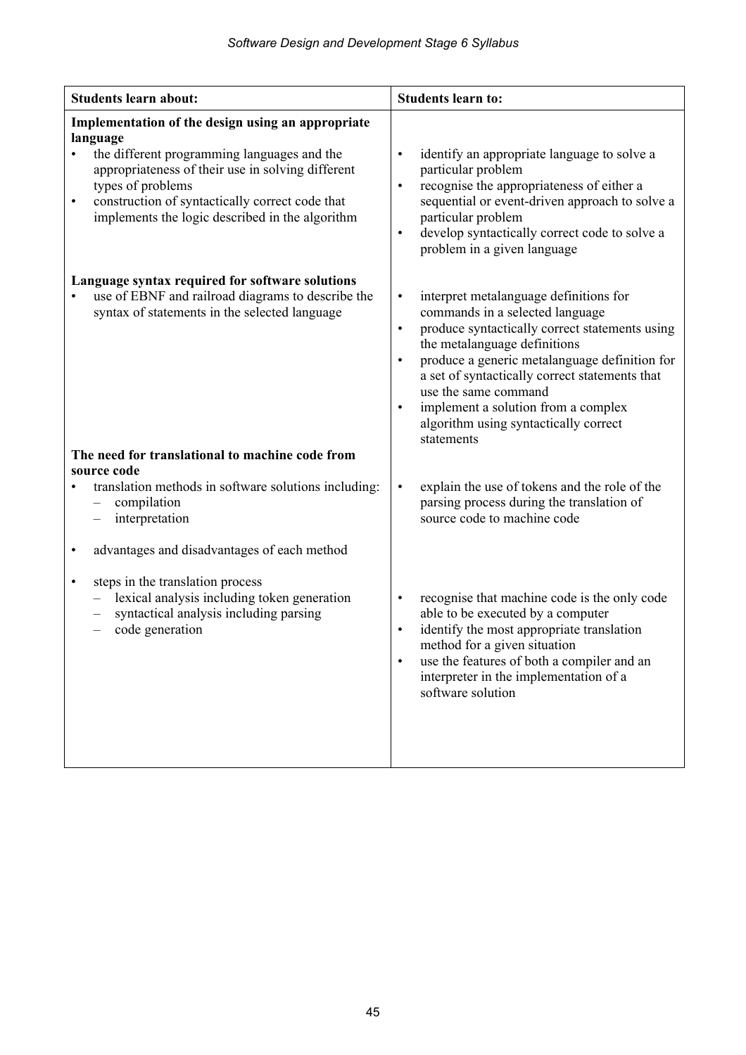| Students learn about: | Students learn to: |
|---|---|
| **Implementation of the design using an appropriate language**<br>• the different programming languages and the appropriateness of their use in solving different types of problems<br>• construction of syntactically correct code that implements the logic described in the algorithm | • identify an appropriate language to solve a particular problem<br>• recognise the appropriateness of either a sequential or event-driven approach to solve a particular problem<br>• develop syntactically correct code to solve a problem in a given language |
| **Language syntax required for software solutions**<br>• use of EBNF and railroad diagrams to describe the syntax of statements in the selected language | • interpret metalanguage definitions for commands in a selected language<br>• produce syntactically correct statements using the metalanguage definitions<br>• produce a generic metalanguage definition for a set of syntactically correct statements that use the same command<br>• implement a solution from a complex algorithm using syntactically correct statements |
| **The need for translational to machine code from source code**<br>• translation methods in software solutions including:<br>  – compilation<br>  – interpretation<br><br>• advantages and disadvantages of each method | • explain the use of tokens and the role of the parsing process during the translation of source code to machine code |
| • steps in the translation process<br>  – lexical analysis including token generation<br>  – syntactical analysis including parsing<br>  – code generation | • recognise that machine code is the only code able to be executed by a computer<br>• identify the most appropriate translation method for a given situation<br>• use the features of both a compiler and an interpreter in the implementation of a software solution |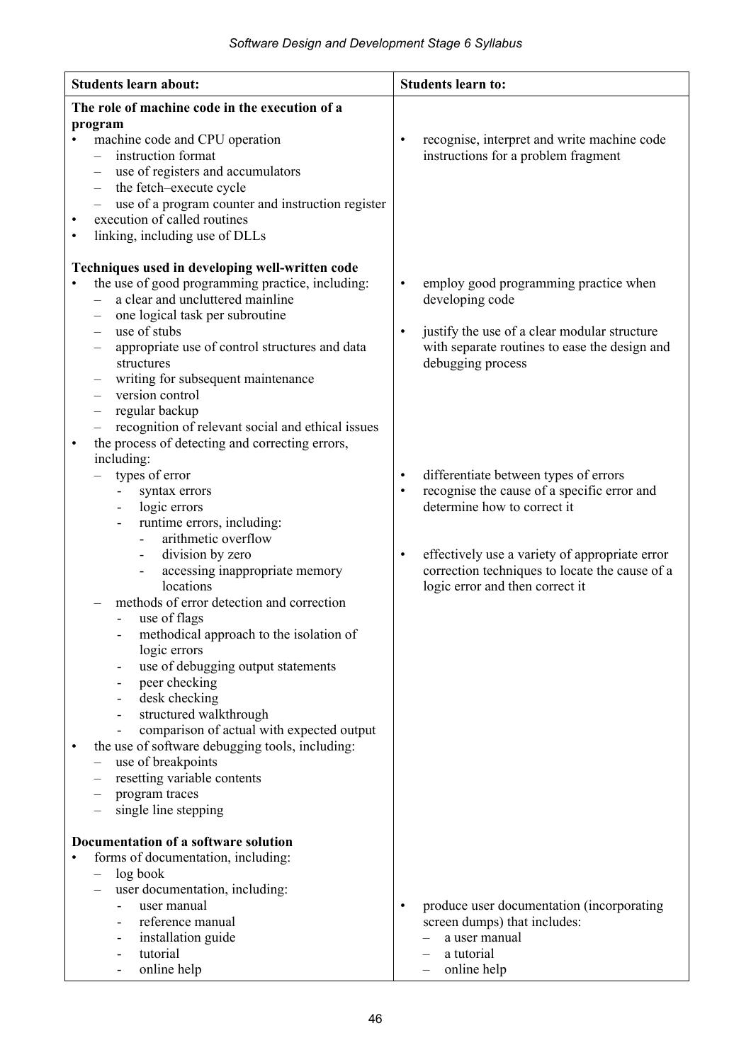| Students learn about: | Students learn to: |
|---|---|
| **The role of machine code in the execution of a program**<br>• machine code and CPU operation<br>  – instruction format<br>  – use of registers and accumulators<br>  – the fetch–execute cycle<br>  – use of a program counter and instruction register<br>• execution of called routines<br>• linking, including use of DLLs | • recognise, interpret and write machine code instructions for a problem fragment |
| **Techniques used in developing well-written code**<br>• the use of good programming practice, including:<br>  – a clear and uncluttered mainline<br>  – one logical task per subroutine<br>  – use of stubs<br>  – appropriate use of control structures and data structures<br>  – writing for subsequent maintenance<br>  – version control<br>  – regular backup<br>  – recognition of relevant social and ethical issues | • employ good programming practice when developing code<br>• justify the use of a clear modular structure with separate routines to ease the design and debugging process |
| • the process of detecting and correcting errors, including:<br>  – types of error<br>    - syntax errors<br>    - logic errors<br>    - runtime errors, including:<br>      - arithmetic overflow<br>      - division by zero<br>      - accessing inappropriate memory locations<br>  – methods of error detection and correction<br>    - use of flags<br>    - methodical approach to the isolation of logic errors<br>    - use of debugging output statements<br>    - peer checking<br>    - desk checking<br>    - structured walkthrough<br>    - comparison of actual with expected output<br>• the use of software debugging tools, including:<br>  – use of breakpoints<br>  – resetting variable contents<br>  – program traces<br>  – single line stepping | • differentiate between types of errors<br>• recognise the cause of a specific error and determine how to correct it<br>• effectively use a variety of appropriate error correction techniques to locate the cause of a logic error and then correct it |
| **Documentation of a software solution**<br>• forms of documentation, including:<br>  – log book<br>  – user documentation, including:<br>    - user manual<br>    - reference manual<br>    - installation guide<br>    - tutorial<br>    - online help | • produce user documentation (incorporating screen dumps) that includes:<br>  – a user manual<br>  – a tutorial<br>  – online help |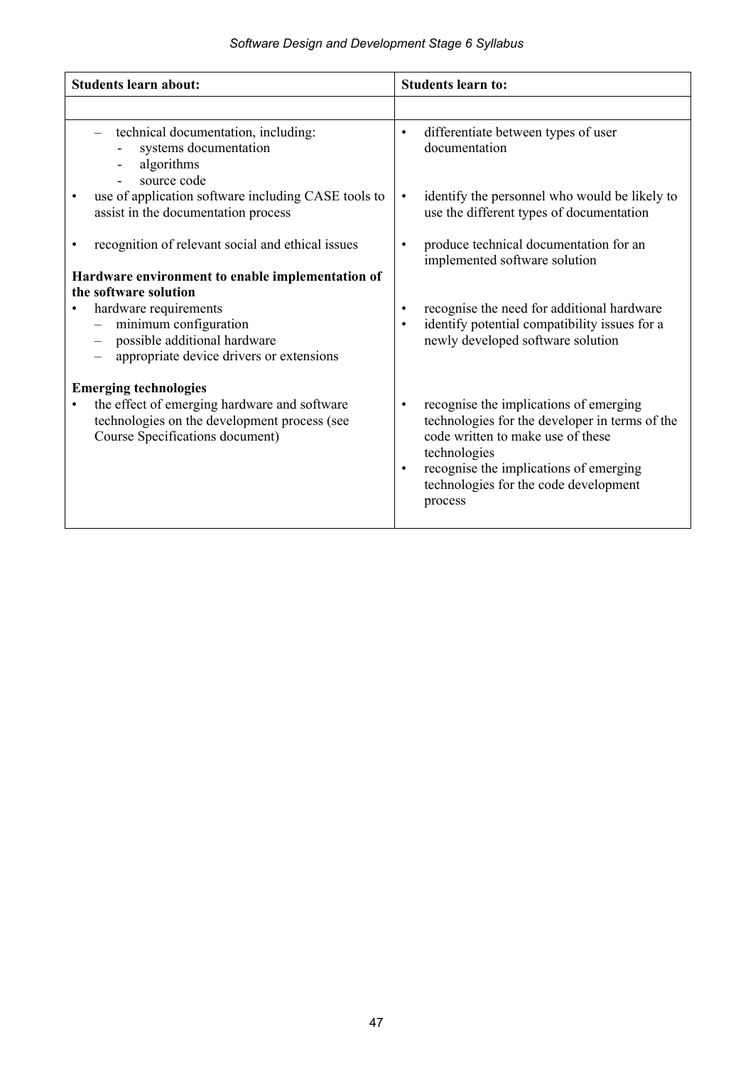| Students learn about: | Students learn to: |
| --- | --- |
| | |
| – technical documentation, including:<br>- systems documentation<br>- algorithms<br>- source code | • differentiate between types of user documentation |
| • use of application software including CASE tools to assist in the documentation process | • identify the personnel who would be likely to use the different types of documentation |
| • recognition of relevant social and ethical issues | • produce technical documentation for an implemented software solution |
| **Hardware environment to enable implementation of the software solution**<br>• hardware requirements<br>– minimum configuration<br>– possible additional hardware<br>– appropriate device drivers or extensions | • recognise the need for additional hardware<br>• identify potential compatibility issues for a newly developed software solution |
| **Emerging technologies**<br>• the effect of emerging hardware and software technologies on the development process (see Course Specifications document) | • recognise the implications of emerging technologies for the developer in terms of the code written to make use of these technologies<br>• recognise the implications of emerging technologies for the code development process |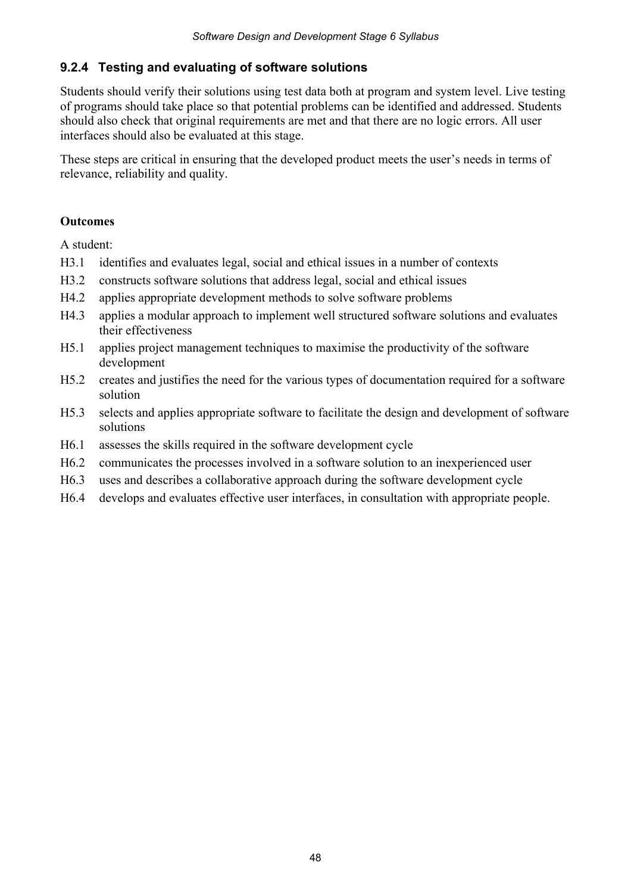### 9.2.4 Testing and evaluating of software solutions

Students should verify their solutions using test data both at program and system level. Live testing of programs should take place so that potential problems can be identified and addressed. Students should also check that original requirements are met and that there are no logic errors. All user interfaces should also be evaluated at this stage.

These steps are critical in ensuring that the developed product meets the user's needs in terms of relevance, reliability and quality.

**Outcomes**

A student:

- H3.1 identifies and evaluates legal, social and ethical issues in a number of contexts
- H3.2 constructs software solutions that address legal, social and ethical issues
- H4.2 applies appropriate development methods to solve software problems
- H4.3 applies a modular approach to implement well structured software solutions and evaluates their effectiveness
- H5.1 applies project management techniques to maximise the productivity of the software development
- H5.2 creates and justifies the need for the various types of documentation required for a software solution
- H5.3 selects and applies appropriate software to facilitate the design and development of software solutions
- H6.1 assesses the skills required in the software development cycle
- H6.2 communicates the processes involved in a software solution to an inexperienced user
- H6.3 uses and describes a collaborative approach during the software development cycle
- H6.4 develops and evaluates effective user interfaces, in consultation with appropriate people.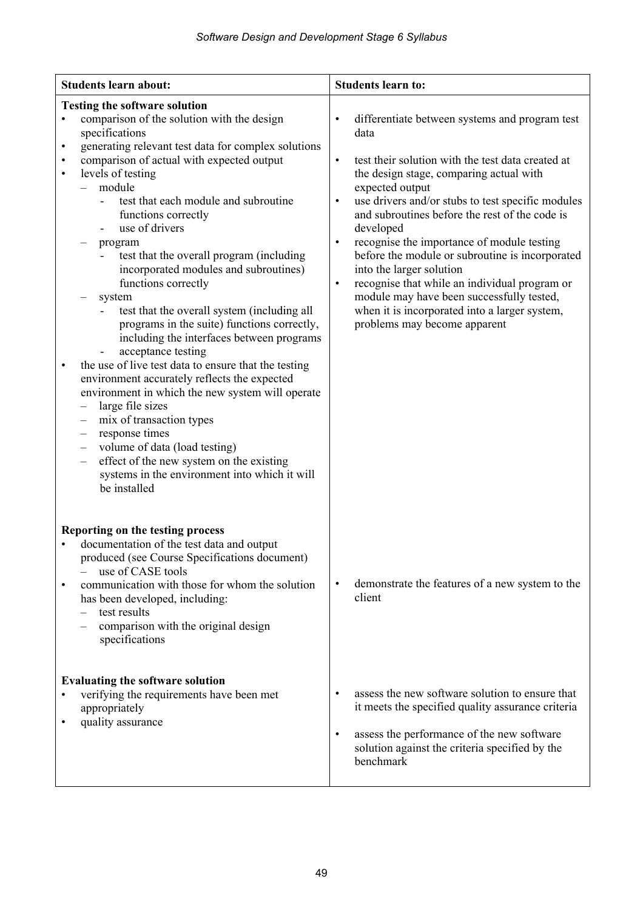| Students learn about: | Students learn to: |
| --- | --- |
| **Testing the software solution**<br>• comparison of the solution with the design specifications<br>• generating relevant test data for complex solutions<br>• comparison of actual with expected output<br>• levels of testing<br>  – module<br>    - test that each module and subroutine functions correctly<br>    - use of drivers<br>  – program<br>    - test that the overall program (including incorporated modules and subroutines) functions correctly<br>  – system<br>    - test that the overall system (including all programs in the suite) functions correctly, including the interfaces between programs<br>    - acceptance testing<br>• the use of live test data to ensure that the testing environment accurately reflects the expected environment in which the new system will operate<br>  – large file sizes<br>  – mix of transaction types<br>  – response times<br>  – volume of data (load testing)<br>  – effect of the new system on the existing systems in the environment into which it will be installed | • differentiate between systems and program test data<br>• test their solution with the test data created at the design stage, comparing actual with expected output<br>• use drivers and/or stubs to test specific modules and subroutines before the rest of the code is developed<br>• recognise the importance of module testing before the module or subroutine is incorporated into the larger solution<br>• recognise that while an individual program or module may have been successfully tested, when it is incorporated into a larger system, problems may become apparent |
| **Reporting on the testing process**<br>• documentation of the test data and output produced (see Course Specifications document)<br>  – use of CASE tools<br>• communication with those for whom the solution has been developed, including:<br>  – test results<br>  – comparison with the original design specifications | • demonstrate the features of a new system to the client |
| **Evaluating the software solution**<br>• verifying the requirements have been met appropriately<br>• quality assurance | • assess the new software solution to ensure that it meets the specified quality assurance criteria<br>• assess the performance of the new software solution against the criteria specified by the benchmark |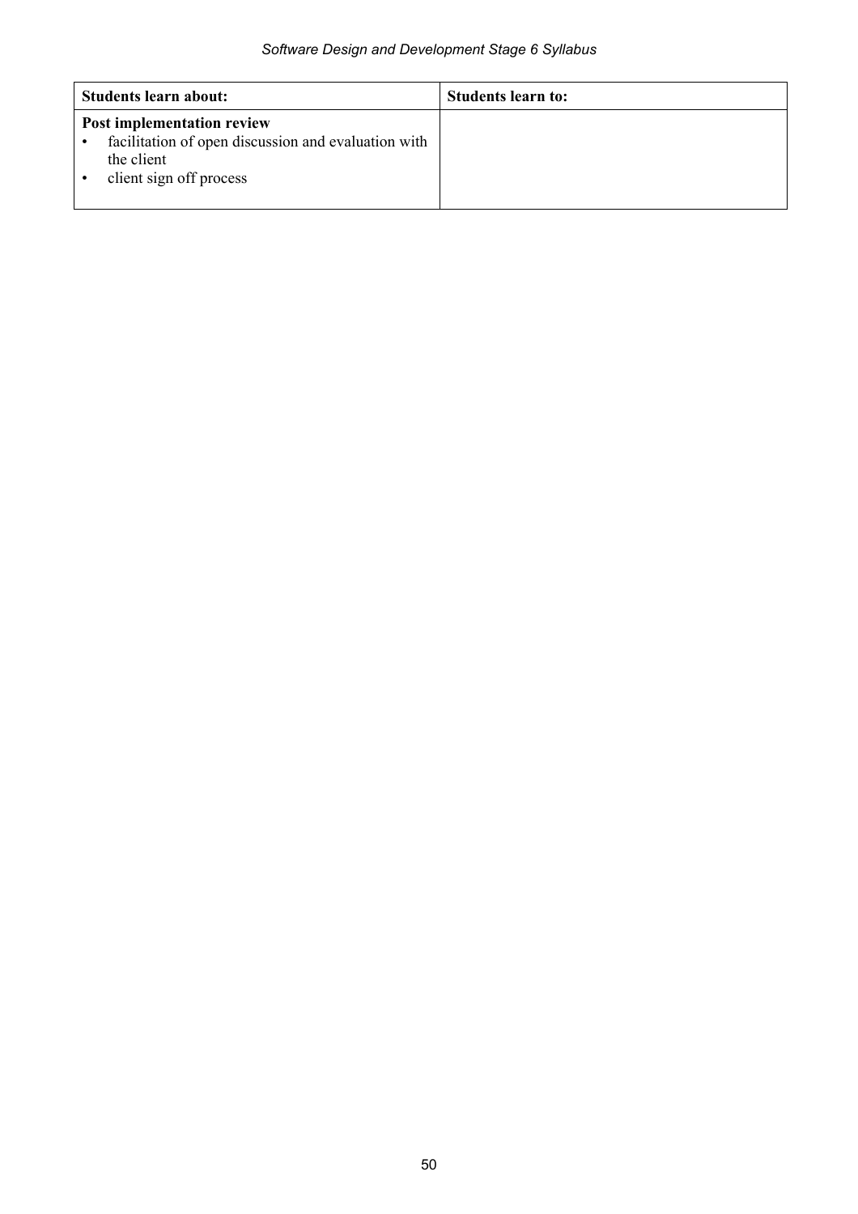| **Students learn about:** | **Students learn to:** |
|---|---|
| **Post implementation review**<br>• facilitation of open discussion and evaluation with the client<br>• client sign off process | |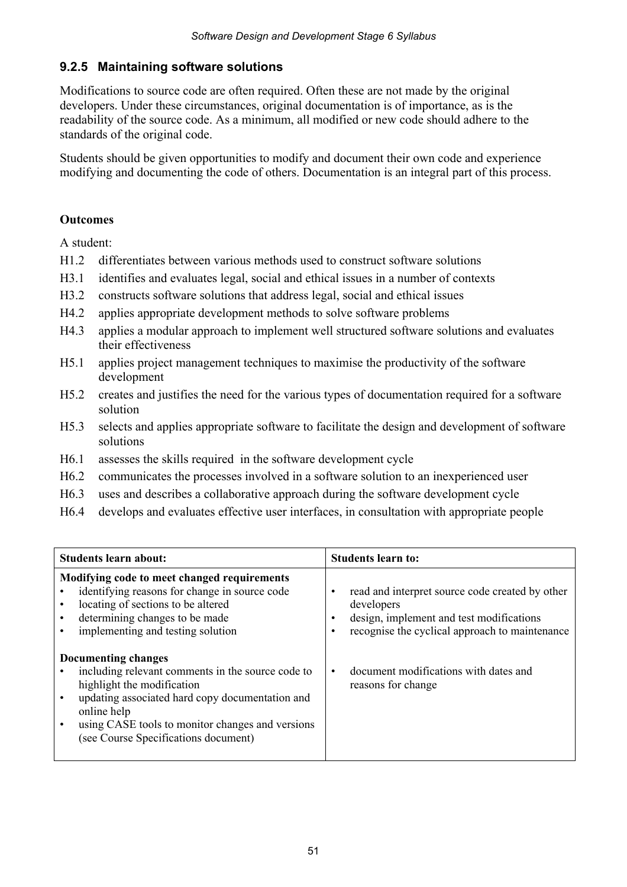### 9.2.5 Maintaining software solutions

Modifications to source code are often required. Often these are not made by the original developers. Under these circumstances, original documentation is of importance, as is the readability of the source code. As a minimum, all modified or new code should adhere to the standards of the original code.

Students should be given opportunities to modify and document their own code and experience modifying and documenting the code of others. Documentation is an integral part of this process.

**Outcomes**

A student:

- H1.2 differentiates between various methods used to construct software solutions
- H3.1 identifies and evaluates legal, social and ethical issues in a number of contexts
- H3.2 constructs software solutions that address legal, social and ethical issues
- H4.2 applies appropriate development methods to solve software problems
- H4.3 applies a modular approach to implement well structured software solutions and evaluates their effectiveness
- H5.1 applies project management techniques to maximise the productivity of the software development
- H5.2 creates and justifies the need for the various types of documentation required for a software solution
- H5.3 selects and applies appropriate software to facilitate the design and development of software solutions
- H6.1 assesses the skills required in the software development cycle
- H6.2 communicates the processes involved in a software solution to an inexperienced user
- H6.3 uses and describes a collaborative approach during the software development cycle
- H6.4 develops and evaluates effective user interfaces, in consultation with appropriate people

| Students learn about: | Students learn to: |
|---|---|
| **Modifying code to meet changed requirements**<br>• identifying reasons for change in source code<br>• locating of sections to be altered<br>• determining changes to be made<br>• implementing and testing solution | • read and interpret source code created by other developers<br>• design, implement and test modifications<br>• recognise the cyclical approach to maintenance |
| **Documenting changes**<br>• including relevant comments in the source code to highlight the modification<br>• updating associated hard copy documentation and online help<br>• using CASE tools to monitor changes and versions (see Course Specifications document) | • document modifications with dates and reasons for change |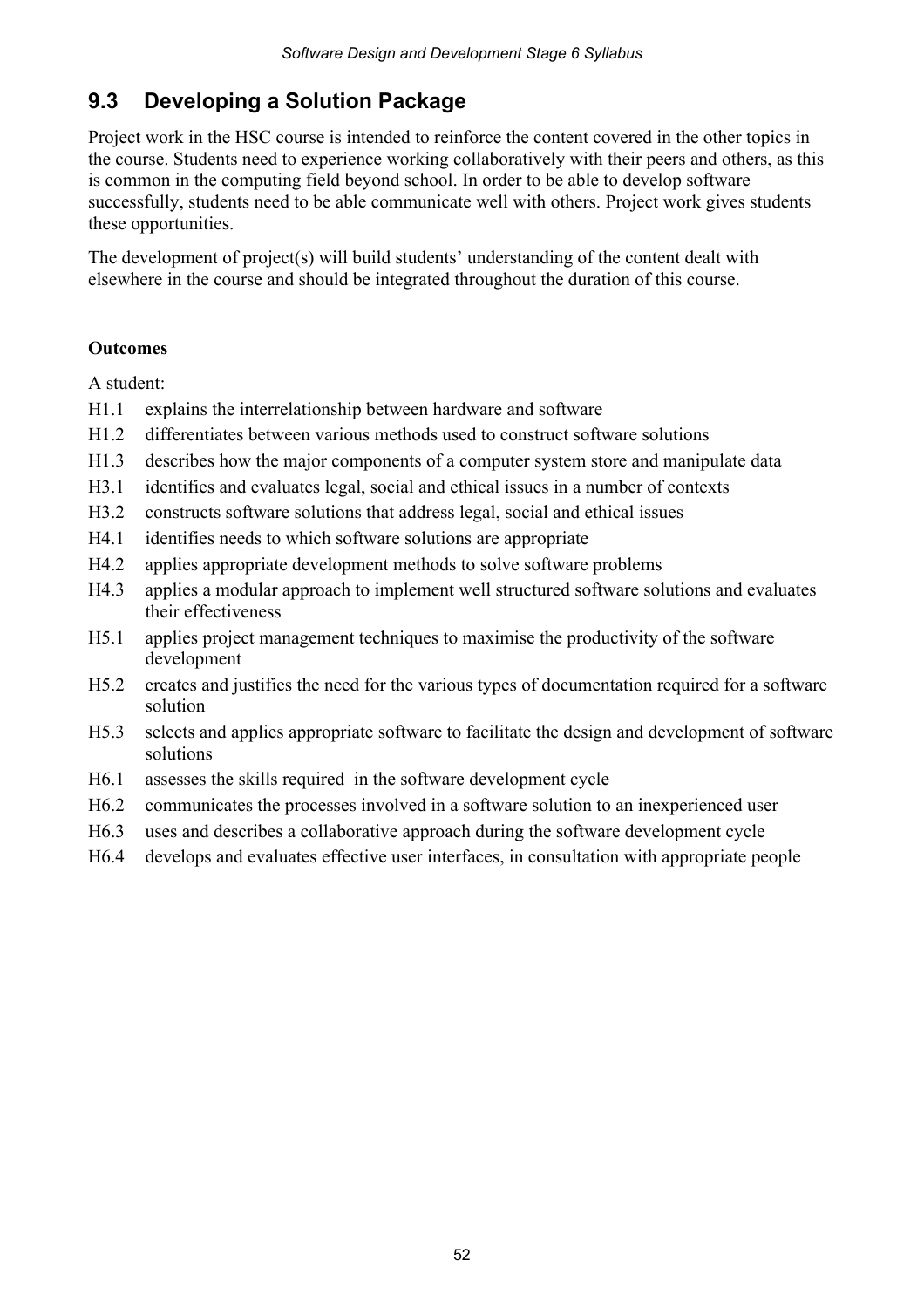## 9.3 Developing a Solution Package

Project work in the HSC course is intended to reinforce the content covered in the other topics in the course. Students need to experience working collaboratively with their peers and others, as this is common in the computing field beyond school. In order to be able to develop software successfully, students need to be able communicate well with others. Project work gives students these opportunities.

The development of project(s) will build students' understanding of the content dealt with elsewhere in the course and should be integrated throughout the duration of this course.

**Outcomes**

A student:

- H1.1 explains the interrelationship between hardware and software
- H1.2 differentiates between various methods used to construct software solutions
- H1.3 describes how the major components of a computer system store and manipulate data
- H3.1 identifies and evaluates legal, social and ethical issues in a number of contexts
- H3.2 constructs software solutions that address legal, social and ethical issues
- H4.1 identifies needs to which software solutions are appropriate
- H4.2 applies appropriate development methods to solve software problems
- H4.3 applies a modular approach to implement well structured software solutions and evaluates their effectiveness
- H5.1 applies project management techniques to maximise the productivity of the software development
- H5.2 creates and justifies the need for the various types of documentation required for a software solution
- H5.3 selects and applies appropriate software to facilitate the design and development of software solutions
- H6.1 assesses the skills required in the software development cycle
- H6.2 communicates the processes involved in a software solution to an inexperienced user
- H6.3 uses and describes a collaborative approach during the software development cycle
- H6.4 develops and evaluates effective user interfaces, in consultation with appropriate people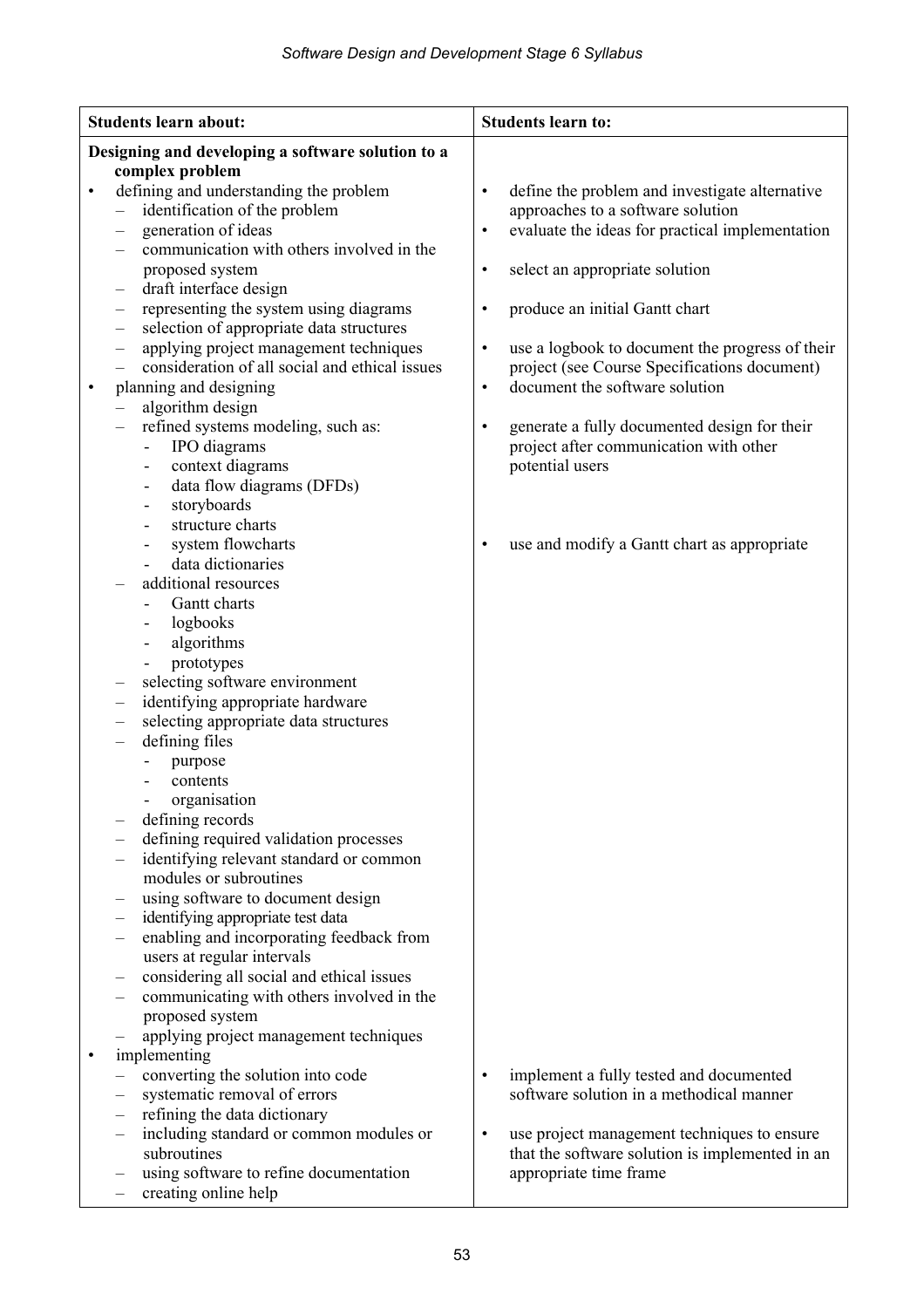| Students learn about: | Students learn to: |
|---|---|
| **Designing and developing a software solution to a complex problem** | |
| • defining and understanding the problem<br>– identification of the problem<br>– generation of ideas<br>– communication with others involved in the proposed system<br>– draft interface design<br>– representing the system using diagrams<br>– selection of appropriate data structures<br>– applying project management techniques<br>– consideration of all social and ethical issues | • define the problem and investigate alternative approaches to a software solution<br>• evaluate the ideas for practical implementation<br>• select an appropriate solution<br>• produce an initial Gantt chart<br>• use a logbook to document the progress of their project (see Course Specifications document) |
| • planning and designing<br>– algorithm design<br>– refined systems modeling, such as:<br>- IPO diagrams<br>- context diagrams<br>- data flow diagrams (DFDs)<br>- storyboards<br>- structure charts<br>- system flowcharts<br>- data dictionaries<br>– additional resources<br>- Gantt charts<br>- logbooks<br>- algorithms<br>- prototypes<br>– selecting software environment<br>– identifying appropriate hardware<br>– selecting appropriate data structures<br>– defining files<br>- purpose<br>- contents<br>- organisation<br>– defining records<br>– defining required validation processes<br>– identifying relevant standard or common modules or subroutines<br>– using software to document design<br>– identifying appropriate test data<br>– enabling and incorporating feedback from users at regular intervals<br>– considering all social and ethical issues<br>– communicating with others involved in the proposed system<br>– applying project management techniques | • document the software solution<br>• generate a fully documented design for their project after communication with other potential users<br>• use and modify a Gantt chart as appropriate |
| • implementing<br>– converting the solution into code<br>– systematic removal of errors<br>– refining the data dictionary<br>– including standard or common modules or subroutines<br>– using software to refine documentation<br>– creating online help | • implement a fully tested and documented software solution in a methodical manner<br>• use project management techniques to ensure that the software solution is implemented in an appropriate time frame |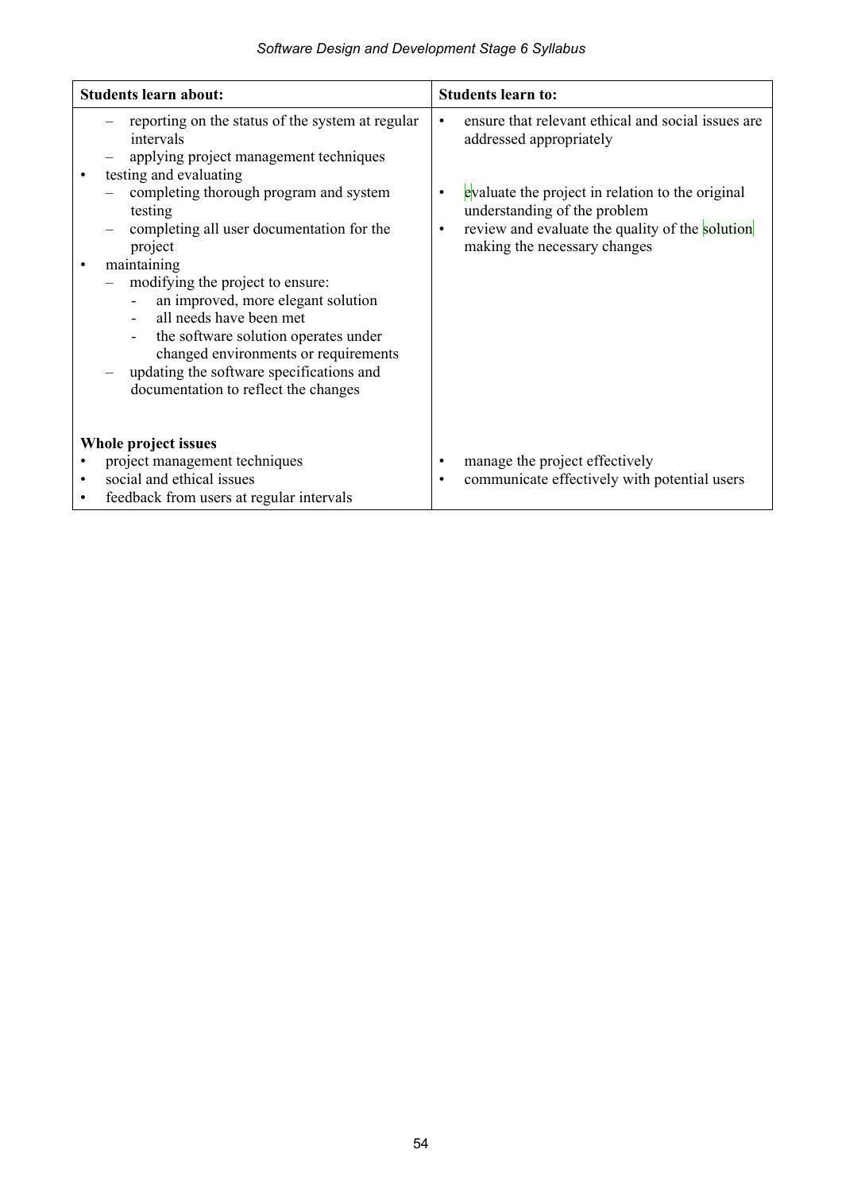| Students learn about: | Students learn to: |
|---|---|
| – reporting on the status of the system at regular intervals<br>– applying project management techniques<br>• testing and evaluating<br>– completing thorough program and system testing<br>– completing all user documentation for the project<br>• maintaining<br>– modifying the project to ensure:<br>- an improved, more elegant solution<br>- all needs have been met<br>- the software solution operates under changed environments or requirements<br>– updating the software specifications and documentation to reflect the changes | • ensure that relevant ethical and social issues are addressed appropriately<br><br>• evaluate the project in relation to the original understanding of the problem<br>• review and evaluate the quality of the solution making the necessary changes |
| **Whole project issues**<br>• project management techniques<br>• social and ethical issues<br>• feedback from users at regular intervals | • manage the project effectively<br>• communicate effectively with potential users |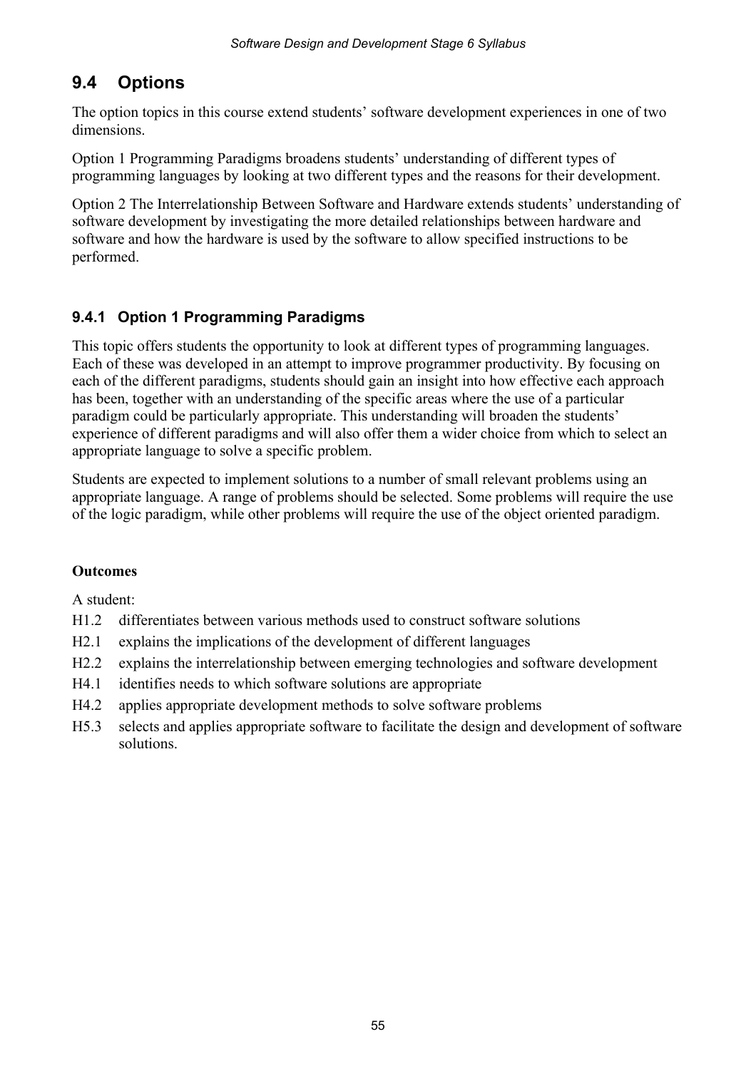## 9.4 Options

The option topics in this course extend students' software development experiences in one of two dimensions.

Option 1 Programming Paradigms broadens students' understanding of different types of programming languages by looking at two different types and the reasons for their development.

Option 2 The Interrelationship Between Software and Hardware extends students' understanding of software development by investigating the more detailed relationships between hardware and software and how the hardware is used by the software to allow specified instructions to be performed.

### 9.4.1 Option 1 Programming Paradigms

This topic offers students the opportunity to look at different types of programming languages. Each of these was developed in an attempt to improve programmer productivity. By focusing on each of the different paradigms, students should gain an insight into how effective each approach has been, together with an understanding of the specific areas where the use of a particular paradigm could be particularly appropriate. This understanding will broaden the students' experience of different paradigms and will also offer them a wider choice from which to select an appropriate language to solve a specific problem.

Students are expected to implement solutions to a number of small relevant problems using an appropriate language. A range of problems should be selected. Some problems will require the use of the logic paradigm, while other problems will require the use of the object oriented paradigm.

**Outcomes**

A student:

- H1.2 differentiates between various methods used to construct software solutions
- H2.1 explains the implications of the development of different languages
- H2.2 explains the interrelationship between emerging technologies and software development
- H4.1 identifies needs to which software solutions are appropriate
- H4.2 applies appropriate development methods to solve software problems
- H5.3 selects and applies appropriate software to facilitate the design and development of software solutions.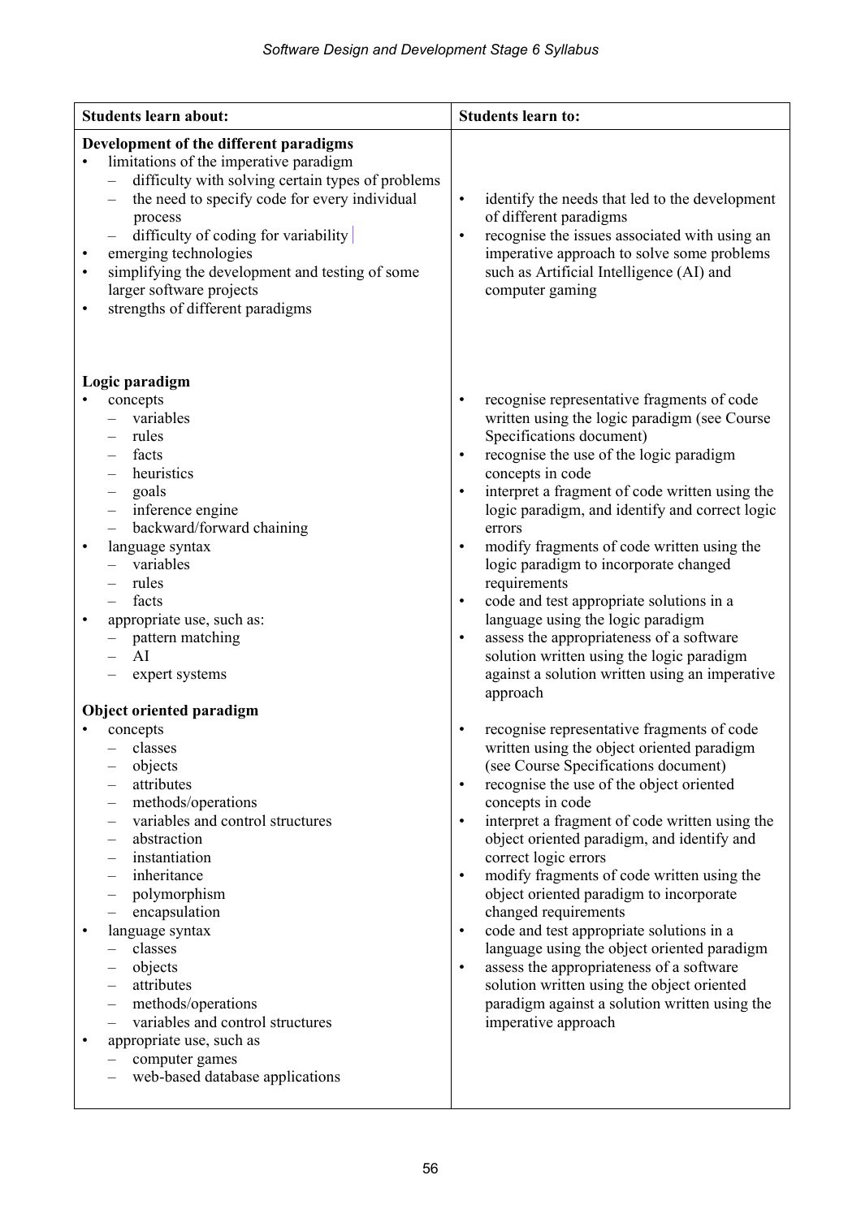| Students learn about: | Students learn to: |
|---|---|
| **Development of the different paradigms**<br>• limitations of the imperative paradigm<br>&nbsp;&nbsp;– difficulty with solving certain types of problems<br>&nbsp;&nbsp;– the need to specify code for every individual process<br>&nbsp;&nbsp;– difficulty of coding for variability<br>• emerging technologies<br>• simplifying the development and testing of some larger software projects<br>• strengths of different paradigms | • identify the needs that led to the development of different paradigms<br>• recognise the issues associated with using an imperative approach to solve some problems such as Artificial Intelligence (AI) and computer gaming |
| **Logic paradigm**<br>• concepts<br>&nbsp;&nbsp;– variables<br>&nbsp;&nbsp;– rules<br>&nbsp;&nbsp;– facts<br>&nbsp;&nbsp;– heuristics<br>&nbsp;&nbsp;– goals<br>&nbsp;&nbsp;– inference engine<br>&nbsp;&nbsp;– backward/forward chaining<br>• language syntax<br>&nbsp;&nbsp;– variables<br>&nbsp;&nbsp;– rules<br>&nbsp;&nbsp;– facts<br>• appropriate use, such as:<br>&nbsp;&nbsp;– pattern matching<br>&nbsp;&nbsp;– AI<br>&nbsp;&nbsp;– expert systems | • recognise representative fragments of code written using the logic paradigm (see Course Specifications document)<br>• recognise the use of the logic paradigm concepts in code<br>• interpret a fragment of code written using the logic paradigm, and identify and correct logic errors<br>• modify fragments of code written using the logic paradigm to incorporate changed requirements<br>• code and test appropriate solutions in a language using the logic paradigm<br>• assess the appropriateness of a software solution written using the logic paradigm against a solution written using an imperative approach |
| **Object oriented paradigm**<br>• concepts<br>&nbsp;&nbsp;– classes<br>&nbsp;&nbsp;– objects<br>&nbsp;&nbsp;– attributes<br>&nbsp;&nbsp;– methods/operations<br>&nbsp;&nbsp;– variables and control structures<br>&nbsp;&nbsp;– abstraction<br>&nbsp;&nbsp;– instantiation<br>&nbsp;&nbsp;– inheritance<br>&nbsp;&nbsp;– polymorphism<br>&nbsp;&nbsp;– encapsulation<br>• language syntax<br>&nbsp;&nbsp;– classes<br>&nbsp;&nbsp;– objects<br>&nbsp;&nbsp;– attributes<br>&nbsp;&nbsp;– methods/operations<br>&nbsp;&nbsp;– variables and control structures<br>• appropriate use, such as<br>&nbsp;&nbsp;– computer games<br>&nbsp;&nbsp;– web-based database applications | • recognise representative fragments of code written using the object oriented paradigm (see Course Specifications document)<br>• recognise the use of the object oriented concepts in code<br>• interpret a fragment of code written using the object oriented paradigm, and identify and correct logic errors<br>• modify fragments of code written using the object oriented paradigm to incorporate changed requirements<br>• code and test appropriate solutions in a language using the object oriented paradigm<br>• assess the appropriateness of a software solution written using the object oriented paradigm against a solution written using the imperative approach |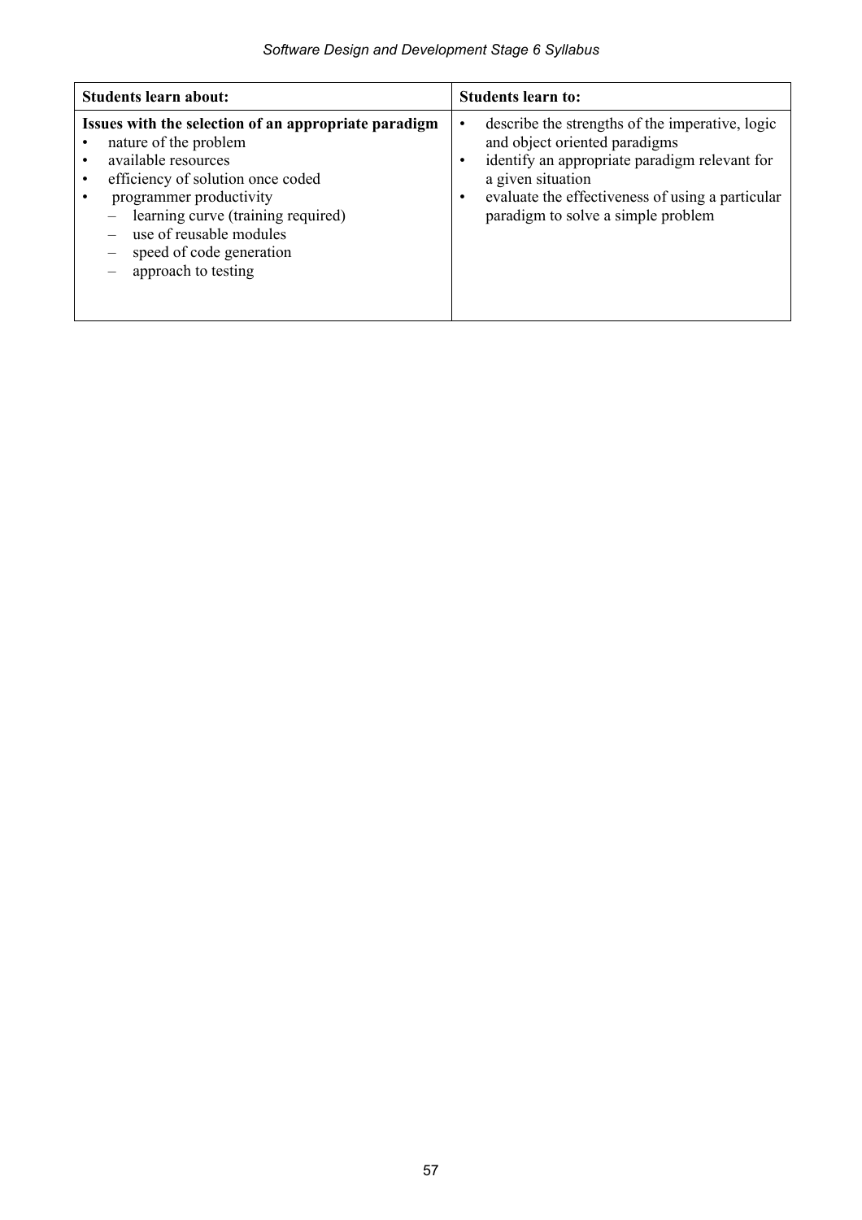| Students learn about: | Students learn to: |
| --- | --- |
| **Issues with the selection of an appropriate paradigm**<br>• nature of the problem<br>• available resources<br>• efficiency of solution once coded<br>• programmer productivity<br>  – learning curve (training required)<br>  – use of reusable modules<br>  – speed of code generation<br>  – approach to testing | • describe the strengths of the imperative, logic and object oriented paradigms<br>• identify an appropriate paradigm relevant for a given situation<br>• evaluate the effectiveness of using a particular paradigm to solve a simple problem |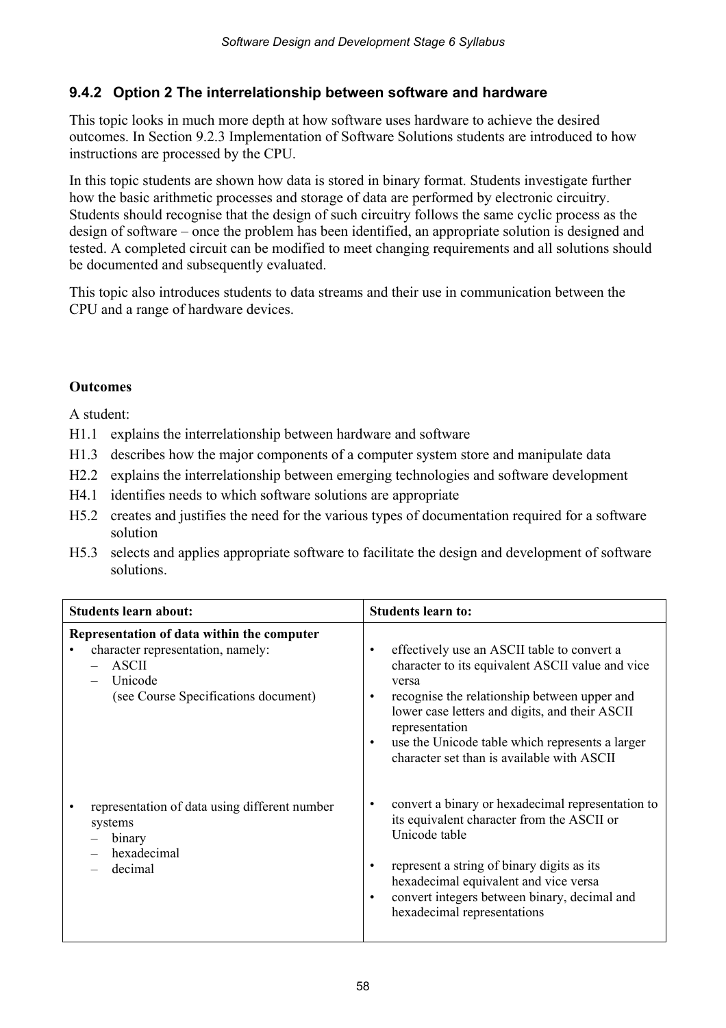### 9.4.2 Option 2 The interrelationship between software and hardware

This topic looks in much more depth at how software uses hardware to achieve the desired outcomes. In Section 9.2.3 Implementation of Software Solutions students are introduced to how instructions are processed by the CPU.

In this topic students are shown how data is stored in binary format. Students investigate further how the basic arithmetic processes and storage of data are performed by electronic circuitry. Students should recognise that the design of such circuitry follows the same cyclic process as the design of software – once the problem has been identified, an appropriate solution is designed and tested. A completed circuit can be modified to meet changing requirements and all solutions should be documented and subsequently evaluated.

This topic also introduces students to data streams and their use in communication between the CPU and a range of hardware devices.

**Outcomes**

A student:

- H1.1 explains the interrelationship between hardware and software
- H1.3 describes how the major components of a computer system store and manipulate data
- H2.2 explains the interrelationship between emerging technologies and software development
- H4.1 identifies needs to which software solutions are appropriate
- H5.2 creates and justifies the need for the various types of documentation required for a software solution
- H5.3 selects and applies appropriate software to facilitate the design and development of software solutions.

| Students learn about: | Students learn to: |
|---|---|
| **Representation of data within the computer**<br>• character representation, namely:<br>&nbsp;&nbsp;– ASCII<br>&nbsp;&nbsp;– Unicode<br>&nbsp;&nbsp;(see Course Specifications document) | • effectively use an ASCII table to convert a character to its equivalent ASCII value and vice versa<br>• recognise the relationship between upper and lower case letters and digits, and their ASCII representation<br>• use the Unicode table which represents a larger character set than is available with ASCII |
| • representation of data using different number systems<br>&nbsp;&nbsp;– binary<br>&nbsp;&nbsp;– hexadecimal<br>&nbsp;&nbsp;– decimal | • convert a binary or hexadecimal representation to its equivalent character from the ASCII or Unicode table<br>• represent a string of binary digits as its hexadecimal equivalent and vice versa<br>• convert integers between binary, decimal and hexadecimal representations |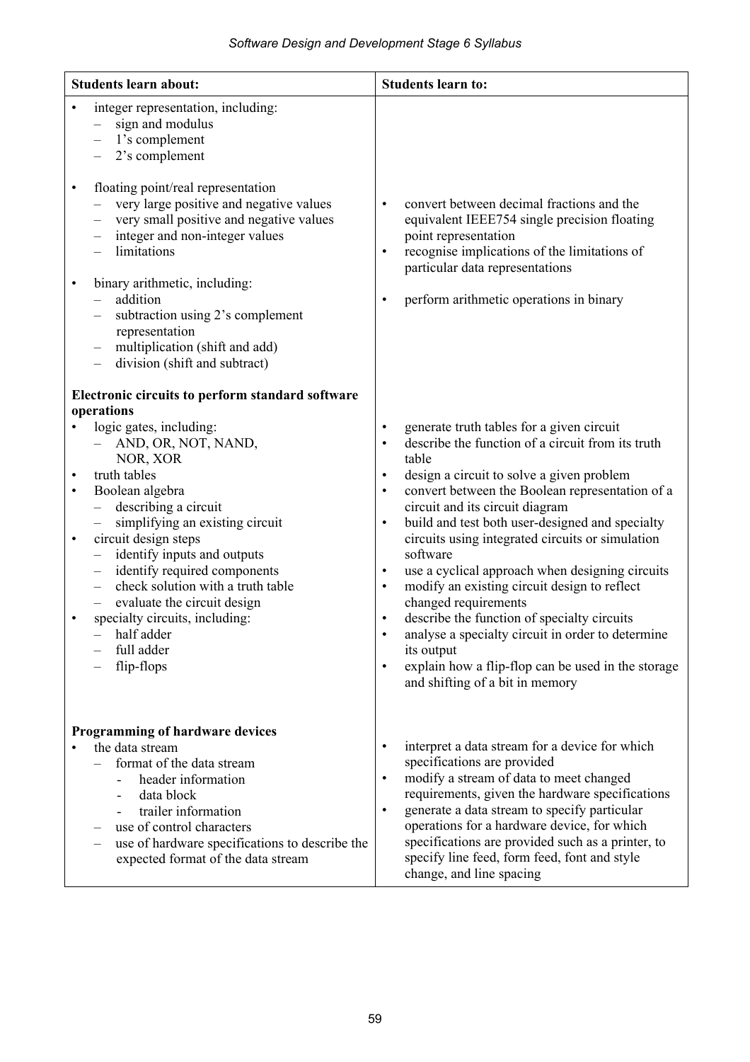| Students learn about: | Students learn to: |
| --- | --- |
| • integer representation, including:<br>– sign and modulus<br>– 1's complement<br>– 2's complement | |
| • floating point/real representation<br>– very large positive and negative values<br>– very small positive and negative values<br>– integer and non-integer values<br>– limitations | • convert between decimal fractions and the equivalent IEEE754 single precision floating point representation<br>• recognise implications of the limitations of particular data representations |
| • binary arithmetic, including:<br>– addition<br>– subtraction using 2's complement representation<br>– multiplication (shift and add)<br>– division (shift and subtract) | • perform arithmetic operations in binary |
| **Electronic circuits to perform standard software operations**<br>• logic gates, including:<br>– AND, OR, NOT, NAND, NOR, XOR<br>• truth tables<br>• Boolean algebra<br>– describing a circuit<br>– simplifying an existing circuit<br>• circuit design steps<br>– identify inputs and outputs<br>– identify required components<br>– check solution with a truth table<br>– evaluate the circuit design<br>• specialty circuits, including:<br>– half adder<br>– full adder<br>– flip-flops | • generate truth tables for a given circuit<br>• describe the function of a circuit from its truth table<br>• design a circuit to solve a given problem<br>• convert between the Boolean representation of a circuit and its circuit diagram<br>• build and test both user-designed and specialty circuits using integrated circuits or simulation software<br>• use a cyclical approach when designing circuits<br>• modify an existing circuit design to reflect changed requirements<br>• describe the function of specialty circuits<br>• analyse a specialty circuit in order to determine its output<br>• explain how a flip-flop can be used in the storage and shifting of a bit in memory |
| **Programming of hardware devices**<br>• the data stream<br>– format of the data stream<br>- header information<br>- data block<br>- trailer information<br>– use of control characters<br>– use of hardware specifications to describe the expected format of the data stream | • interpret a data stream for a device for which specifications are provided<br>• modify a stream of data to meet changed requirements, given the hardware specifications<br>• generate a data stream to specify particular operations for a hardware device, for which specifications are provided such as a printer, to specify line feed, form feed, font and style change, and line spacing |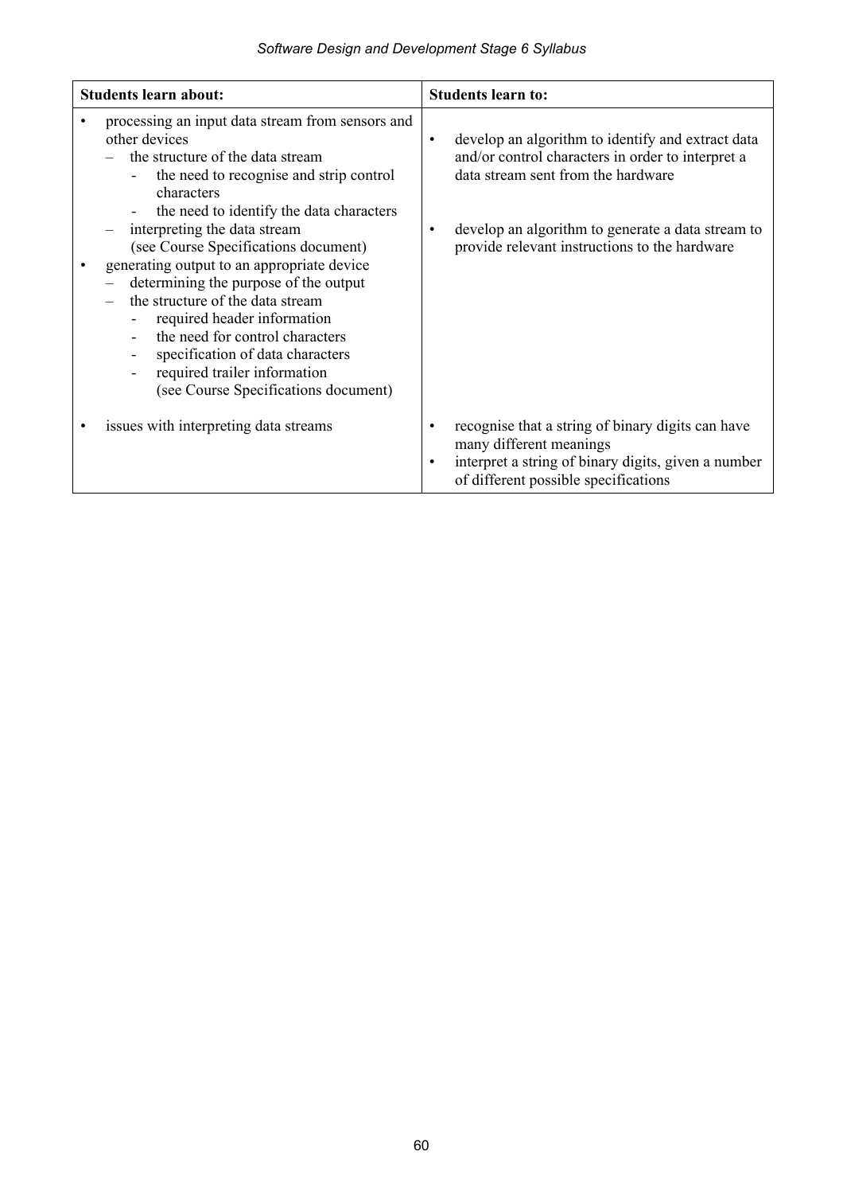| Students learn about: | Students learn to: |
|---|---|
| • processing an input data stream from sensors and other devices<br>– the structure of the data stream<br>- the need to recognise and strip control characters<br>- the need to identify the data characters<br>– interpreting the data stream (see Course Specifications document)<br>• generating output to an appropriate device<br>– determining the purpose of the output<br>– the structure of the data stream<br>- required header information<br>- the need for control characters<br>- specification of data characters<br>- required trailer information (see Course Specifications document) | • develop an algorithm to identify and extract data and/or control characters in order to interpret a data stream sent from the hardware<br>• develop an algorithm to generate a data stream to provide relevant instructions to the hardware |
| • issues with interpreting data streams | • recognise that a string of binary digits can have many different meanings<br>• interpret a string of binary digits, given a number of different possible specifications |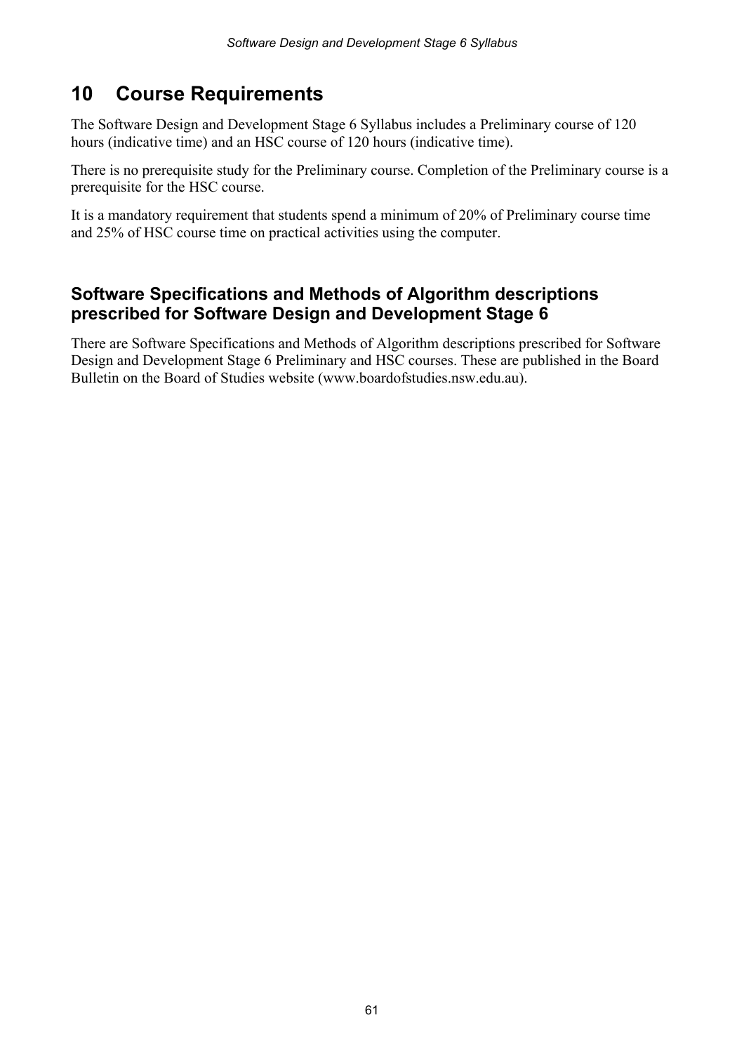# 10 Course Requirements

The Software Design and Development Stage 6 Syllabus includes a Preliminary course of 120 hours (indicative time) and an HSC course of 120 hours (indicative time).

There is no prerequisite study for the Preliminary course. Completion of the Preliminary course is a prerequisite for the HSC course.

It is a mandatory requirement that students spend a minimum of 20% of Preliminary course time and 25% of HSC course time on practical activities using the computer.

## Software Specifications and Methods of Algorithm descriptions prescribed for Software Design and Development Stage 6

There are Software Specifications and Methods of Algorithm descriptions prescribed for Software Design and Development Stage 6 Preliminary and HSC courses. These are published in the Board Bulletin on the Board of Studies website (www.boardofstudies.nsw.edu.au).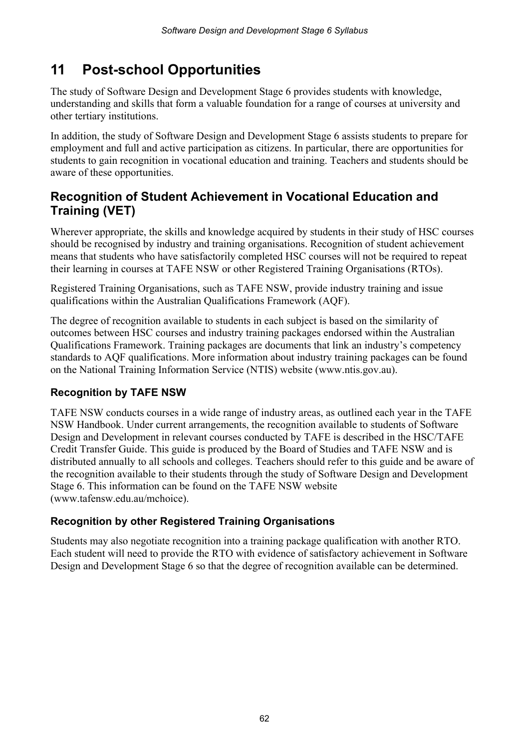# 11 Post-school Opportunities

The study of Software Design and Development Stage 6 provides students with knowledge, understanding and skills that form a valuable foundation for a range of courses at university and other tertiary institutions.

In addition, the study of Software Design and Development Stage 6 assists students to prepare for employment and full and active participation as citizens. In particular, there are opportunities for students to gain recognition in vocational education and training. Teachers and students should be aware of these opportunities.

## Recognition of Student Achievement in Vocational Education and Training (VET)

Wherever appropriate, the skills and knowledge acquired by students in their study of HSC courses should be recognised by industry and training organisations. Recognition of student achievement means that students who have satisfactorily completed HSC courses will not be required to repeat their learning in courses at TAFE NSW or other Registered Training Organisations (RTOs).

Registered Training Organisations, such as TAFE NSW, provide industry training and issue qualifications within the Australian Qualifications Framework (AQF).

The degree of recognition available to students in each subject is based on the similarity of outcomes between HSC courses and industry training packages endorsed within the Australian Qualifications Framework. Training packages are documents that link an industry's competency standards to AQF qualifications. More information about industry training packages can be found on the National Training Information Service (NTIS) website (www.ntis.gov.au).

### Recognition by TAFE NSW

TAFE NSW conducts courses in a wide range of industry areas, as outlined each year in the TAFE NSW Handbook. Under current arrangements, the recognition available to students of Software Design and Development in relevant courses conducted by TAFE is described in the HSC/TAFE Credit Transfer Guide. This guide is produced by the Board of Studies and TAFE NSW and is distributed annually to all schools and colleges. Teachers should refer to this guide and be aware of the recognition available to their students through the study of Software Design and Development Stage 6. This information can be found on the TAFE NSW website (www.tafensw.edu.au/mchoice).

### Recognition by other Registered Training Organisations

Students may also negotiate recognition into a training package qualification with another RTO. Each student will need to provide the RTO with evidence of satisfactory achievement in Software Design and Development Stage 6 so that the degree of recognition available can be determined.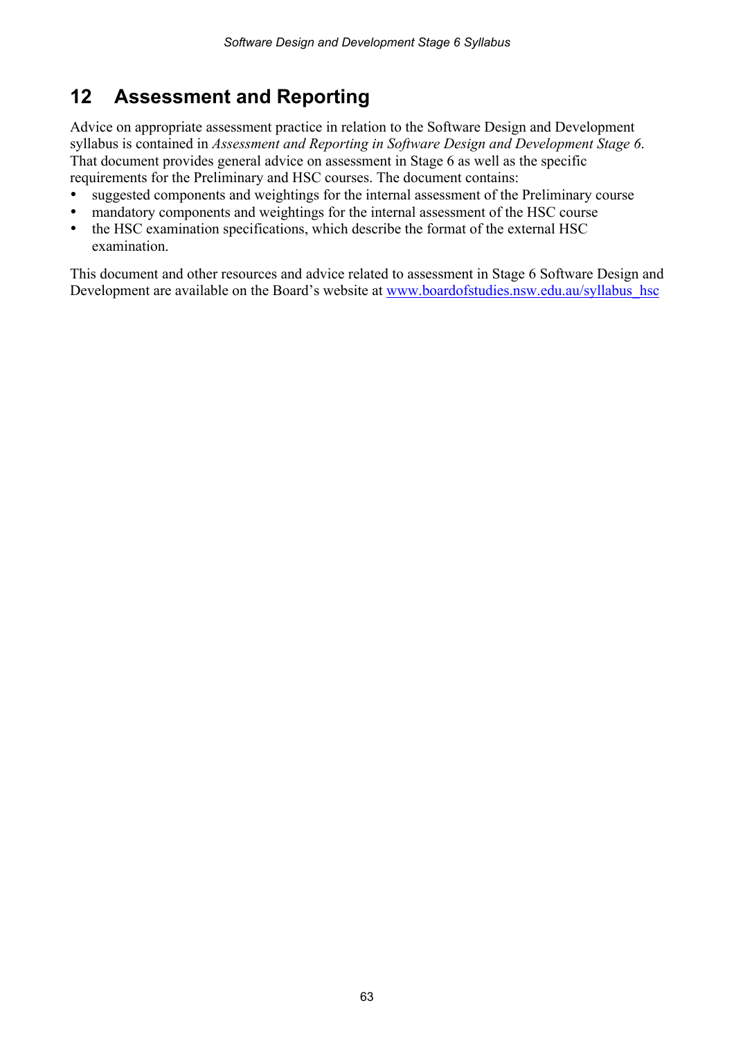## 12 Assessment and Reporting

Advice on appropriate assessment practice in relation to the Software Design and Development syllabus is contained in *Assessment and Reporting in Software Design and Development Stage 6*. That document provides general advice on assessment in Stage 6 as well as the specific requirements for the Preliminary and HSC courses. The document contains:

- suggested components and weightings for the internal assessment of the Preliminary course
- mandatory components and weightings for the internal assessment of the HSC course
- the HSC examination specifications, which describe the format of the external HSC examination.

This document and other resources and advice related to assessment in Stage 6 Software Design and Development are available on the Board's website at www.boardofstudies.nsw.edu.au/syllabus_hsc